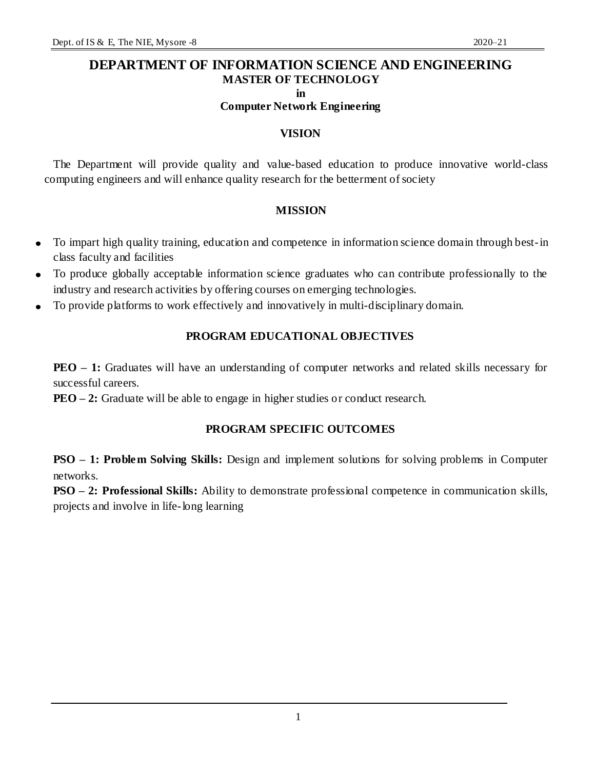# DEPARTMENT OF INFORMATION SCIENCE AND ENGINEERING

## MASTER OF TECHNOLOGY

## in

## Computer Network Engineering

### VISION

The Department will provide quality and value-based education to produce innovative world-class computing engineers and will enhance quality research for the betterment of society

### MISSION

- To impart high quality training, education and competence in information science domain through best-in class faculty and facilities
- To produce globally acceptable information science graduates who can contribute professionally to the industry and research activities by offering courses on emerging technologies.
- To provide platforms to work effectively and innovatively in multi-disciplinary domain.

### PROGRAM EDUCATIONAL OBJECTIVES

**PEO – 1:** Graduates will have an understanding of computer networks and related skills necessary for successful careers.

**PEO – 2:** Graduate will be able to engage in higher studies or conduct research.

### PROGRAM SPECIFIC OUTCOMES

**PSO – 1: Problem Solving Skills:** Design and implement solutions for solving problems in Computer networks.

**PSO – 2: Professional Skills:** Ability to demonstrate professional competence in communication skills, projects and involve in life-long learning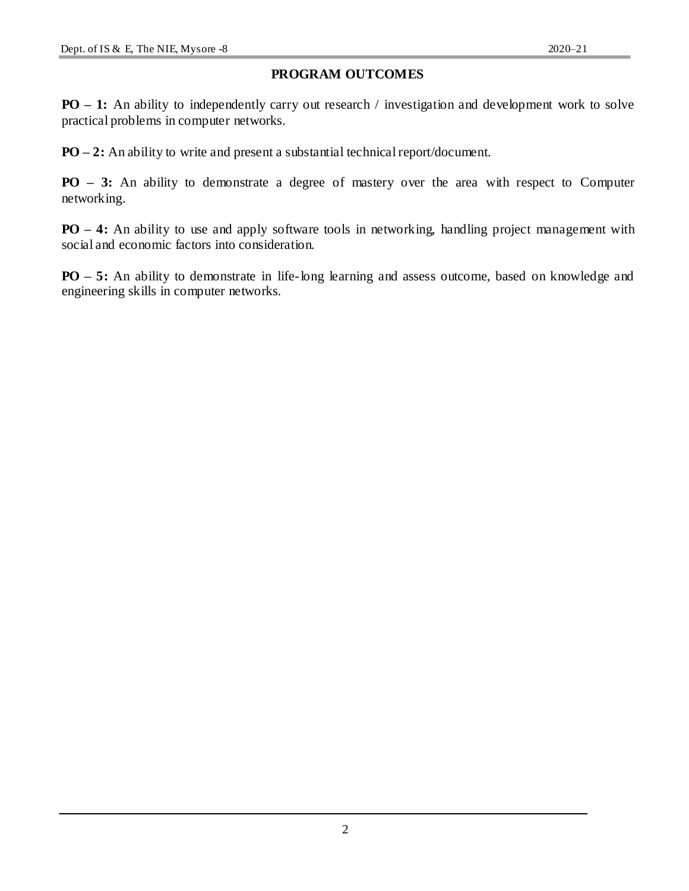## PROGRAM OUTCOMES

**PO – 1:** An ability to independently carry out research / investigation and development work to solve practical problems in computer networks.

**PO – 2:** An ability to write and present a substantial technical report/document.

**PO – 3:** An ability to demonstrate a degree of mastery over the area with respect to Computer networking.

**PO – 4:** An ability to use and apply software tools in networking, handling project management with social and economic factors into consideration.

**PO – 5:** An ability to demonstrate in life-long learning and assess outcome, based on knowledge and engineering skills in computer networks.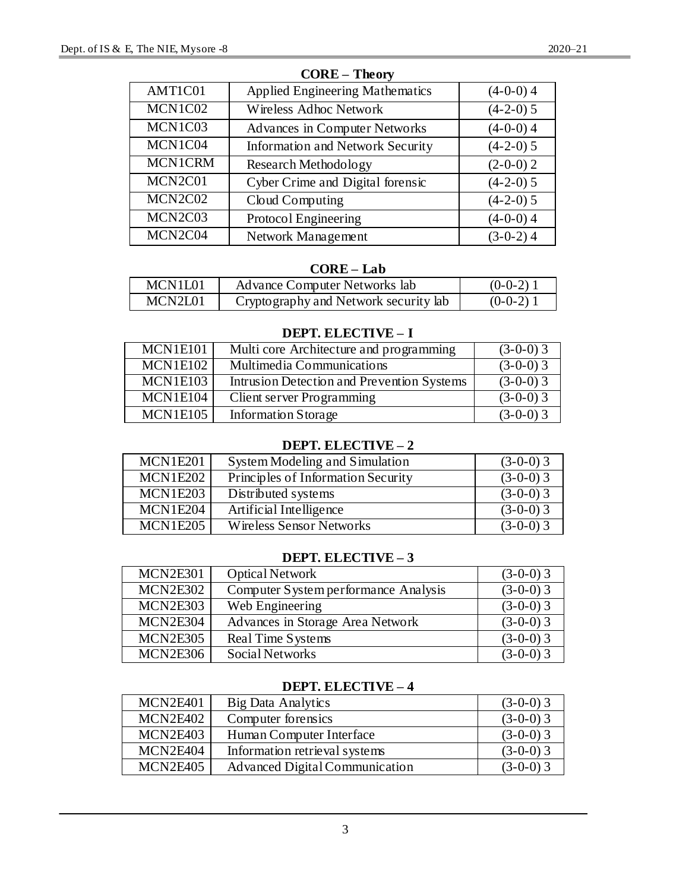**CORE – Theory**

| | | |
|---|---|---|
| AMT1C01 | Applied Engineering Mathematics | (4-0-0) 4 |
| MCN1C02 | Wireless Adhoc Network | (4-2-0) 5 |
| MCN1C03 | Advances in Computer Networks | (4-0-0) 4 |
| MCN1C04 | Information and Network Security | (4-2-0) 5 |
| MCN1CRM | Research Methodology | (2-0-0) 2 |
| MCN2C01 | Cyber Crime and Digital forensic | (4-2-0) 5 |
| MCN2C02 | Cloud Computing | (4-2-0) 5 |
| MCN2C03 | Protocol Engineering | (4-0-0) 4 |
| MCN2C04 | Network Management | (3-0-2) 4 |

**CORE – Lab**

| | | |
|---|---|---|
| MCN1L01 | Advance Computer Networks lab | (0-0-2) 1 |
| MCN2L01 | Cryptography and Network security lab | (0-0-2) 1 |

**DEPT. ELECTIVE – I**

| | | |
|---|---|---|
| MCN1E101 | Multi core Architecture and programming | (3-0-0) 3 |
| MCN1E102 | Multimedia Communications | (3-0-0) 3 |
| MCN1E103 | Intrusion Detection and Prevention Systems | (3-0-0) 3 |
| MCN1E104 | Client server Programming | (3-0-0) 3 |
| MCN1E105 | Information Storage | (3-0-0) 3 |

**DEPT. ELECTIVE – 2**

| | | |
|---|---|---|
| MCN1E201 | System Modeling and Simulation | (3-0-0) 3 |
| MCN1E202 | Principles of Information Security | (3-0-0) 3 |
| MCN1E203 | Distributed systems | (3-0-0) 3 |
| MCN1E204 | Artificial Intelligence | (3-0-0) 3 |
| MCN1E205 | Wireless Sensor Networks | (3-0-0) 3 |

**DEPT. ELECTIVE – 3**

| | | |
|---|---|---|
| MCN2E301 | Optical Network | (3-0-0) 3 |
| MCN2E302 | Computer System performance Analysis | (3-0-0) 3 |
| MCN2E303 | Web Engineering | (3-0-0) 3 |
| MCN2E304 | Advances in Storage Area Network | (3-0-0) 3 |
| MCN2E305 | Real Time Systems | (3-0-0) 3 |
| MCN2E306 | Social Networks | (3-0-0) 3 |

**DEPT. ELECTIVE – 4**

| | | |
|---|---|---|
| MCN2E401 | Big Data Analytics | (3-0-0) 3 |
| MCN2E402 | Computer forensics | (3-0-0) 3 |
| MCN2E403 | Human Computer Interface | (3-0-0) 3 |
| MCN2E404 | Information retrieval systems | (3-0-0) 3 |
| MCN2E405 | Advanced Digital Communication | (3-0-0) 3 |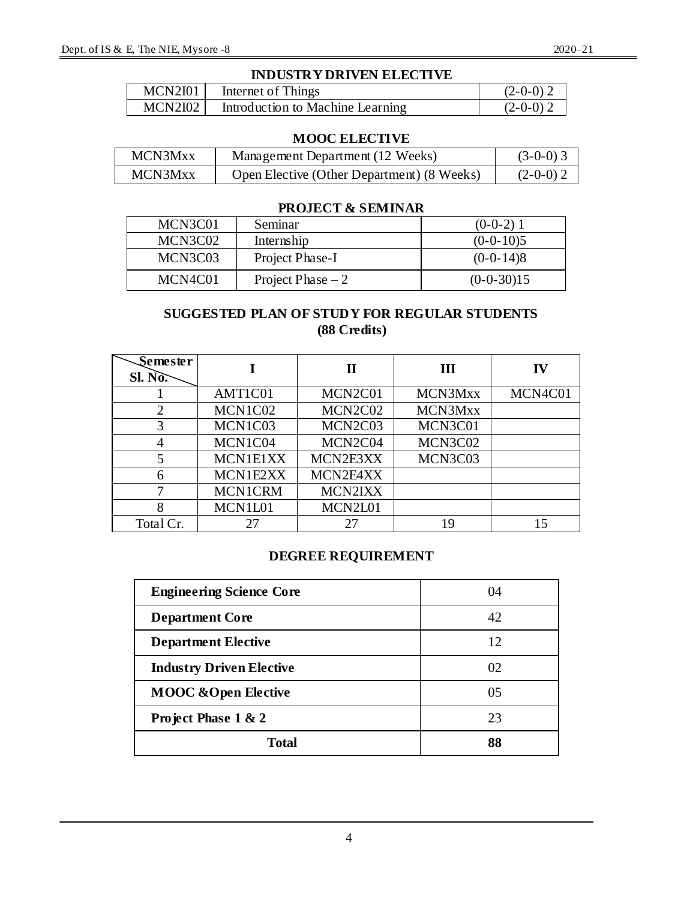## INDUSTRY DRIVEN ELECTIVE

| | | |
|---|---|---|
| MCN2I01 | Internet of Things | (2-0-0) 2 |
| MCN2I02 | Introduction to Machine Learning | (2-0-0) 2 |

## MOOC ELECTIVE

| | | |
|---|---|---|
| MCN3Mxx | Management Department (12 Weeks) | (3-0-0) 3 |
| MCN3Mxx | Open Elective (Other Department) (8 Weeks) | (2-0-0) 2 |

## PROJECT & SEMINAR

| | | |
|---|---|---|
| MCN3C01 | Seminar | (0-0-2) 1 |
| MCN3C02 | Internship | (0-0-10)5 |
| MCN3C03 | Project Phase-I | (0-0-14)8 |
| MCN4C01 | Project Phase – 2 | (0-0-30)15 |

## SUGGESTED PLAN OF STUDY FOR REGULAR STUDENTS (88 Credits)

| Sl. No. \ Semester | I | II | III | IV |
|---|---|---|---|---|
| 1 | AMT1C01 | MCN2C01 | MCN3Mxx | MCN4C01 |
| 2 | MCN1C02 | MCN2C02 | MCN3Mxx | |
| 3 | MCN1C03 | MCN2C03 | MCN3C01 | |
| 4 | MCN1C04 | MCN2C04 | MCN3C02 | |
| 5 | MCN1E1XX | MCN2E3XX | MCN3C03 | |
| 6 | MCN1E2XX | MCN2E4XX | | |
| 7 | MCN1CRM | MCN2IXX | | |
| 8 | MCN1L01 | MCN2L01 | | |
| Total Cr. | 27 | 27 | 19 | 15 |

## DEGREE REQUIREMENT

| | |
|---|---|
| **Engineering Science Core** | 04 |
| **Department Core** | 42 |
| **Department Elective** | 12 |
| **Industry Driven Elective** | 02 |
| **MOOC &Open Elective** | 05 |
| **Project Phase 1 & 2** | 23 |
| **Total** | **88** |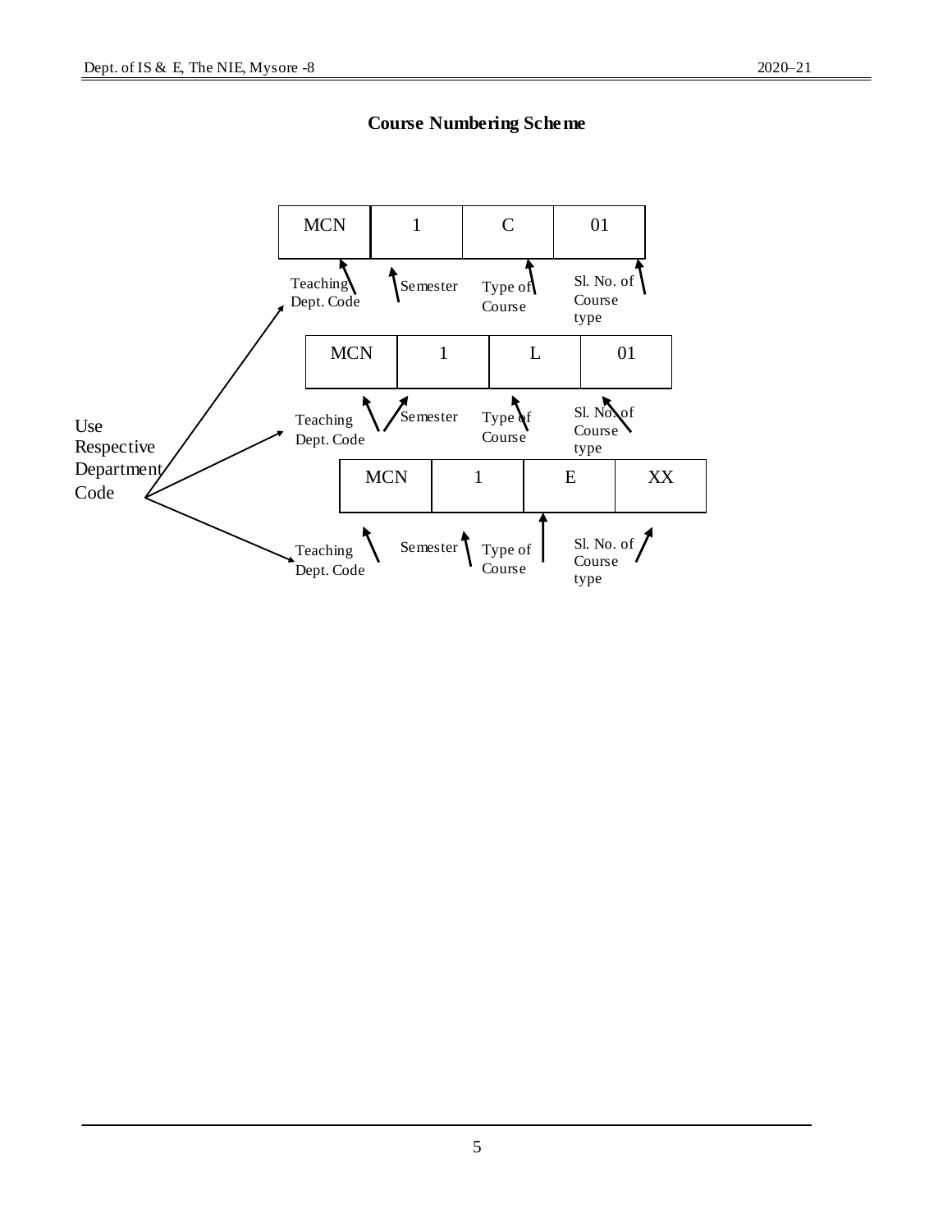**Course Numbering Scheme**

| MCN | 1 | C | 01 |
|---|---|---|---|
| Teaching Dept. Code | Semester | Type of Course | Sl. No. of Course type |

| MCN | 1 | L | 01 |
|---|---|---|---|
| Teaching Dept. Code | Semester | Type of Course | Sl. No. of Course type |

| MCN | 1 | E | XX |
|---|---|---|---|
| Teaching Dept. Code | Semester | Type of Course | Sl. No. of Course type |

Use Respective Department Code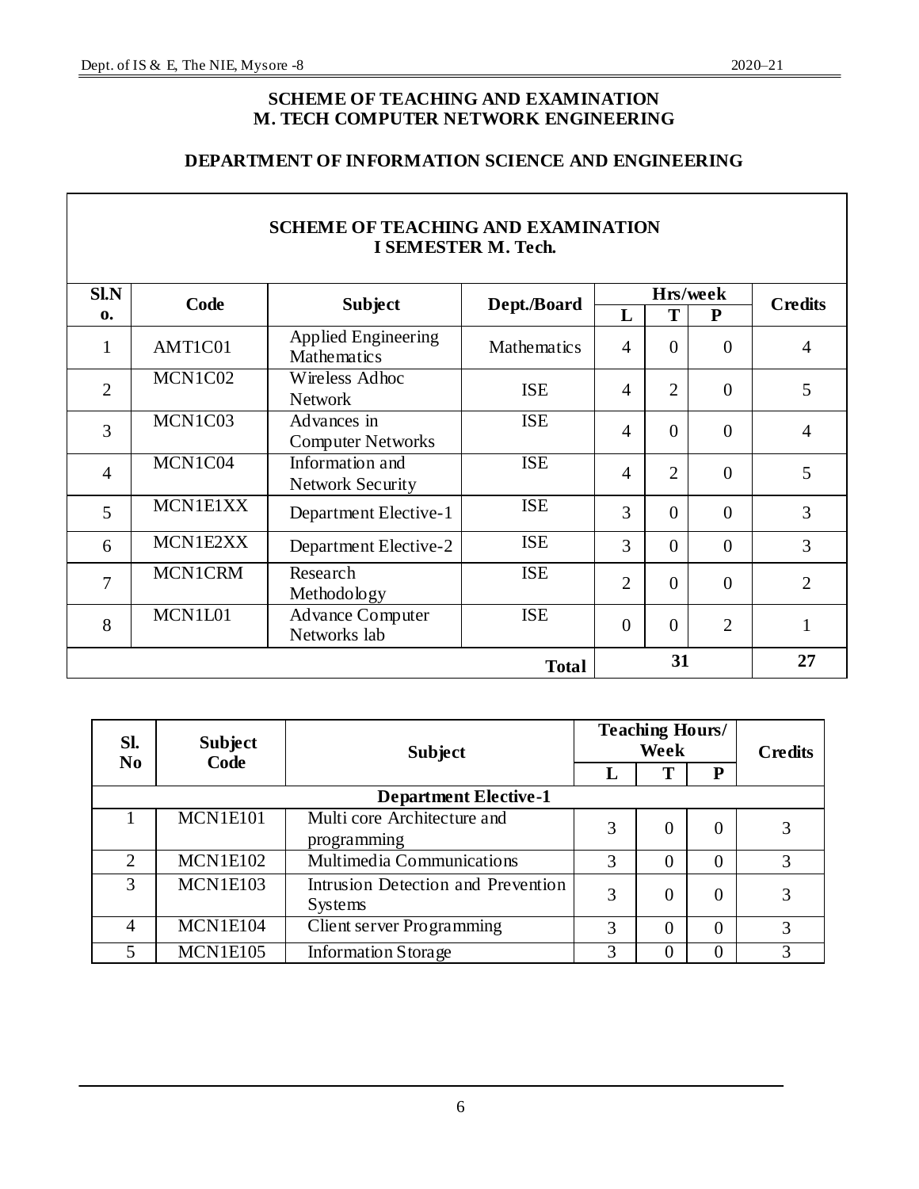## SCHEME OF TEACHING AND EXAMINATION
## M. TECH COMPUTER NETWORK ENGINEERING

### DEPARTMENT OF INFORMATION SCIENCE AND ENGINEERING

**SCHEME OF TEACHING AND EXAMINATION**
**I SEMESTER M. Tech.**

| Sl.No. | Code | Subject | Dept./Board | Hrs/week | | | Credits |
|---|---|---|---|---|---|---|---|
| | | | | L | T | P | |
| 1 | AMT1C01 | Applied Engineering Mathematics | Mathematics | 4 | 0 | 0 | 4 |
| 2 | MCN1C02 | Wireless Adhoc Network | ISE | 4 | 2 | 0 | 5 |
| 3 | MCN1C03 | Advances in Computer Networks | ISE | 4 | 0 | 0 | 4 |
| 4 | MCN1C04 | Information and Network Security | ISE | 4 | 2 | 0 | 5 |
| 5 | MCN1E1XX | Department Elective-1 | ISE | 3 | 0 | 0 | 3 |
| 6 | MCN1E2XX | Department Elective-2 | ISE | 3 | 0 | 0 | 3 |
| 7 | MCN1CRM | Research Methodology | ISE | 2 | 0 | 0 | 2 |
| 8 | MCN1L01 | Advance Computer Networks lab | ISE | 0 | 0 | 2 | 1 |
| | | | **Total** | **31** | | | **27** |

| Sl. No | Subject Code | Subject | Teaching Hours/ Week | | | Credits |
|---|---|---|---|---|---|---|
| | | | L | T | P | |
| **Department Elective-1** | | | | | | |
| 1 | MCN1E101 | Multi core Architecture and programming | 3 | 0 | 0 | 3 |
| 2 | MCN1E102 | Multimedia Communications | 3 | 0 | 0 | 3 |
| 3 | MCN1E103 | Intrusion Detection and Prevention Systems | 3 | 0 | 0 | 3 |
| 4 | MCN1E104 | Client server Programming | 3 | 0 | 0 | 3 |
| 5 | MCN1E105 | Information Storage | 3 | 0 | 0 | 3 |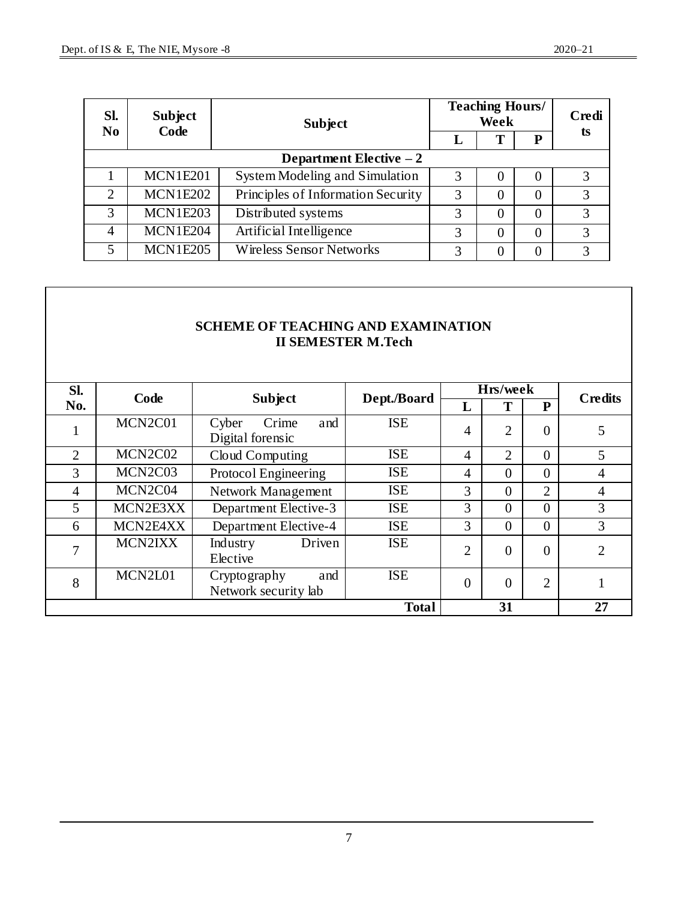| Sl. No | Subject Code | Subject | Teaching Hours/ Week | | | Credits |
|---|---|---|---|---|---|---|
| | | | L | T | P | |
| **Department Elective – 2** | | | | | | |
| 1 | MCN1E201 | System Modeling and Simulation | 3 | 0 | 0 | 3 |
| 2 | MCN1E202 | Principles of Information Security | 3 | 0 | 0 | 3 |
| 3 | MCN1E203 | Distributed systems | 3 | 0 | 0 | 3 |
| 4 | MCN1E204 | Artificial Intelligence | 3 | 0 | 0 | 3 |
| 5 | MCN1E205 | Wireless Sensor Networks | 3 | 0 | 0 | 3 |

## SCHEME OF TEACHING AND EXAMINATION
## II SEMESTER M.Tech

| Sl. No. | Code | Subject | Dept./Board | Hrs/week | | | Credits |
|---|---|---|---|---|---|---|---|
| | | | | L | T | P | |
| 1 | MCN2C01 | Cyber Crime and Digital forensic | ISE | 4 | 2 | 0 | 5 |
| 2 | MCN2C02 | Cloud Computing | ISE | 4 | 2 | 0 | 5 |
| 3 | MCN2C03 | Protocol Engineering | ISE | 4 | 0 | 0 | 4 |
| 4 | MCN2C04 | Network Management | ISE | 3 | 0 | 2 | 4 |
| 5 | MCN2E3XX | Department Elective-3 | ISE | 3 | 0 | 0 | 3 |
| 6 | MCN2E4XX | Department Elective-4 | ISE | 3 | 0 | 0 | 3 |
| 7 | MCN2IXX | Industry Driven Elective | ISE | 2 | 0 | 0 | 2 |
| 8 | MCN2L01 | Cryptography and Network security lab | ISE | 0 | 0 | 2 | 1 |
| | | | **Total** | | **31** | | **27** |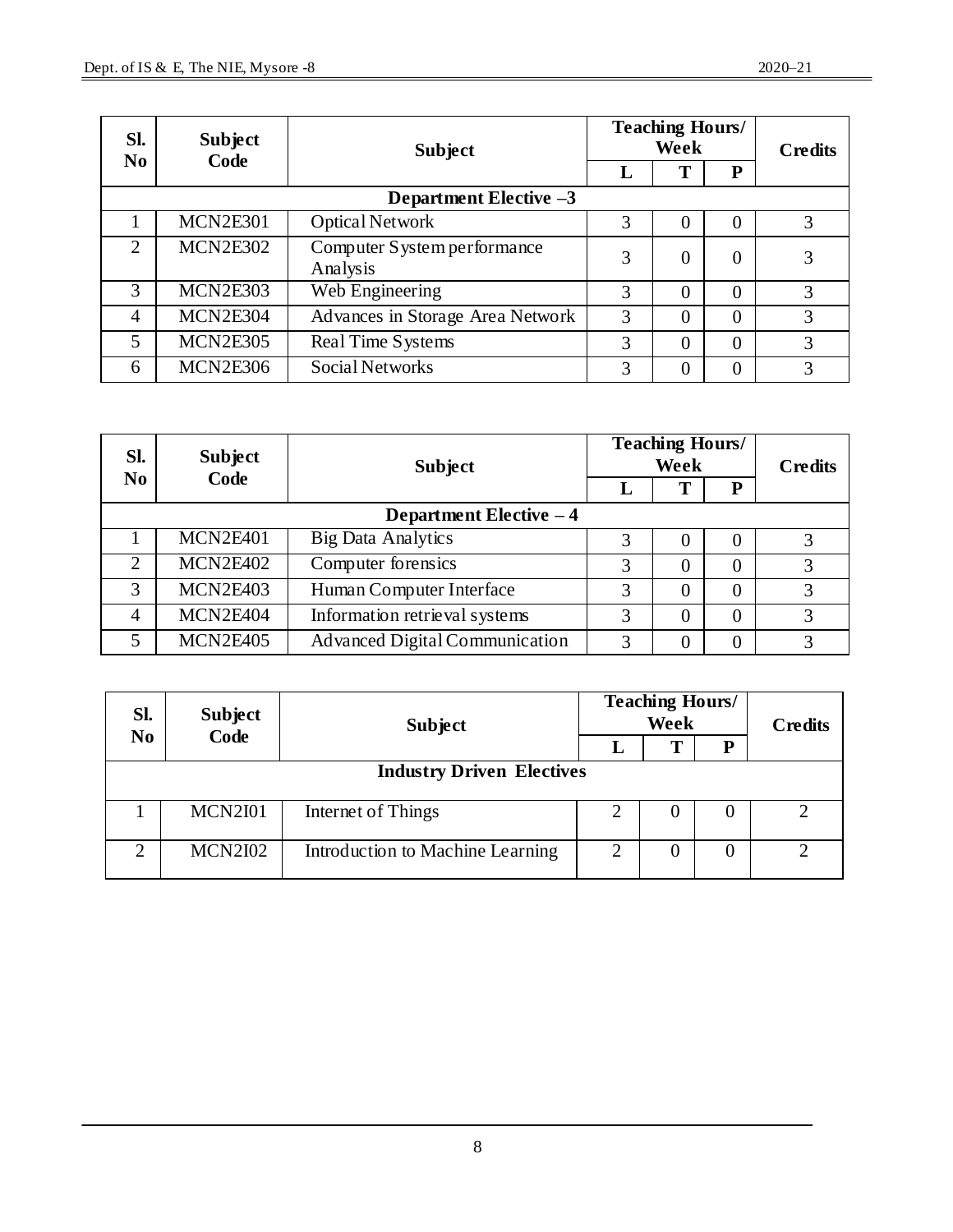| Sl. No | Subject Code | Subject | Teaching Hours/ Week | | | Credits |
|---|---|---|---|---|---|---|
| | | | L | T | P | |
| **Department Elective –3** | | | | | | |
| 1 | MCN2E301 | Optical Network | 3 | 0 | 0 | 3 |
| 2 | MCN2E302 | Computer System performance Analysis | 3 | 0 | 0 | 3 |
| 3 | MCN2E303 | Web Engineering | 3 | 0 | 0 | 3 |
| 4 | MCN2E304 | Advances in Storage Area Network | 3 | 0 | 0 | 3 |
| 5 | MCN2E305 | Real Time Systems | 3 | 0 | 0 | 3 |
| 6 | MCN2E306 | Social Networks | 3 | 0 | 0 | 3 |

| Sl. No | Subject Code | Subject | Teaching Hours/ Week | | | Credits |
|---|---|---|---|---|---|---|
| | | | L | T | P | |
| **Department Elective – 4** | | | | | | |
| 1 | MCN2E401 | Big Data Analytics | 3 | 0 | 0 | 3 |
| 2 | MCN2E402 | Computer forensics | 3 | 0 | 0 | 3 |
| 3 | MCN2E403 | Human Computer Interface | 3 | 0 | 0 | 3 |
| 4 | MCN2E404 | Information retrieval systems | 3 | 0 | 0 | 3 |
| 5 | MCN2E405 | Advanced Digital Communication | 3 | 0 | 0 | 3 |

| Sl. No | Subject Code | Subject | Teaching Hours/ Week | | | Credits |
|---|---|---|---|---|---|---|
| | | | L | T | P | |
| **Industry Driven Electives** | | | | | | |
| 1 | MCN2I01 | Internet of Things | 2 | 0 | 0 | 2 |
| 2 | MCN2I02 | Introduction to Machine Learning | 2 | 0 | 0 | 2 |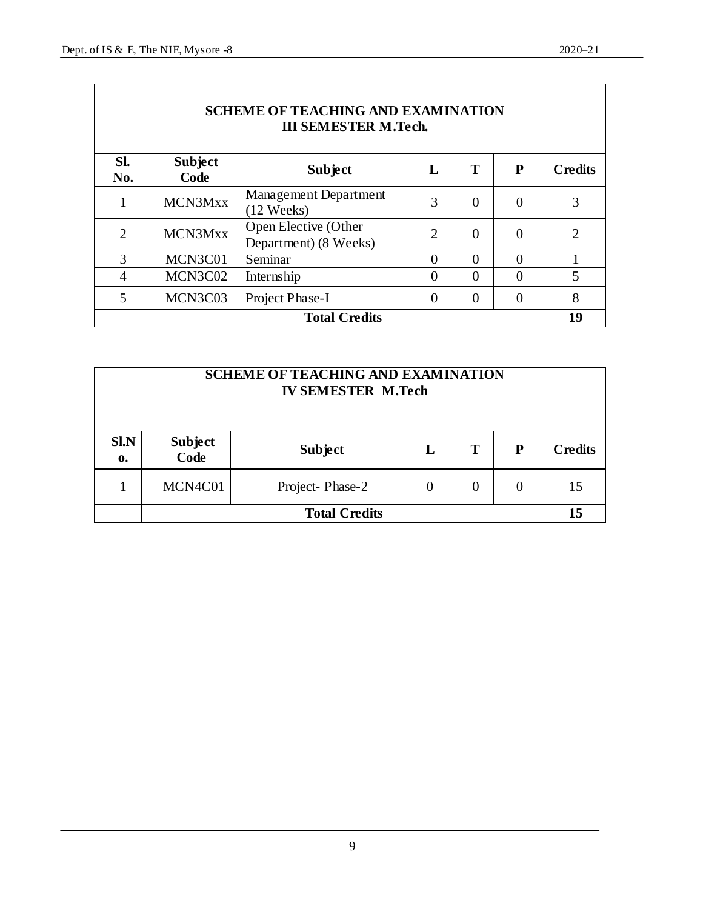## SCHEME OF TEACHING AND EXAMINATION
### III SEMESTER M.Tech.

| Sl. No. | Subject Code | Subject | L | T | P | Credits |
|---|---|---|---|---|---|---|
| 1 | MCN3Mxx | Management Department (12 Weeks) | 3 | 0 | 0 | 3 |
| 2 | MCN3Mxx | Open Elective (Other Department) (8 Weeks) | 2 | 0 | 0 | 2 |
| 3 | MCN3C01 | Seminar | 0 | 0 | 0 | 1 |
| 4 | MCN3C02 | Internship | 0 | 0 | 0 | 5 |
| 5 | MCN3C03 | Project Phase-I | 0 | 0 | 0 | 8 |
| | **Total Credits** | | | | | **19** |

## SCHEME OF TEACHING AND EXAMINATION
### IV SEMESTER M.Tech

| Sl.No. | Subject Code | Subject | L | T | P | Credits |
|---|---|---|---|---|---|---|
| 1 | MCN4C01 | Project- Phase-2 | 0 | 0 | 0 | 15 |
| | **Total Credits** | | | | | **15** |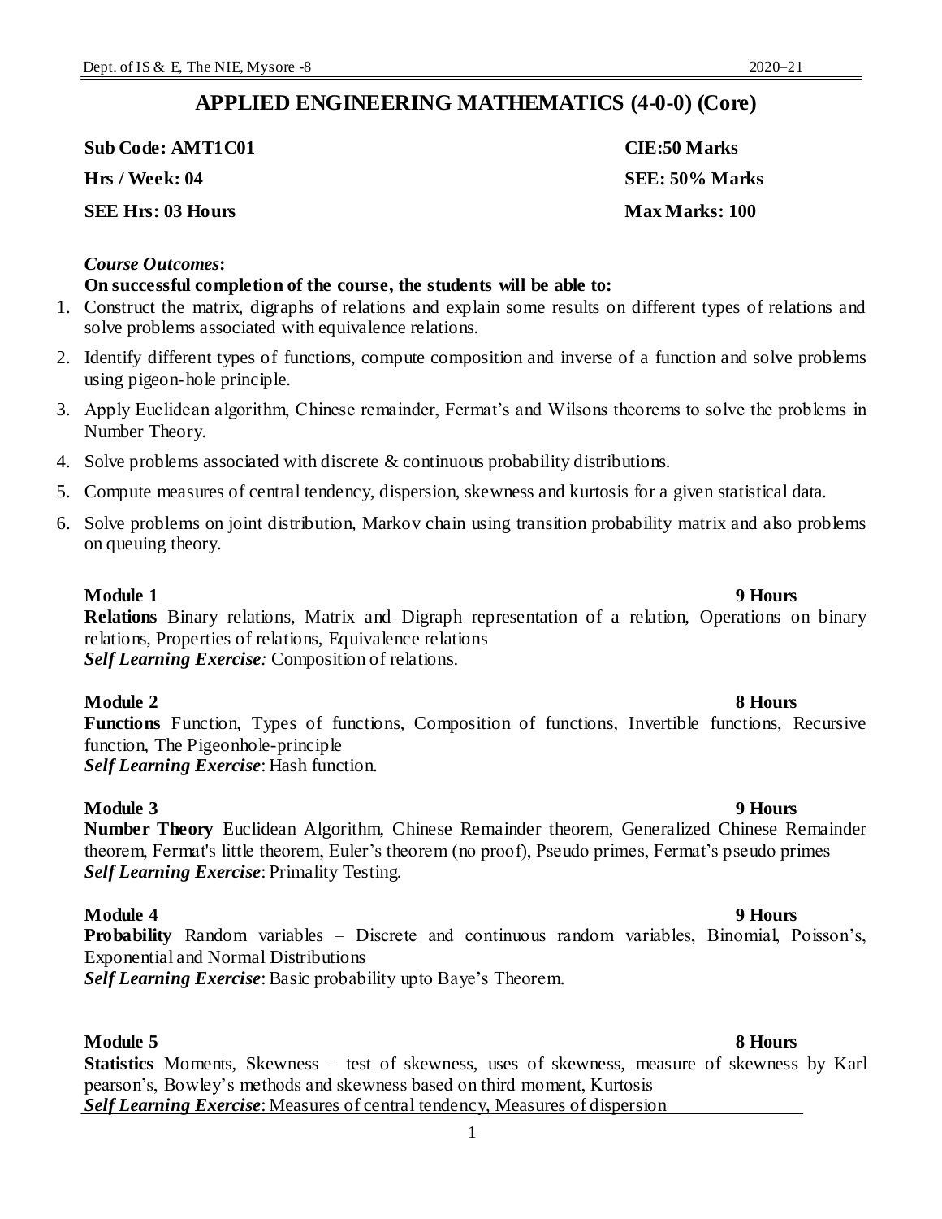## APPLIED ENGINEERING MATHEMATICS (4-0-0) (Core)

| | |
|---|---|
| **Sub Code: AMT1C01** | **CIE:50 Marks** |
| **Hrs / Week: 04** | **SEE: 50% Marks** |
| **SEE Hrs: 03 Hours** | **Max Marks: 100** |

***Course Outcomes*:**

**On successful completion of the course, the students will be able to:**

1. Construct the matrix, digraphs of relations and explain some results on different types of relations and solve problems associated with equivalence relations.
2. Identify different types of functions, compute composition and inverse of a function and solve problems using pigeon-hole principle.
3. Apply Euclidean algorithm, Chinese remainder, Fermat's and Wilsons theorems to solve the problems in Number Theory.
4. Solve problems associated with discrete & continuous probability distributions.
5. Compute measures of central tendency, dispersion, skewness and kurtosis for a given statistical data.
6. Solve problems on joint distribution, Markov chain using transition probability matrix and also problems on queuing theory.

**Module 1** **9 Hours**

**Relations** Binary relations, Matrix and Digraph representation of a relation, Operations on binary relations, Properties of relations, Equivalence relations

***Self Learning Exercise:*** Composition of relations.

**Module 2** **8 Hours**

**Functions** Function, Types of functions, Composition of functions, Invertible functions, Recursive function, The Pigeonhole-principle

***Self Learning Exercise***: Hash function.

**Module 3** **9 Hours**

**Number Theory** Euclidean Algorithm, Chinese Remainder theorem, Generalized Chinese Remainder theorem, Fermat's little theorem, Euler's theorem (no proof), Pseudo primes, Fermat's pseudo primes

***Self Learning Exercise***: Primality Testing.

**Module 4** **9 Hours**

**Probability** Random variables – Discrete and continuous random variables, Binomial, Poisson's, Exponential and Normal Distributions

***Self Learning Exercise***: Basic probability upto Baye's Theorem.

**Module 5** **8 Hours**

**Statistics** Moments, Skewness – test of skewness, uses of skewness, measure of skewness by Karl pearson's, Bowley's methods and skewness based on third moment, Kurtosis

***Self Learning Exercise***: Measures of central tendency, Measures of dispersion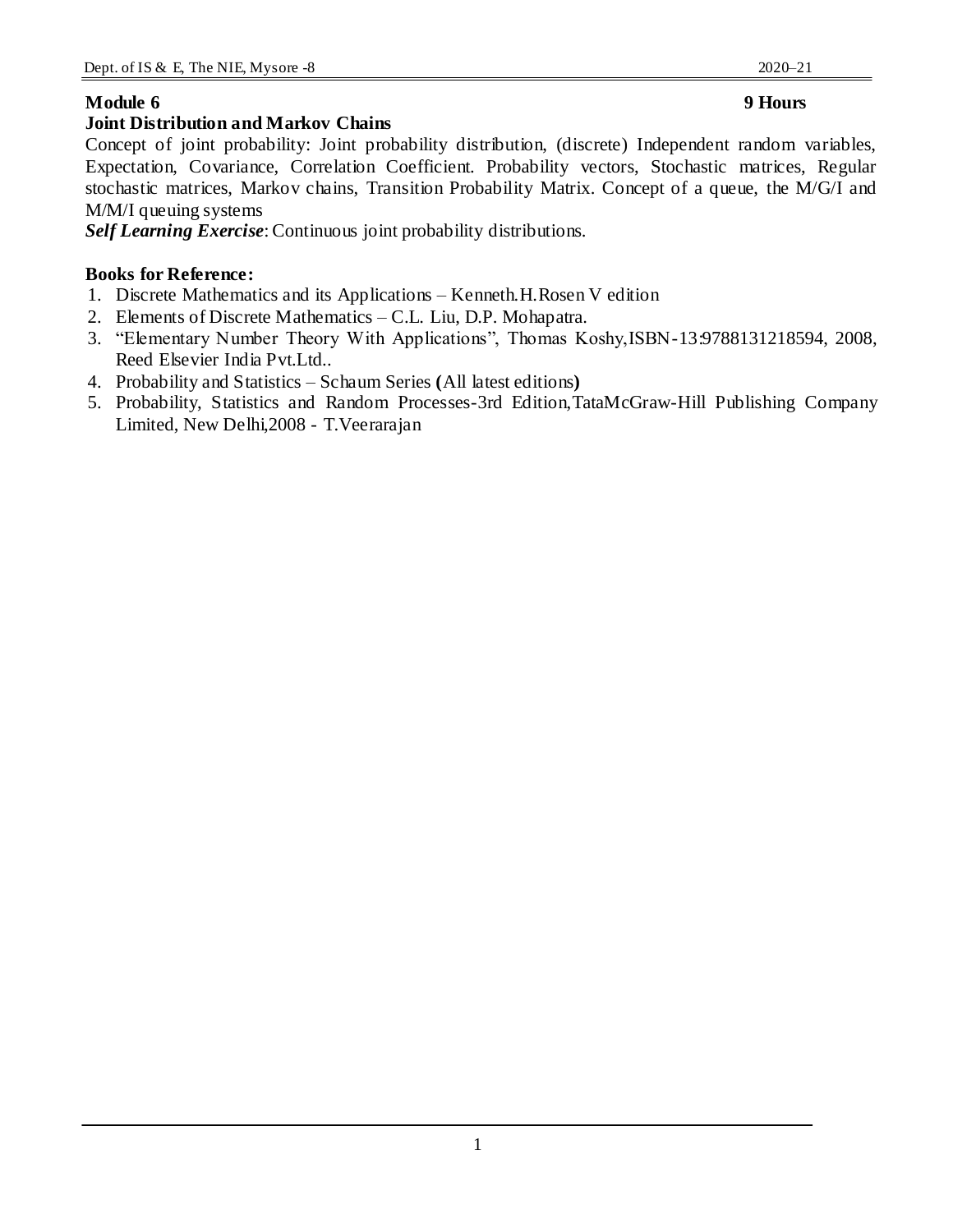**Module 6** **9 Hours**

**Joint Distribution and Markov Chains**

Concept of joint probability: Joint probability distribution, (discrete) Independent random variables, Expectation, Covariance, Correlation Coefficient. Probability vectors, Stochastic matrices, Regular stochastic matrices, Markov chains, Transition Probability Matrix. Concept of a queue, the M/G/I and M/M/I queuing systems

***Self Learning Exercise***: Continuous joint probability distributions.

**Books for Reference:**

1. Discrete Mathematics and its Applications – Kenneth.H.Rosen V edition
2. Elements of Discrete Mathematics – C.L. Liu, D.P. Mohapatra.
3. "Elementary Number Theory With Applications", Thomas Koshy,ISBN-13:9788131218594, 2008, Reed Elsevier India Pvt.Ltd..
4. Probability and Statistics – Schaum Series **(**All latest editions**)**
5. Probability, Statistics and Random Processes-3rd Edition,TataMcGraw-Hill Publishing Company Limited, New Delhi,2008 - T.Veerarajan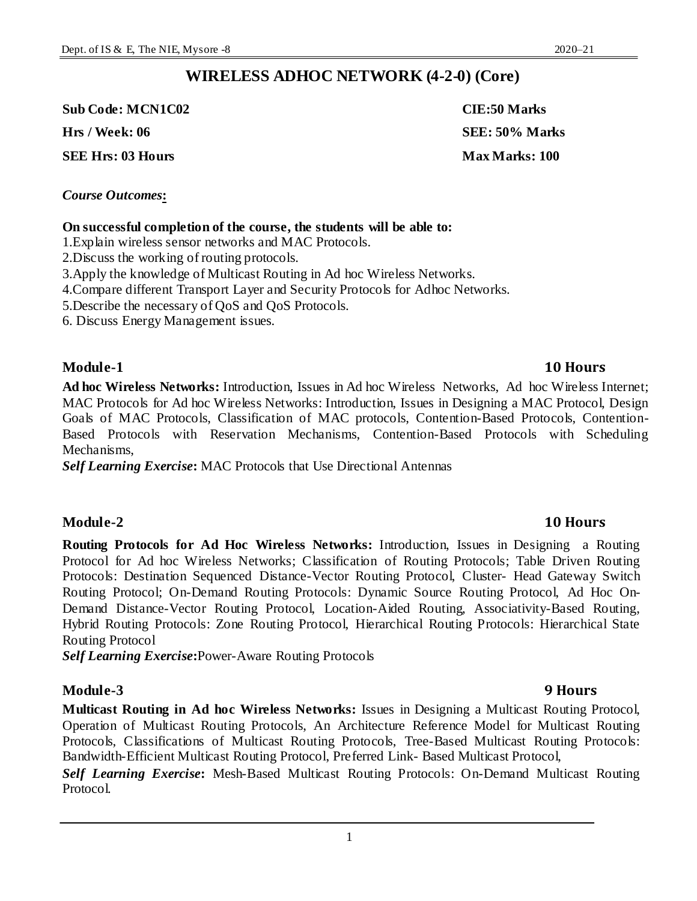# WIRELESS ADHOC NETWORK (4-2-0) (Core)

**Sub Code: MCN1C02** **CIE:50 Marks**

**Hrs / Week: 06** **SEE: 50% Marks**

**SEE Hrs: 03 Hours** **Max Marks: 100**

***Course Outcomes*:**

**On successful completion of the course, the students will be able to:**

1.Explain wireless sensor networks and MAC Protocols.
2.Discuss the working of routing protocols.
3.Apply the knowledge of Multicast Routing in Ad hoc Wireless Networks.
4.Compare different Transport Layer and Security Protocols for Adhoc Networks.
5.Describe the necessary of QoS and QoS Protocols.
6. Discuss Energy Management issues.

## Module-1 10 Hours

**Ad hoc Wireless Networks:** Introduction, Issues in Ad hoc Wireless Networks, Ad hoc Wireless Internet; MAC Protocols for Ad hoc Wireless Networks: Introduction, Issues in Designing a MAC Protocol, Design Goals of MAC Protocols, Classification of MAC protocols, Contention-Based Protocols, Contention-Based Protocols with Reservation Mechanisms, Contention-Based Protocols with Scheduling Mechanisms,

***Self Learning Exercise*:** MAC Protocols that Use Directional Antennas

## Module-2 10 Hours

**Routing Protocols for Ad Hoc Wireless Networks:** Introduction, Issues in Designing a Routing Protocol for Ad hoc Wireless Networks; Classification of Routing Protocols; Table Driven Routing Protocols: Destination Sequenced Distance-Vector Routing Protocol, Cluster- Head Gateway Switch Routing Protocol; On-Demand Routing Protocols: Dynamic Source Routing Protocol, Ad Hoc On-Demand Distance-Vector Routing Protocol, Location-Aided Routing, Associativity-Based Routing, Hybrid Routing Protocols: Zone Routing Protocol, Hierarchical Routing Protocols: Hierarchical State Routing Protocol

***Self Learning Exercise*:**Power-Aware Routing Protocols

## Module-3 9 Hours

**Multicast Routing in Ad hoc Wireless Networks:** Issues in Designing a Multicast Routing Protocol, Operation of Multicast Routing Protocols, An Architecture Reference Model for Multicast Routing Protocols, Classifications of Multicast Routing Protocols, Tree-Based Multicast Routing Protocols: Bandwidth-Efficient Multicast Routing Protocol, Preferred Link- Based Multicast Protocol,

***Self Learning Exercise*:** Mesh-Based Multicast Routing Protocols: On-Demand Multicast Routing Protocol.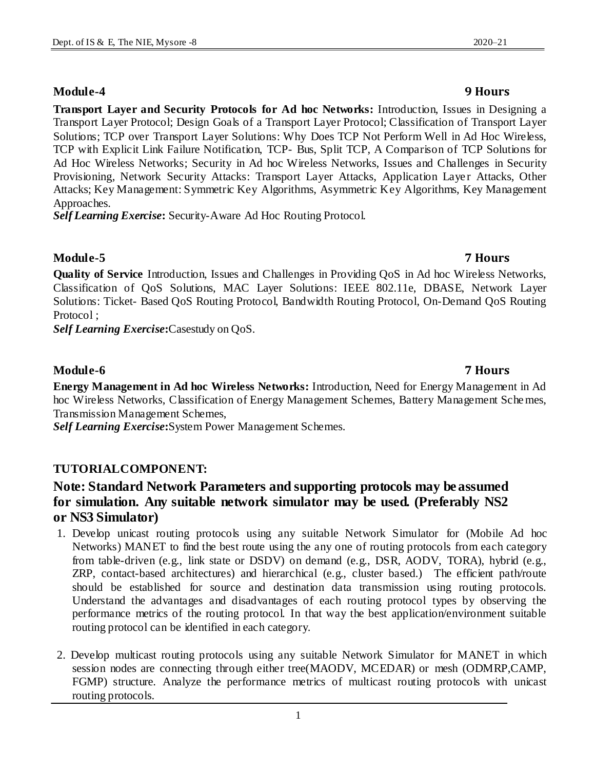**Module-4 9 Hours**

**Transport Layer and Security Protocols for Ad hoc Networks:** Introduction, Issues in Designing a Transport Layer Protocol; Design Goals of a Transport Layer Protocol; Classification of Transport Layer Solutions; TCP over Transport Layer Solutions: Why Does TCP Not Perform Well in Ad Hoc Wireless, TCP with Explicit Link Failure Notification, TCP- Bus, Split TCP, A Comparison of TCP Solutions for Ad Hoc Wireless Networks; Security in Ad hoc Wireless Networks, Issues and Challenges in Security Provisioning, Network Security Attacks: Transport Layer Attacks, Application Layer Attacks, Other Attacks; Key Management: Symmetric Key Algorithms, Asymmetric Key Algorithms, Key Management Approaches.
***Self Learning Exercise*:** Security-Aware Ad Hoc Routing Protocol.

**Module-5 7 Hours**

**Quality of Service** Introduction, Issues and Challenges in Providing QoS in Ad hoc Wireless Networks, Classification of QoS Solutions, MAC Layer Solutions: IEEE 802.11e, DBASE, Network Layer Solutions: Ticket- Based QoS Routing Protocol, Bandwidth Routing Protocol, On-Demand QoS Routing Protocol ;
***Self Learning Exercise*:**Casestudy on QoS.

**Module-6 7 Hours**

**Energy Management in Ad hoc Wireless Networks:** Introduction, Need for Energy Management in Ad hoc Wireless Networks, Classification of Energy Management Schemes, Battery Management Schemes, Transmission Management Schemes,
***Self Learning Exercise*:**System Power Management Schemes.

**TUTORIALCOMPONENT:**

**Note: Standard Network Parameters and supporting protocols may be assumed for simulation. Any suitable network simulator may be used. (Preferably NS2 or NS3 Simulator)**

1. Develop unicast routing protocols using any suitable Network Simulator for (Mobile Ad hoc Networks) MANET to find the best route using the any one of routing protocols from each category from table-driven (e.g., link state or DSDV) on demand (e.g., DSR, AODV, TORA), hybrid (e.g., ZRP, contact-based architectures) and hierarchical (e.g., cluster based.) The efficient path/route should be established for source and destination data transmission using routing protocols. Understand the advantages and disadvantages of each routing protocol types by observing the performance metrics of the routing protocol. In that way the best application/environment suitable routing protocol can be identified in each category.

2. Develop multicast routing protocols using any suitable Network Simulator for MANET in which session nodes are connecting through either tree(MAODV, MCEDAR) or mesh (ODMRP,CAMP, FGMP) structure. Analyze the performance metrics of multicast routing protocols with unicast routing protocols.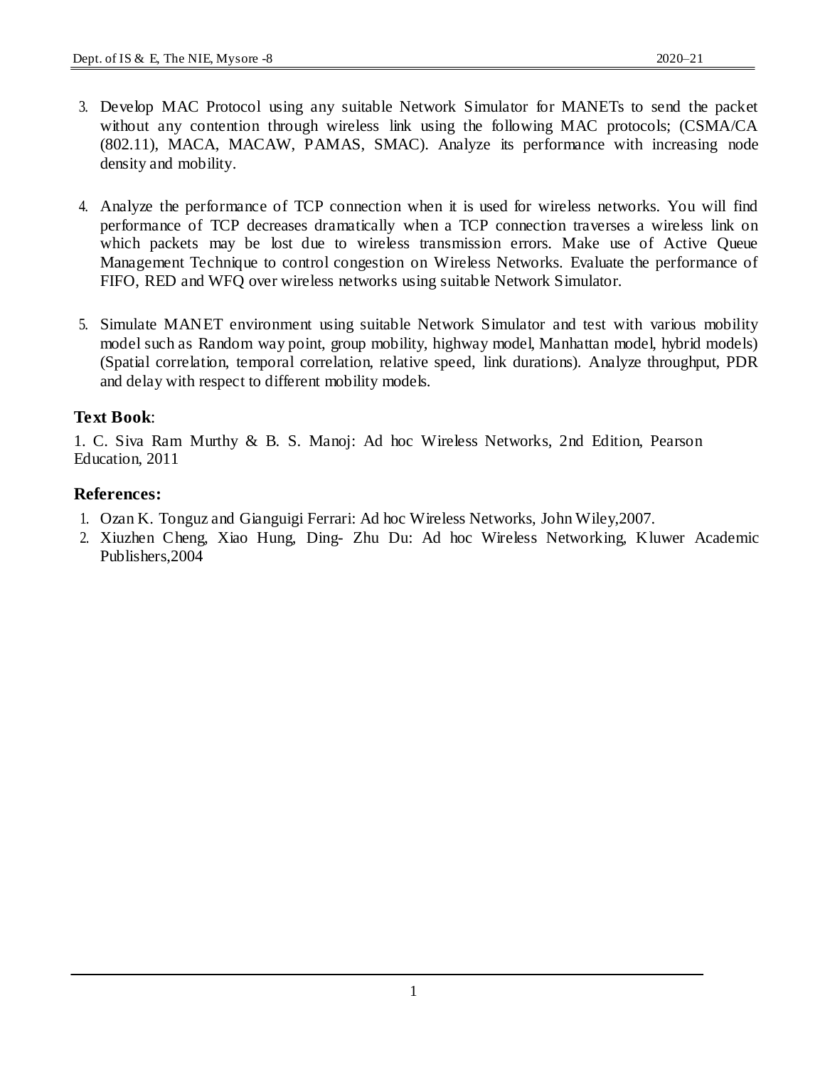3. Develop MAC Protocol using any suitable Network Simulator for MANETs to send the packet without any contention through wireless link using the following MAC protocols; (CSMA/CA (802.11), MACA, MACAW, PAMAS, SMAC). Analyze its performance with increasing node density and mobility.

4. Analyze the performance of TCP connection when it is used for wireless networks. You will find performance of TCP decreases dramatically when a TCP connection traverses a wireless link on which packets may be lost due to wireless transmission errors. Make use of Active Queue Management Technique to control congestion on Wireless Networks. Evaluate the performance of FIFO, RED and WFQ over wireless networks using suitable Network Simulator.

5. Simulate MANET environment using suitable Network Simulator and test with various mobility model such as Random way point, group mobility, highway model, Manhattan model, hybrid models) (Spatial correlation, temporal correlation, relative speed, link durations). Analyze throughput, PDR and delay with respect to different mobility models.

### Text Book:

1. C. Siva Ram Murthy & B. S. Manoj: Ad hoc Wireless Networks, 2nd Edition, Pearson Education, 2011

### References:

1. Ozan K. Tonguz and Gianguigi Ferrari: Ad hoc Wireless Networks, John Wiley,2007.
2. Xiuzhen Cheng, Xiao Hung, Ding- Zhu Du: Ad hoc Wireless Networking, Kluwer Academic Publishers,2004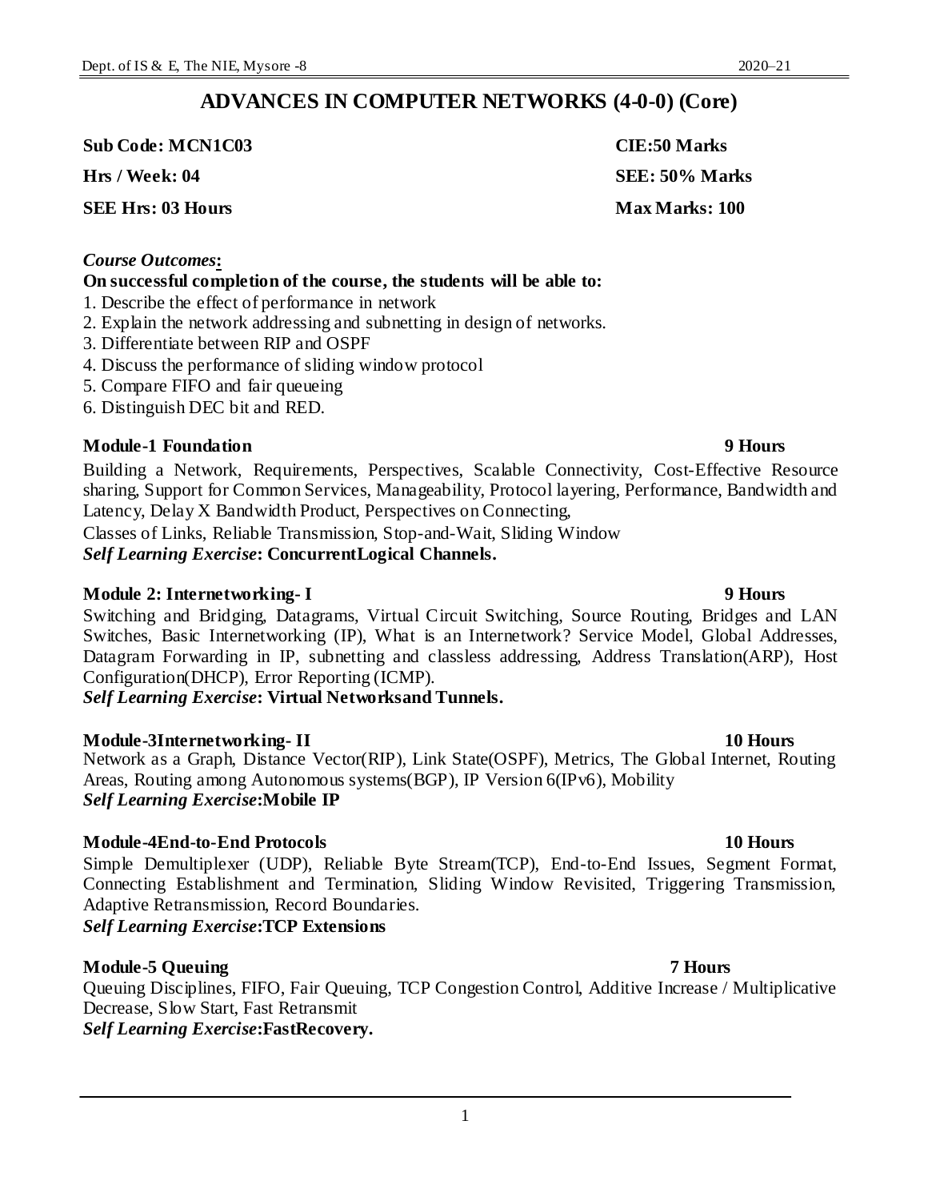# ADVANCES IN COMPUTER NETWORKS (4-0-0) (Core)

**Sub Code: MCN1C03** **CIE:50 Marks**

**Hrs / Week: 04** **SEE: 50% Marks**

**SEE Hrs: 03 Hours** **Max Marks: 100**

***Course Outcomes*:**

**On successful completion of the course, the students will be able to:**

1. Describe the effect of performance in network
2. Explain the network addressing and subnetting in design of networks.
3. Differentiate between RIP and OSPF
4. Discuss the performance of sliding window protocol
5. Compare FIFO and fair queueing
6. Distinguish DEC bit and RED.

**Module-1 Foundation** **9 Hours**

Building a Network, Requirements, Perspectives, Scalable Connectivity, Cost-Effective Resource sharing, Support for Common Services, Manageability, Protocol layering, Performance, Bandwidth and Latency, Delay X Bandwidth Product, Perspectives on Connecting,

Classes of Links, Reliable Transmission, Stop-and-Wait, Sliding Window

***Self Learning Exercise*: ConcurrentLogical Channels.**

**Module 2: Internetworking- I** **9 Hours**

Switching and Bridging, Datagrams, Virtual Circuit Switching, Source Routing, Bridges and LAN Switches, Basic Internetworking (IP), What is an Internetwork? Service Model, Global Addresses, Datagram Forwarding in IP, subnetting and classless addressing, Address Translation(ARP), Host Configuration(DHCP), Error Reporting (ICMP).

***Self Learning Exercise*: Virtual Networksand Tunnels.**

**Module-3Internetworking- II** **10 Hours**

Network as a Graph, Distance Vector(RIP), Link State(OSPF), Metrics, The Global Internet, Routing Areas, Routing among Autonomous systems(BGP), IP Version 6(IPv6), Mobility

***Self Learning Exercise*:Mobile IP**

**Module-4End-to-End Protocols** **10 Hours**

Simple Demultiplexer (UDP), Reliable Byte Stream(TCP), End-to-End Issues, Segment Format, Connecting Establishment and Termination, Sliding Window Revisited, Triggering Transmission, Adaptive Retransmission, Record Boundaries.

***Self Learning Exercise*:TCP Extensions**

**Module-5 Queuing** **7 Hours**

Queuing Disciplines, FIFO, Fair Queuing, TCP Congestion Control, Additive Increase / Multiplicative Decrease, Slow Start, Fast Retransmit

***Self Learning Exercise*:FastRecovery.**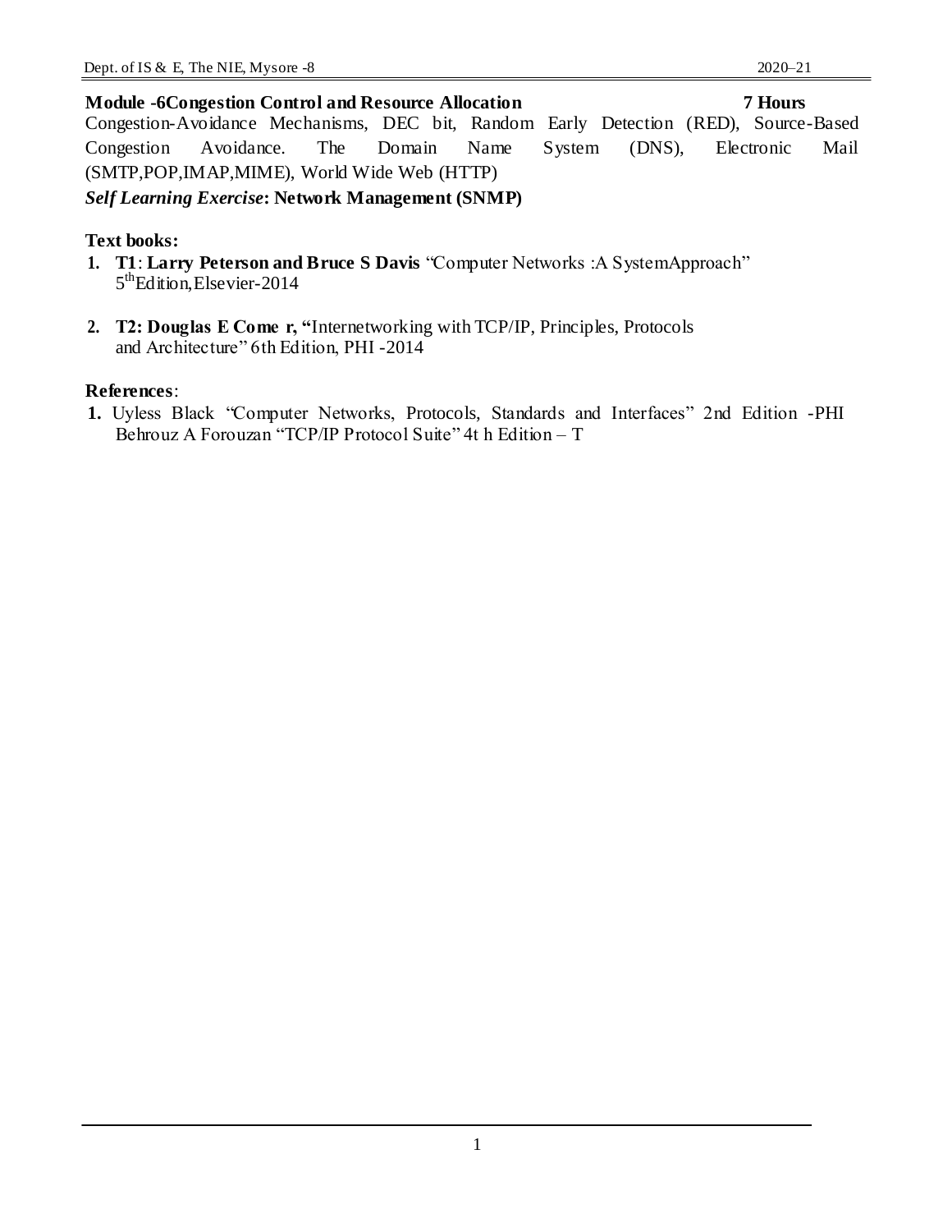**Module -6Congestion Control and Resource Allocation** **7 Hours**

Congestion-Avoidance Mechanisms, DEC bit, Random Early Detection (RED), Source-Based Congestion Avoidance. The Domain Name System (DNS), Electronic Mail (SMTP,POP,IMAP,MIME), World Wide Web (HTTP)

***Self Learning Exercise*: Network Management (SNMP)**

**Text books:**

1. **T1**: **Larry Peterson and Bruce S Davis** "Computer Networks :A SystemApproach" 5thEdition,Elsevier-2014
2. **T2: Douglas E Come r, "**Internetworking with TCP/IP, Principles, Protocols and Architecture" 6th Edition, PHI -2014

**References**:

1. Uyless Black "Computer Networks, Protocols, Standards and Interfaces" 2nd Edition -PHI Behrouz A Forouzan "TCP/IP Protocol Suite" 4t h Edition – T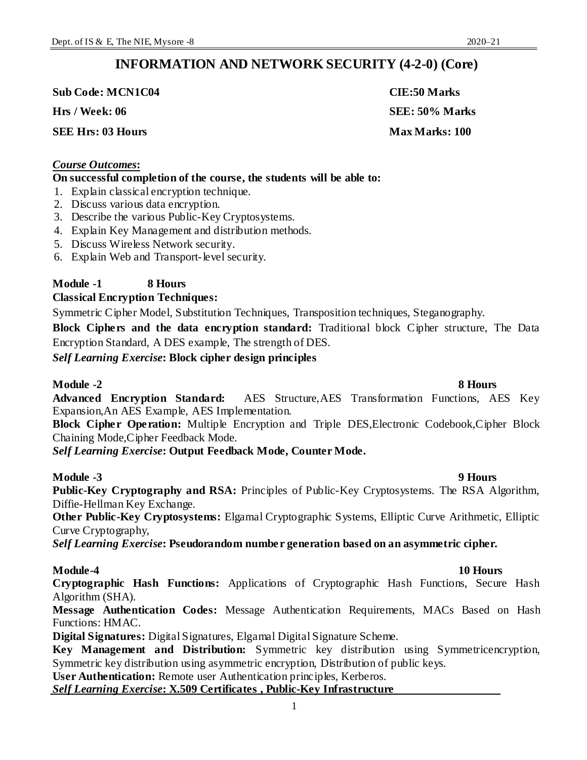# INFORMATION AND NETWORK SECURITY (4-2-0) (Core)

**Sub Code: MCN1C04** **CIE:50 Marks**

**Hrs / Week: 06** **SEE: 50% Marks**

**SEE Hrs: 03 Hours** **Max Marks: 100**

***Course Outcomes*:**

**On successful completion of the course, the students will be able to:**

1. Explain classical encryption technique.
2. Discuss various data encryption.
3. Describe the various Public-Key Cryptosystems.
4. Explain Key Management and distribution methods.
5. Discuss Wireless Network security.
6. Explain Web and Transport-level security.

**Module -1 8 Hours**

**Classical Encryption Techniques:**

Symmetric Cipher Model, Substitution Techniques, Transposition techniques, Steganography.

**Block Ciphers and the data encryption standard:** Traditional block Cipher structure, The Data Encryption Standard, A DES example, The strength of DES.

***Self Learning Exercise*: Block cipher design principles**

**Module -2 8 Hours**

**Advanced Encryption Standard:** AES Structure,AES Transformation Functions, AES Key Expansion,An AES Example, AES Implementation.

**Block Cipher Operation:** Multiple Encryption and Triple DES,Electronic Codebook,Cipher Block Chaining Mode,Cipher Feedback Mode.

***Self Learning Exercise*: Output Feedback Mode, Counter Mode.**

**Module -3 9 Hours**

**Public-Key Cryptography and RSA:** Principles of Public-Key Cryptosystems. The RSA Algorithm, Diffie-Hellman Key Exchange.

**Other Public-Key Cryptosystems:** Elgamal Cryptographic Systems, Elliptic Curve Arithmetic, Elliptic Curve Cryptography,

***Self Learning Exercise*: Pseudorandom number generation based on an asymmetric cipher.**

**Module-4 10 Hours**

**Cryptographic Hash Functions:** Applications of Cryptographic Hash Functions, Secure Hash Algorithm (SHA).

**Message Authentication Codes:** Message Authentication Requirements, MACs Based on Hash Functions: HMAC.

**Digital Signatures:** Digital Signatures, Elgamal Digital Signature Scheme.

**Key Management and Distribution:** Symmetric key distribution using Symmetricencryption, Symmetric key distribution using asymmetric encryption, Distribution of public keys.

**User Authentication:** Remote user Authentication principles, Kerberos.

***Self Learning Exercise*: X.509 Certificates , Public-Key Infrastructure**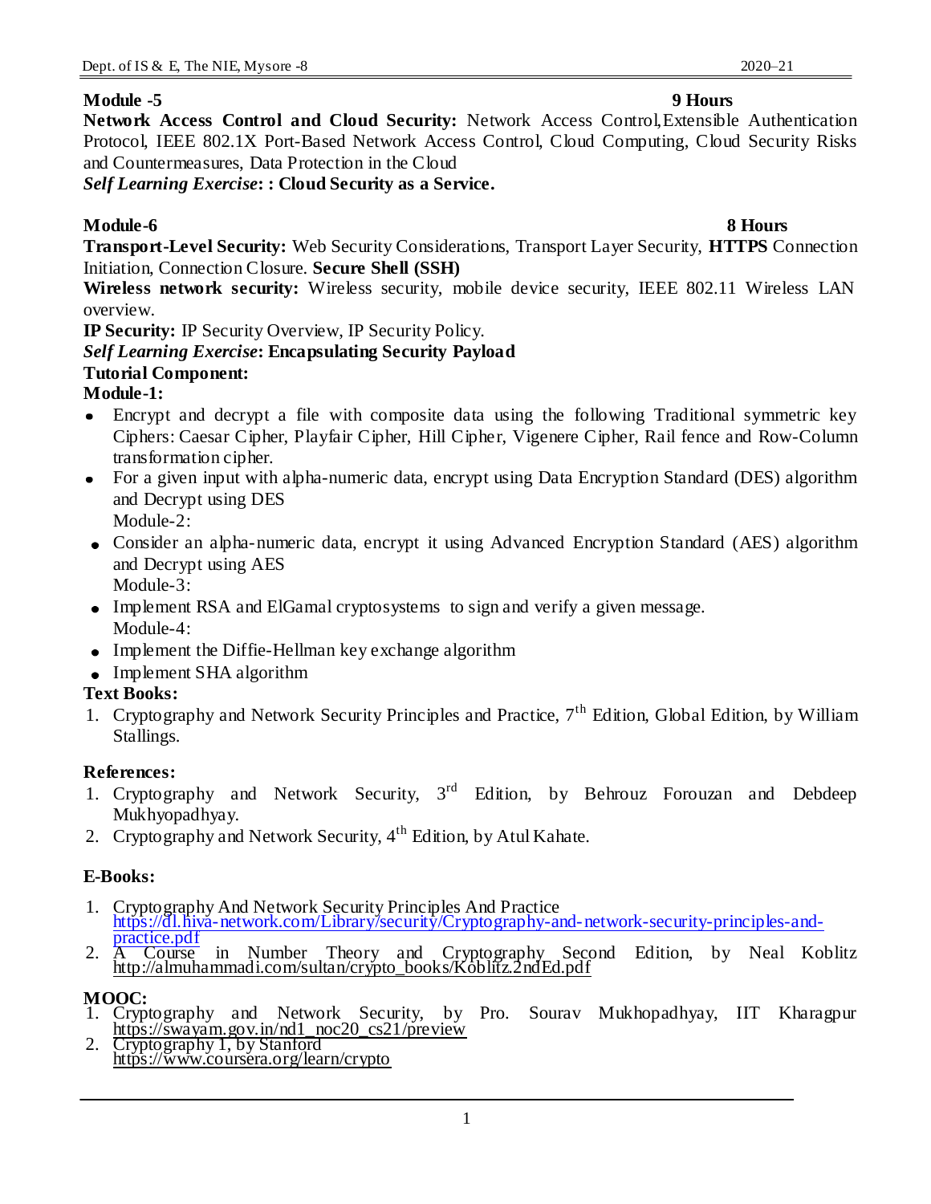**Module -5** **9 Hours**

**Network Access Control and Cloud Security:** Network Access Control,Extensible Authentication Protocol, IEEE 802.1X Port-Based Network Access Control, Cloud Computing, Cloud Security Risks and Countermeasures, Data Protection in the Cloud

***Self Learning Exercise*: : Cloud Security as a Service.**

**Module-6** **8 Hours**

**Transport-Level Security:** Web Security Considerations, Transport Layer Security, **HTTPS** Connection Initiation, Connection Closure. **Secure Shell (SSH)**

**Wireless network security:** Wireless security, mobile device security, IEEE 802.11 Wireless LAN overview.

**IP Security:** IP Security Overview, IP Security Policy.

***Self Learning Exercise*: Encapsulating Security Payload**

**Tutorial Component:**

**Module-1:**

- Encrypt and decrypt a file with composite data using the following Traditional symmetric key Ciphers: Caesar Cipher, Playfair Cipher, Hill Cipher, Vigenere Cipher, Rail fence and Row-Column transformation cipher.
- For a given input with alpha-numeric data, encrypt using Data Encryption Standard (DES) algorithm and Decrypt using DES

  Module-2:
- Consider an alpha-numeric data, encrypt it using Advanced Encryption Standard (AES) algorithm and Decrypt using AES

  Module-3:
- Implement RSA and ElGamal cryptosystems to sign and verify a given message.

  Module-4:
- Implement the Diffie-Hellman key exchange algorithm
- Implement SHA algorithm

**Text Books:**

1. Cryptography and Network Security Principles and Practice, 7th Edition, Global Edition, by William Stallings.

**References:**

1. Cryptography and Network Security, 3rd Edition, by Behrouz Forouzan and Debdeep Mukhyopadhyay.
2. Cryptography and Network Security, 4th Edition, by Atul Kahate.

**E-Books:**

1. Cryptography And Network Security Principles And Practice https://dl.hiva-network.com/Library/security/Cryptography-and-network-security-principles-and-practice.pdf
2. A Course in Number Theory and Cryptography Second Edition, by Neal Koblitz http://almuhammadi.com/sultan/crypto_books/Koblitz.2ndEd.pdf

**MOOC:**

1. Cryptography and Network Security, by Pro. Sourav Mukhopadhyay, IIT Kharagpur https://swayam.gov.in/nd1_noc20_cs21/preview
2. Cryptography 1, by Stanford https://www.coursera.org/learn/crypto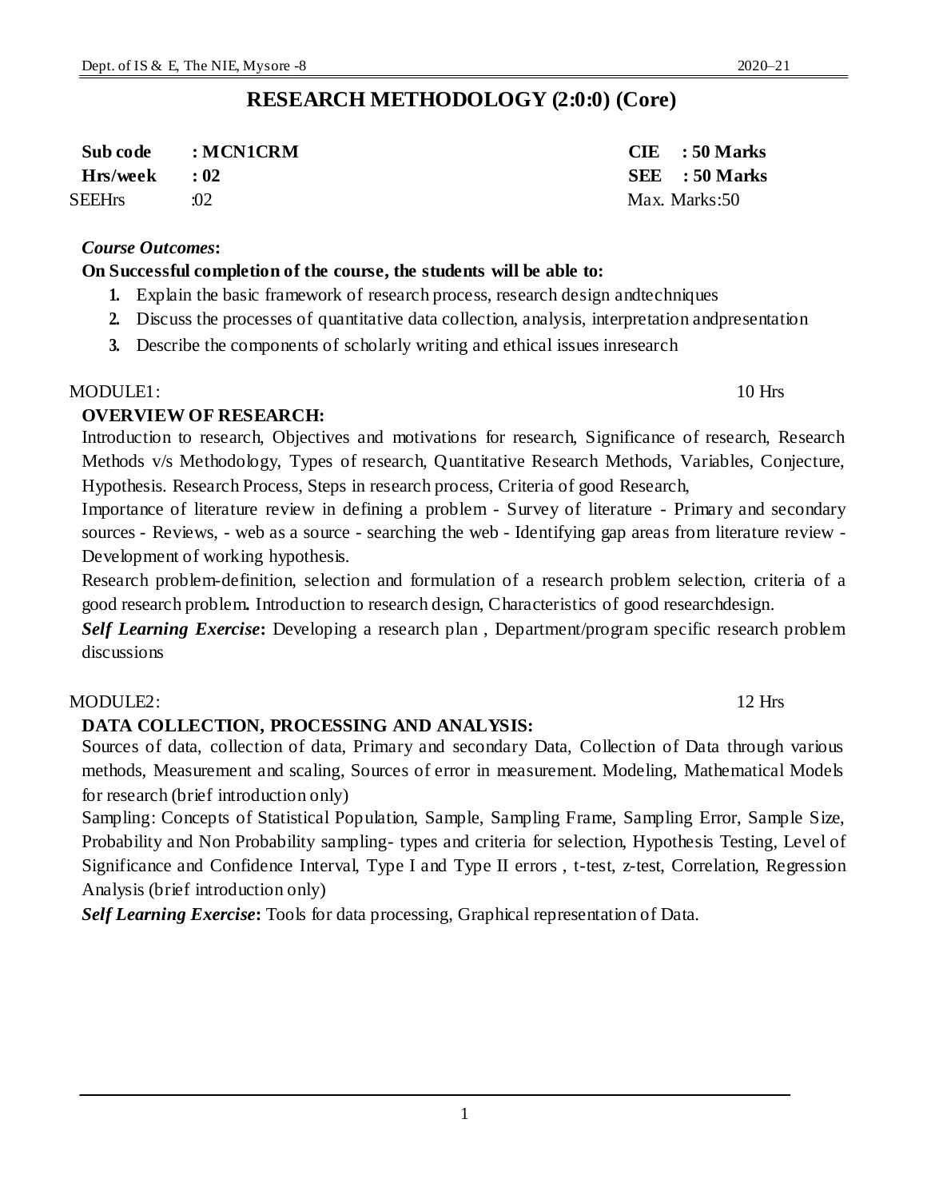# RESEARCH METHODOLOGY (2:0:0) (Core)

| | | |
|---|---|---|
| **Sub code** | **: MCN1CRM** | **CIE : 50 Marks** |
| **Hrs/week** | **: 02** | **SEE : 50 Marks** |
| SEEHrs | :02 | Max. Marks:50 |

***Course Outcomes*:**

**On Successful completion of the course, the students will be able to:**

1. Explain the basic framework of research process, research design andtechniques
2. Discuss the processes of quantitative data collection, analysis, interpretation andpresentation
3. Describe the components of scholarly writing and ethical issues inresearch

MODULE1: 10 Hrs

**OVERVIEW OF RESEARCH:**

Introduction to research, Objectives and motivations for research, Significance of research, Research Methods v/s Methodology, Types of research, Quantitative Research Methods, Variables, Conjecture, Hypothesis. Research Process, Steps in research process, Criteria of good Research,

Importance of literature review in defining a problem - Survey of literature - Primary and secondary sources - Reviews, - web as a source - searching the web - Identifying gap areas from literature review - Development of working hypothesis.

Research problem-definition, selection and formulation of a research problem selection, criteria of a good research problem**.** Introduction to research design, Characteristics of good researchdesign.

***Self Learning Exercise*:** Developing a research plan , Department/program specific research problem discussions

MODULE2: 12 Hrs

**DATA COLLECTION, PROCESSING AND ANALYSIS:**

Sources of data, collection of data, Primary and secondary Data, Collection of Data through various methods, Measurement and scaling, Sources of error in measurement. Modeling, Mathematical Models for research (brief introduction only)

Sampling: Concepts of Statistical Population, Sample, Sampling Frame, Sampling Error, Sample Size, Probability and Non Probability sampling- types and criteria for selection, Hypothesis Testing, Level of Significance and Confidence Interval, Type I and Type II errors , t-test, z-test, Correlation, Regression Analysis (brief introduction only)

***Self Learning Exercise*:** Tools for data processing, Graphical representation of Data.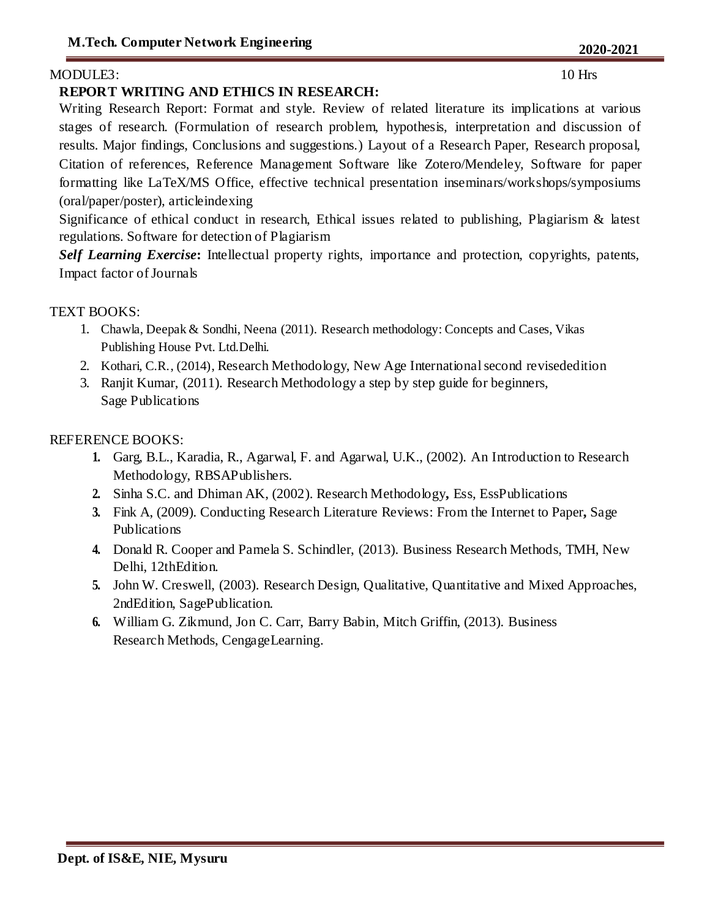MODULE3: 10 Hrs

**REPORT WRITING AND ETHICS IN RESEARCH:**

Writing Research Report: Format and style. Review of related literature its implications at various stages of research. (Formulation of research problem, hypothesis, interpretation and discussion of results. Major findings, Conclusions and suggestions.) Layout of a Research Paper, Research proposal, Citation of references, Reference Management Software like Zotero/Mendeley, Software for paper formatting like LaTeX/MS Office, effective technical presentation inseminars/workshops/symposiums (oral/paper/poster), articleindexing

Significance of ethical conduct in research, Ethical issues related to publishing, Plagiarism & latest regulations. Software for detection of Plagiarism

***Self Learning Exercise*:** Intellectual property rights, importance and protection, copyrights, patents, Impact factor of Journals

TEXT BOOKS:

1. Chawla, Deepak & Sondhi, Neena (2011). Research methodology: Concepts and Cases, Vikas Publishing House Pvt. Ltd.Delhi.
2. Kothari, C.R., (2014), Research Methodology, New Age International second revisededition
3. Ranjit Kumar, (2011). Research Methodology a step by step guide for beginners, Sage Publications

REFERENCE BOOKS:

1. Garg, B.L., Karadia, R., Agarwal, F. and Agarwal, U.K., (2002). An Introduction to Research Methodology, RBSAPublishers.
2. Sinha S.C. and Dhiman AK, (2002). Research Methodology**,** Ess, EssPublications
3. Fink A, (2009). Conducting Research Literature Reviews: From the Internet to Paper**,** Sage Publications
4. Donald R. Cooper and Pamela S. Schindler, (2013). Business Research Methods, TMH, New Delhi, 12thEdition.
5. John W. Creswell, (2003). Research Design, Qualitative, Quantitative and Mixed Approaches, 2ndEdition, SagePublication.
6. William G. Zikmund, Jon C. Carr, Barry Babin, Mitch Griffin, (2013). Business Research Methods, CengageLearning.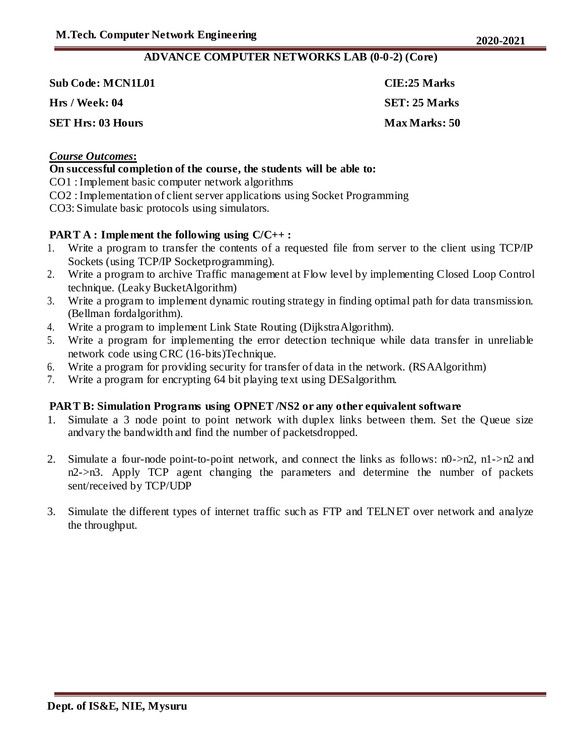## ADVANCE COMPUTER NETWORKS LAB (0-0-2) (Core)

**Sub Code: MCN1L01** **CIE:25 Marks**

**Hrs / Week: 04** **SET: 25 Marks**

**SET Hrs: 03 Hours** **Max Marks: 50**

***Course Outcomes*:**

**On successful completion of the course, the students will be able to:**

CO1 : Implement basic computer network algorithms

CO2 : Implementation of client server applications using Socket Programming

CO3: Simulate basic protocols using simulators.

**PART A : Implement the following using C/C++ :**

1. Write a program to transfer the contents of a requested file from server to the client using TCP/IP Sockets (using TCP/IP Socketprogramming).
2. Write a program to archive Traffic management at Flow level by implementing Closed Loop Control technique. (Leaky BucketAlgorithm)
3. Write a program to implement dynamic routing strategy in finding optimal path for data transmission. (Bellman fordalgorithm).
4. Write a program to implement Link State Routing (DijkstraAlgorithm).
5. Write a program for implementing the error detection technique while data transfer in unreliable network code using CRC (16-bits)Technique.
6. Write a program for providing security for transfer of data in the network. (RSAAlgorithm)
7. Write a program for encrypting 64 bit playing text using DESalgorithm.

**PART B: Simulation Programs using OPNET /NS2 or any other equivalent software**

1. Simulate a 3 node point to point network with duplex links between them. Set the Queue size andvary the bandwidth and find the number of packetsdropped.
2. Simulate a four-node point-to-point network, and connect the links as follows: n0->n2, n1->n2 and n2->n3. Apply TCP agent changing the parameters and determine the number of packets sent/received by TCP/UDP
3. Simulate the different types of internet traffic such as FTP and TELNET over network and analyze the throughput.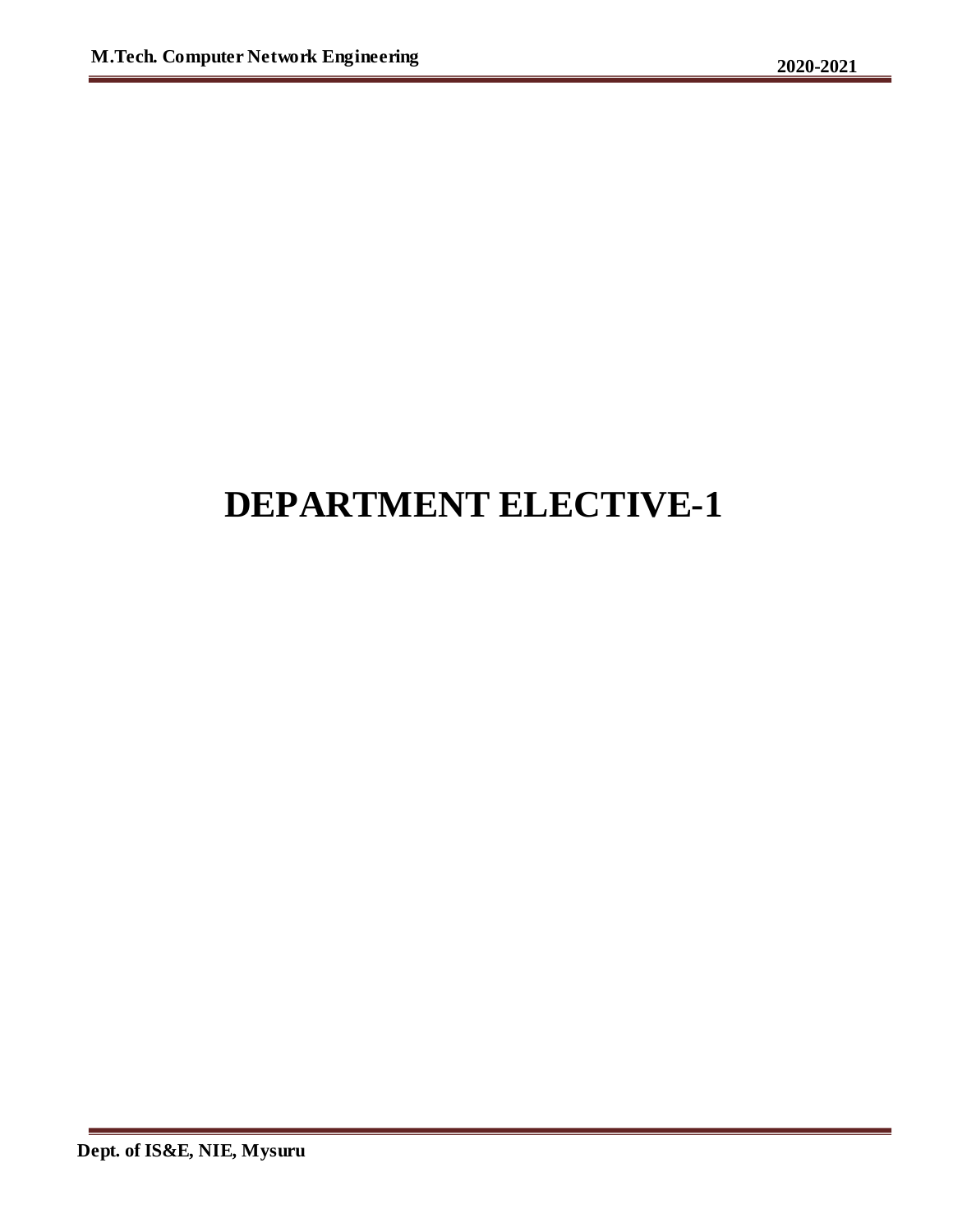# DEPARTMENT ELECTIVE-1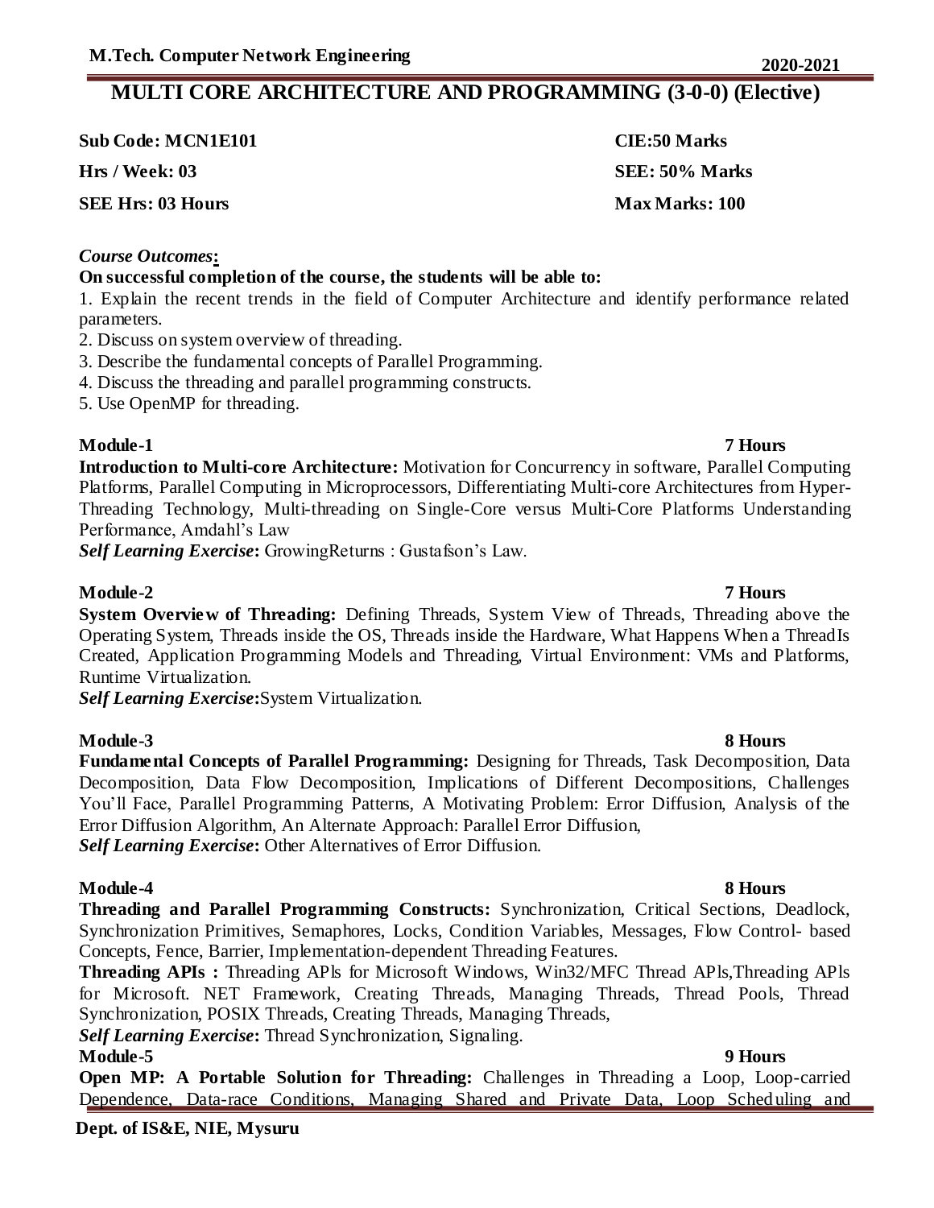# MULTI CORE ARCHITECTURE AND PROGRAMMING (3-0-0) (Elective)

**Sub Code: MCN1E101** **CIE:50 Marks**

**Hrs / Week: 03** **SEE: 50% Marks**

**SEE Hrs: 03 Hours** **Max Marks: 100**

***Course Outcomes*:**

**On successful completion of the course, the students will be able to:**

1. Explain the recent trends in the field of Computer Architecture and identify performance related parameters.
2. Discuss on system overview of threading.
3. Describe the fundamental concepts of Parallel Programming.
4. Discuss the threading and parallel programming constructs.
5. Use OpenMP for threading.

**Module-1** **7 Hours**

**Introduction to Multi-core Architecture:** Motivation for Concurrency in software, Parallel Computing Platforms, Parallel Computing in Microprocessors, Differentiating Multi-core Architectures from Hyper-Threading Technology, Multi-threading on Single-Core versus Multi-Core Platforms Understanding Performance, Amdahl's Law

***Self Learning Exercise*:** GrowingReturns : Gustafson's Law.

**Module-2** **7 Hours**

**System Overview of Threading:** Defining Threads, System View of Threads, Threading above the Operating System, Threads inside the OS, Threads inside the Hardware, What Happens When a ThreadIs Created, Application Programming Models and Threading, Virtual Environment: VMs and Platforms, Runtime Virtualization.

***Self Learning Exercise*:**System Virtualization.

**Module-3** **8 Hours**

**Fundamental Concepts of Parallel Programming:** Designing for Threads, Task Decomposition, Data Decomposition, Data Flow Decomposition, Implications of Different Decompositions, Challenges You'll Face, Parallel Programming Patterns, A Motivating Problem: Error Diffusion, Analysis of the Error Diffusion Algorithm, An Alternate Approach: Parallel Error Diffusion,

***Self Learning Exercise*:** Other Alternatives of Error Diffusion.

**Module-4** **8 Hours**

**Threading and Parallel Programming Constructs:** Synchronization, Critical Sections, Deadlock, Synchronization Primitives, Semaphores, Locks, Condition Variables, Messages, Flow Control- based Concepts, Fence, Barrier, Implementation-dependent Threading Features.

**Threading APIs :** Threading APIs for Microsoft Windows, Win32/MFC Thread APIs,Threading APIs for Microsoft. NET Framework, Creating Threads, Managing Threads, Thread Pools, Thread Synchronization, POSIX Threads, Creating Threads, Managing Threads,

***Self Learning Exercise*:** Thread Synchronization, Signaling.

**Module-5** **9 Hours**

**Open MP: A Portable Solution for Threading:** Challenges in Threading a Loop, Loop-carried Dependence, Data-race Conditions, Managing Shared and Private Data, Loop Scheduling and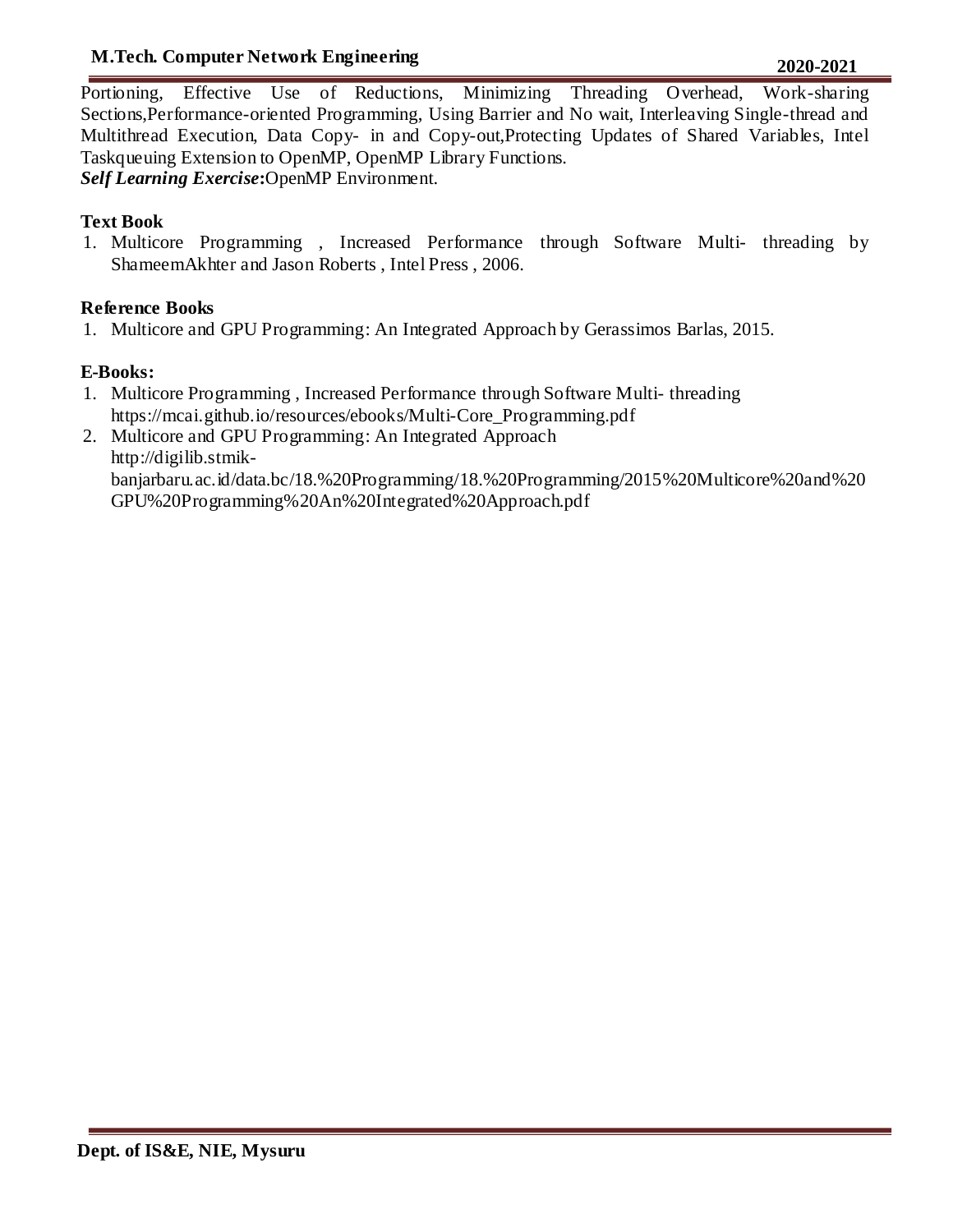Portioning, Effective Use of Reductions, Minimizing Threading Overhead, Work-sharing Sections,Performance-oriented Programming, Using Barrier and No wait, Interleaving Single-thread and Multithread Execution, Data Copy- in and Copy-out,Protecting Updates of Shared Variables, Intel Taskqueuing Extension to OpenMP, OpenMP Library Functions.

***Self Learning Exercise*:**OpenMP Environment.

**Text Book**

1. Multicore Programming , Increased Performance through Software Multi- threading by ShameemAkhter and Jason Roberts , Intel Press , 2006.

**Reference Books**

1. Multicore and GPU Programming: An Integrated Approach by Gerassimos Barlas, 2015.

**E-Books:**

1. Multicore Programming , Increased Performance through Software Multi- threading https://mcai.github.io/resources/ebooks/Multi-Core_Programming.pdf
2. Multicore and GPU Programming: An Integrated Approach http://digilib.stmik-banjarbaru.ac.id/data.bc/18.%20Programming/18.%20Programming/2015%20Multicore%20and%20GPU%20Programming%20An%20Integrated%20Approach.pdf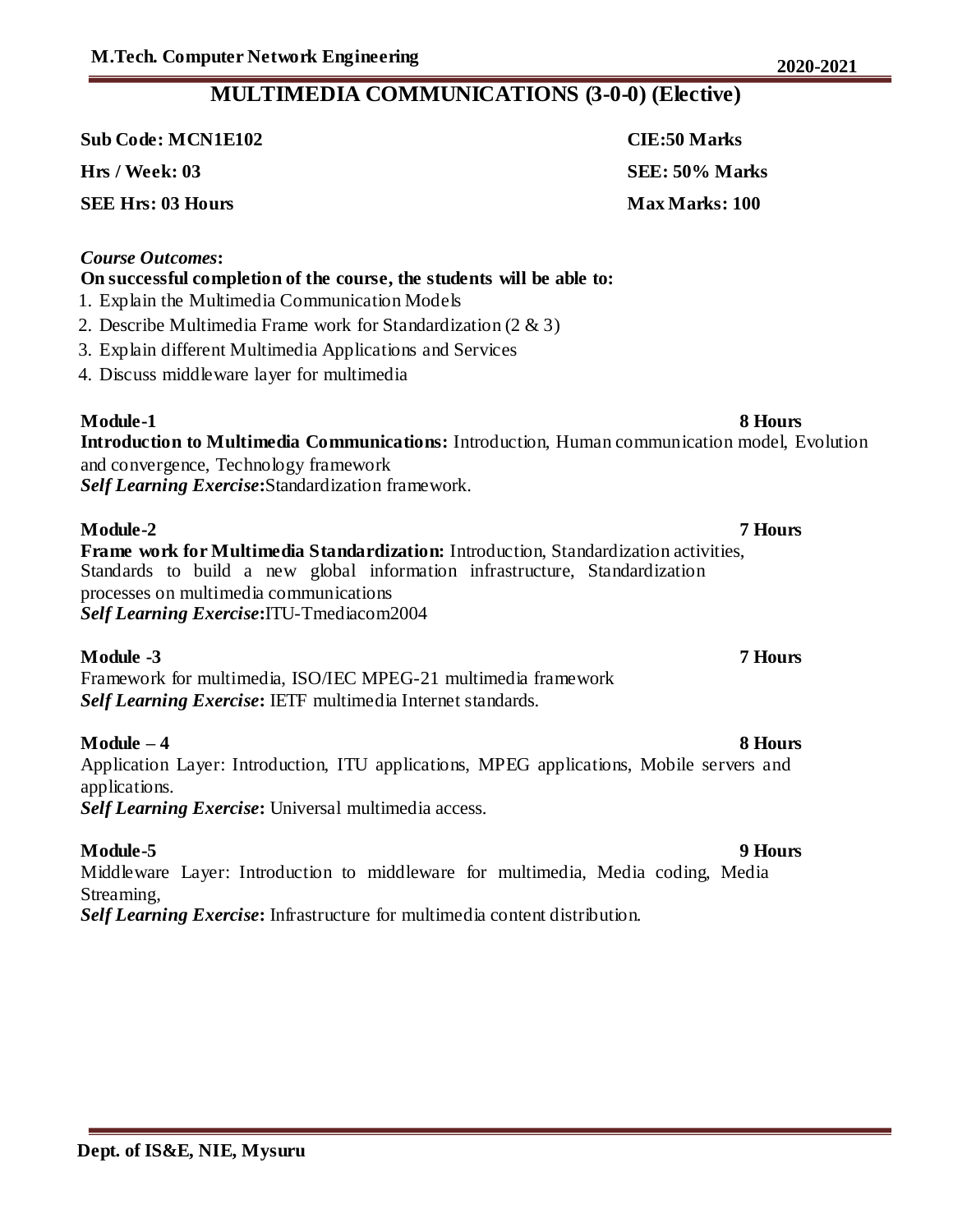# MULTIMEDIA COMMUNICATIONS (3-0-0) (Elective)

**Sub Code: MCN1E102** **CIE:50 Marks**

**Hrs / Week: 03** **SEE: 50% Marks**

**SEE Hrs: 03 Hours** **Max Marks: 100**

***Course Outcomes*:**

**On successful completion of the course, the students will be able to:**

1. Explain the Multimedia Communication Models
2. Describe Multimedia Frame work for Standardization (2 & 3)
3. Explain different Multimedia Applications and Services
4. Discuss middleware layer for multimedia

**Module-1** **8 Hours**

**Introduction to Multimedia Communications:** Introduction, Human communication model, Evolution and convergence, Technology framework

***Self Learning Exercise*:**Standardization framework.

**Module-2** **7 Hours**

**Frame work for Multimedia Standardization:** Introduction, Standardization activities, Standards to build a new global information infrastructure, Standardization processes on multimedia communications

***Self Learning Exercise*:**ITU-Tmediacom2004

**Module -3** **7 Hours**

Framework for multimedia, ISO/IEC MPEG-21 multimedia framework

***Self Learning Exercise*:** IETF multimedia Internet standards.

**Module – 4** **8 Hours**

Application Layer: Introduction, ITU applications, MPEG applications, Mobile servers and applications.

***Self Learning Exercise*:** Universal multimedia access.

**Module-5** **9 Hours**

Middleware Layer: Introduction to middleware for multimedia, Media coding, Media Streaming,

***Self Learning Exercise*:** Infrastructure for multimedia content distribution.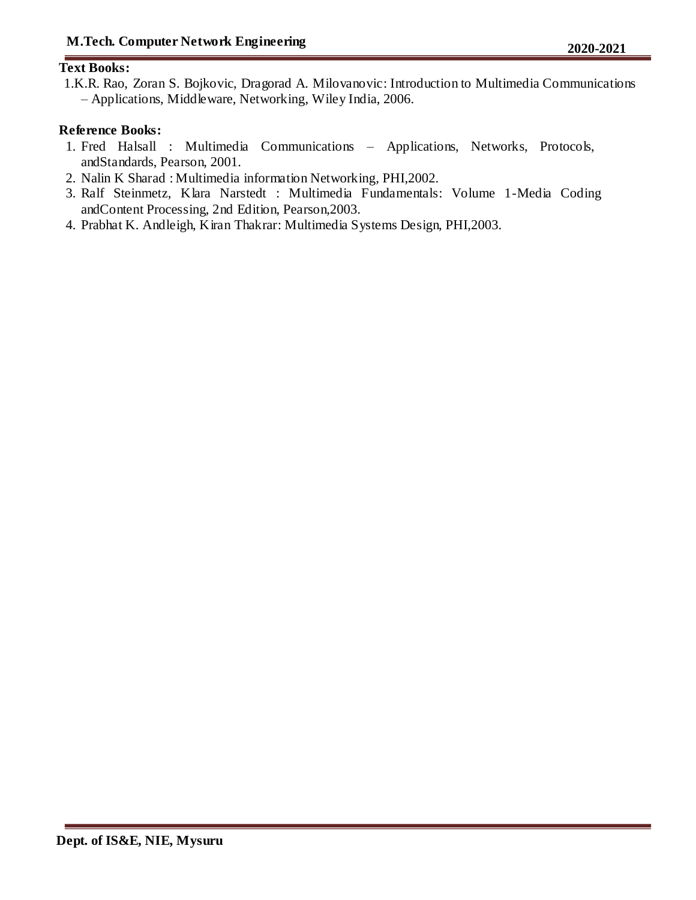**Text Books:**

1. K.R. Rao, Zoran S. Bojkovic, Dragorad A. Milovanovic: Introduction to Multimedia Communications – Applications, Middleware, Networking, Wiley India, 2006.

**Reference Books:**

1. Fred Halsall : Multimedia Communications – Applications, Networks, Protocols, andStandards, Pearson, 2001.
2. Nalin K Sharad : Multimedia information Networking, PHI,2002.
3. Ralf Steinmetz, Klara Narstedt : Multimedia Fundamentals: Volume 1-Media Coding andContent Processing, 2nd Edition, Pearson,2003.
4. Prabhat K. Andleigh, Kiran Thakrar: Multimedia Systems Design, PHI,2003.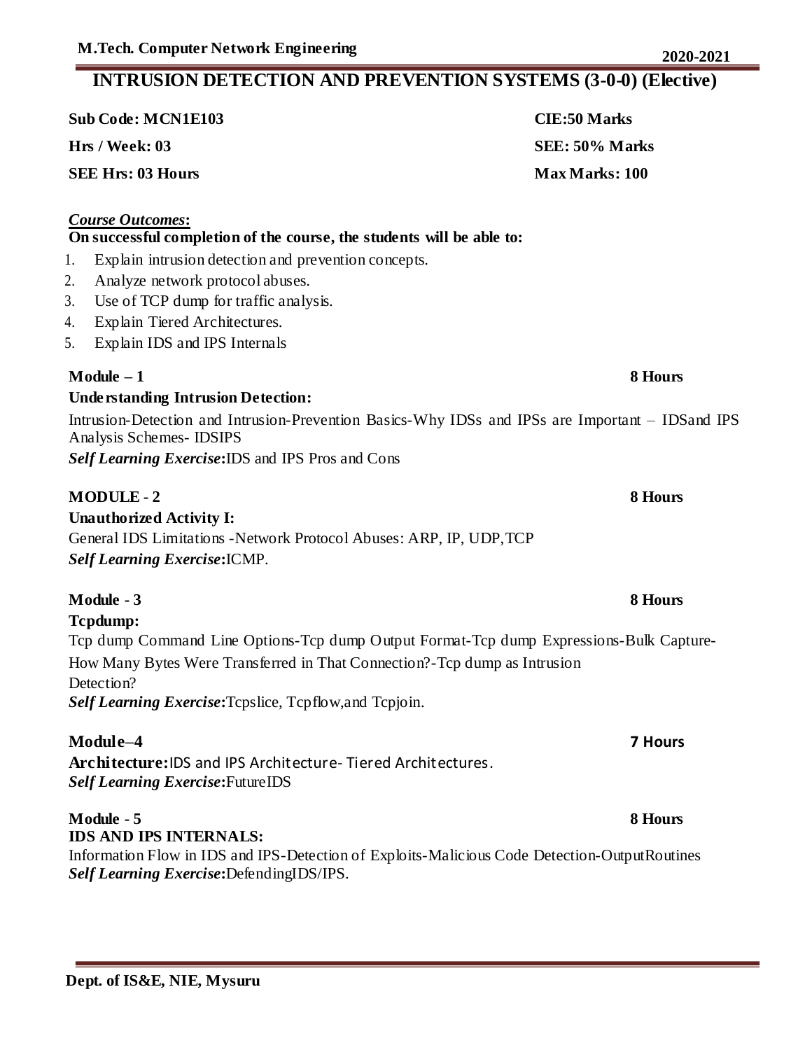# INTRUSION DETECTION AND PREVENTION SYSTEMS (3-0-0) (Elective)

| | |
|---|---|
| **Sub Code: MCN1E103** | **CIE:50 Marks** |
| **Hrs / Week: 03** | **SEE: 50% Marks** |
| **SEE Hrs: 03 Hours** | **Max Marks: 100** |

***Course Outcomes*:**

**On successful completion of the course, the students will be able to:**

1. Explain intrusion detection and prevention concepts.
2. Analyze network protocol abuses.
3. Use of TCP dump for traffic analysis.
4. Explain Tiered Architectures.
5. Explain IDS and IPS Internals

**Module – 1** **8 Hours**

**Understanding Intrusion Detection:**

Intrusion-Detection and Intrusion-Prevention Basics-Why IDSs and IPSs are Important – IDSand IPS Analysis Schemes- IDSIPS

***Self Learning Exercise*:**IDS and IPS Pros and Cons

**MODULE - 2** **8 Hours**

**Unauthorized Activity I:**

General IDS Limitations -Network Protocol Abuses: ARP, IP, UDP,TCP

***Self Learning Exercise*:**ICMP.

**Module - 3** **8 Hours**

**Tcpdump:**

Tcp dump Command Line Options-Tcp dump Output Format-Tcp dump Expressions-Bulk Capture-How Many Bytes Were Transferred in That Connection?-Tcp dump as Intrusion Detection?

***Self Learning Exercise*:**Tcpslice, Tcpflow,and Tcpjoin.

**Module–4** **7 Hours**

**Architecture:**IDS and IPS Architecture- Tiered Architectures.

***Self Learning Exercise*:**FutureIDS

**Module - 5** **8 Hours**

**IDS AND IPS INTERNALS:**

Information Flow in IDS and IPS-Detection of Exploits-Malicious Code Detection-OutputRoutines

***Self Learning Exercise*:**DefendingIDS/IPS.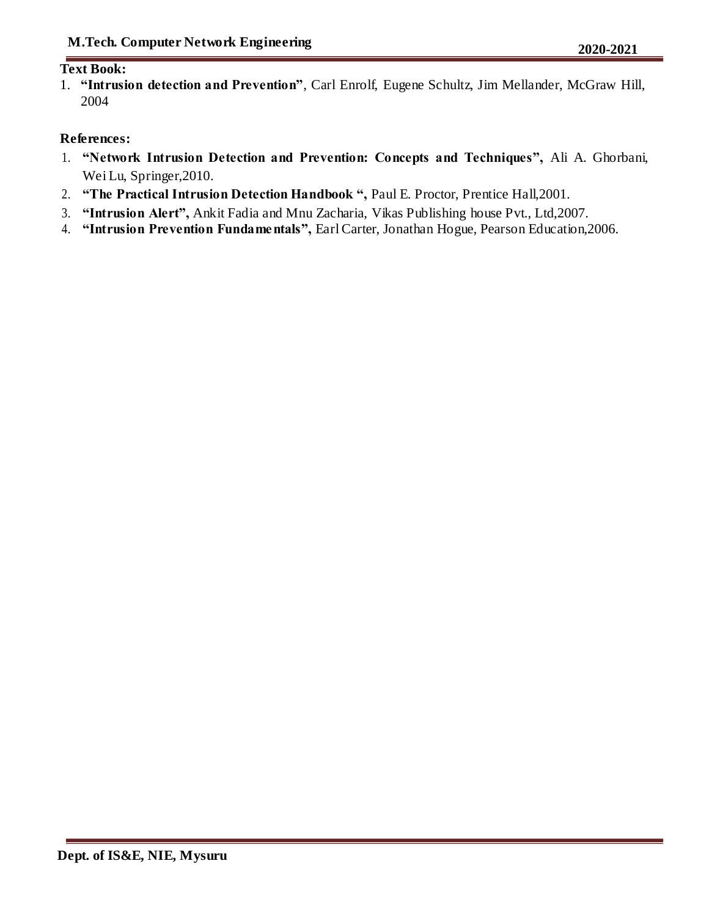**Text Book:**

1. **"Intrusion detection and Prevention"**, Carl Enrolf, Eugene Schultz, Jim Mellander, McGraw Hill, 2004

**References:**

1. **"Network Intrusion Detection and Prevention: Concepts and Techniques",** Ali A. Ghorbani, Wei Lu, Springer,2010.
2. **"The Practical Intrusion Detection Handbook ",** Paul E. Proctor, Prentice Hall,2001.
3. **"Intrusion Alert",** Ankit Fadia and Mnu Zacharia, Vikas Publishing house Pvt., Ltd,2007.
4. **"Intrusion Prevention Fundamentals",** Earl Carter, Jonathan Hogue, Pearson Education,2006.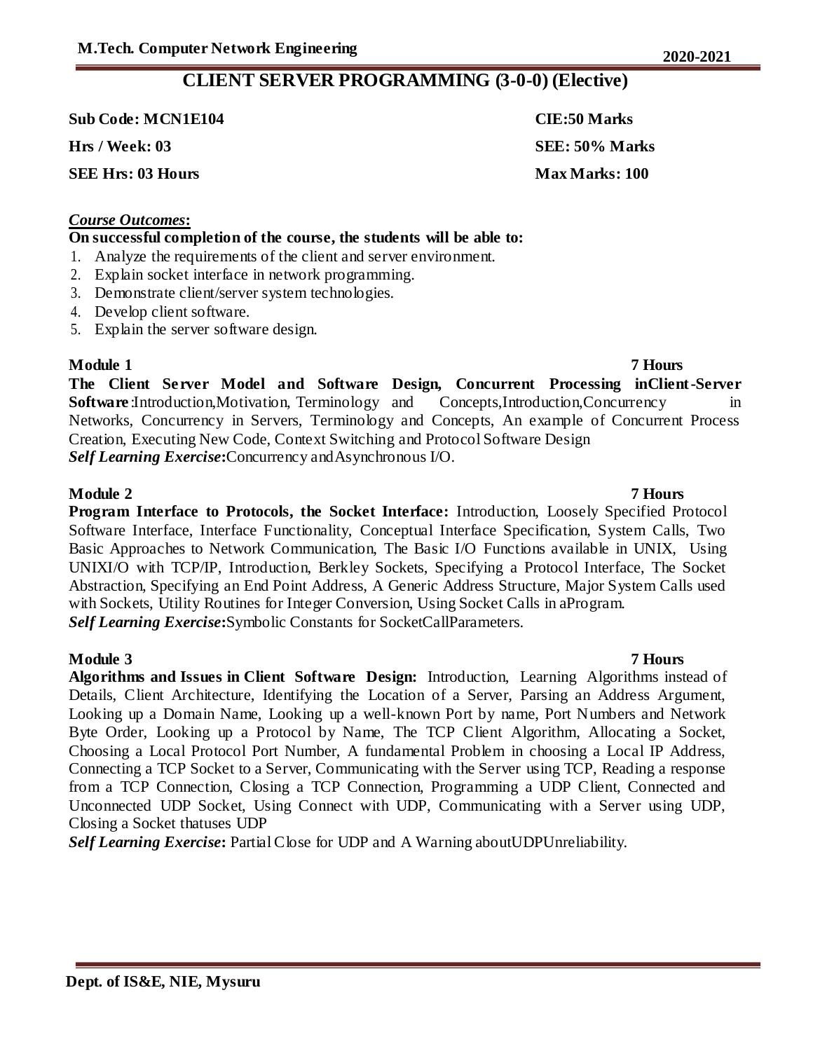# CLIENT SERVER PROGRAMMING (3-0-0) (Elective)

**Sub Code: MCN1E104** **CIE:50 Marks**

**Hrs / Week: 03** **SEE: 50% Marks**

**SEE Hrs: 03 Hours** **Max Marks: 100**

***Course Outcomes*:**

**On successful completion of the course, the students will be able to:**

1. Analyze the requirements of the client and server environment.
2. Explain socket interface in network programming.
3. Demonstrate client/server system technologies.
4. Develop client software.
5. Explain the server software design.

**Module 1** **7 Hours**

**The Client Server Model and Software Design, Concurrent Processing inClient-Server Software**:Introduction,Motivation, Terminology and Concepts,Introduction,Concurrency in Networks, Concurrency in Servers, Terminology and Concepts, An example of Concurrent Process Creation, Executing New Code, Context Switching and Protocol Software Design

***Self Learning Exercise*:**Concurrency andAsynchronous I/O.

**Module 2** **7 Hours**

**Program Interface to Protocols, the Socket Interface:** Introduction, Loosely Specified Protocol Software Interface, Interface Functionality, Conceptual Interface Specification, System Calls, Two Basic Approaches to Network Communication, The Basic I/O Functions available in UNIX, Using UNIXI/O with TCP/IP, Introduction, Berkley Sockets, Specifying a Protocol Interface, The Socket Abstraction, Specifying an End Point Address, A Generic Address Structure, Major System Calls used with Sockets, Utility Routines for Integer Conversion, Using Socket Calls in aProgram.

***Self Learning Exercise*:**Symbolic Constants for SocketCallParameters.

**Module 3** **7 Hours**

**Algorithms and Issues in Client Software Design:** Introduction, Learning Algorithms instead of Details, Client Architecture, Identifying the Location of a Server, Parsing an Address Argument, Looking up a Domain Name, Looking up a well-known Port by name, Port Numbers and Network Byte Order, Looking up a Protocol by Name, The TCP Client Algorithm, Allocating a Socket, Choosing a Local Protocol Port Number, A fundamental Problem in choosing a Local IP Address, Connecting a TCP Socket to a Server, Communicating with the Server using TCP, Reading a response from a TCP Connection, Closing a TCP Connection, Programming a UDP Client, Connected and Unconnected UDP Socket, Using Connect with UDP, Communicating with a Server using UDP, Closing a Socket thatuses UDP

***Self Learning Exercise*:** Partial Close for UDP and A Warning aboutUDPUnreliability.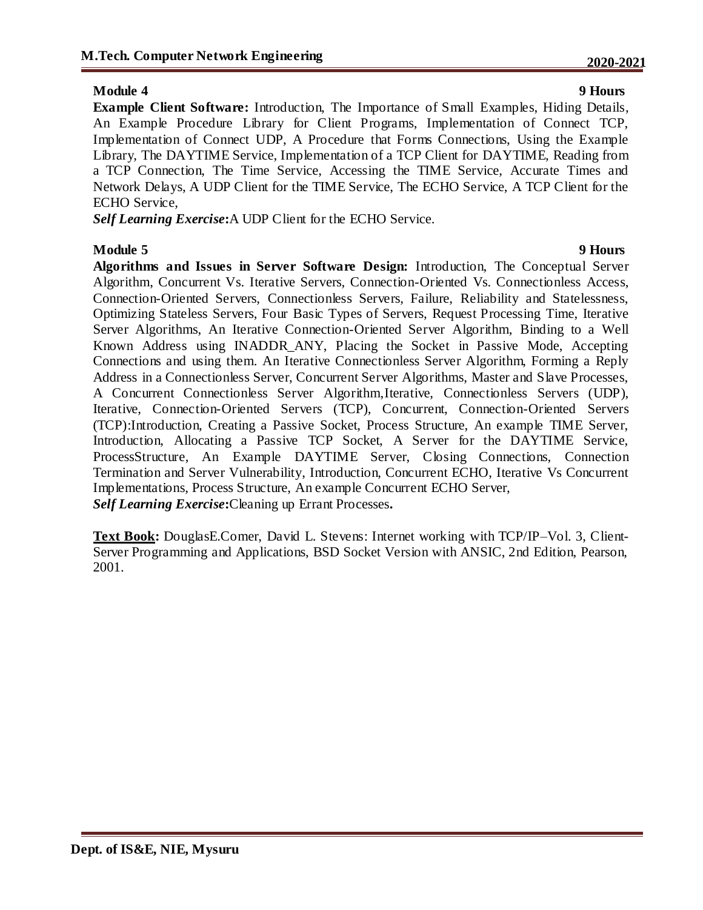**Module 4** **9 Hours**

**Example Client Software:** Introduction, The Importance of Small Examples, Hiding Details, An Example Procedure Library for Client Programs, Implementation of Connect TCP, Implementation of Connect UDP, A Procedure that Forms Connections, Using the Example Library, The DAYTIME Service, Implementation of a TCP Client for DAYTIME, Reading from a TCP Connection, The Time Service, Accessing the TIME Service, Accurate Times and Network Delays, A UDP Client for the TIME Service, The ECHO Service, A TCP Client for the ECHO Service,

***Self Learning Exercise*:**A UDP Client for the ECHO Service.

**Module 5** **9 Hours**

**Algorithms and Issues in Server Software Design:** Introduction, The Conceptual Server Algorithm, Concurrent Vs. Iterative Servers, Connection-Oriented Vs. Connectionless Access, Connection-Oriented Servers, Connectionless Servers, Failure, Reliability and Statelessness, Optimizing Stateless Servers, Four Basic Types of Servers, Request Processing Time, Iterative Server Algorithms, An Iterative Connection-Oriented Server Algorithm, Binding to a Well Known Address using INADDR_ANY, Placing the Socket in Passive Mode, Accepting Connections and using them. An Iterative Connectionless Server Algorithm, Forming a Reply Address in a Connectionless Server, Concurrent Server Algorithms, Master and Slave Processes, A Concurrent Connectionless Server Algorithm,Iterative, Connectionless Servers (UDP), Iterative, Connection-Oriented Servers (TCP), Concurrent, Connection-Oriented Servers (TCP):Introduction, Creating a Passive Socket, Process Structure, An example TIME Server, Introduction, Allocating a Passive TCP Socket, A Server for the DAYTIME Service, ProcessStructure, An Example DAYTIME Server, Closing Connections, Connection Termination and Server Vulnerability, Introduction, Concurrent ECHO, Iterative Vs Concurrent Implementations, Process Structure, An example Concurrent ECHO Server,

***Self Learning Exercise*:**Cleaning up Errant Processes**.**

**Text Book:** DouglasE.Comer, David L. Stevens: Internet working with TCP/IP–Vol. 3, Client-Server Programming and Applications, BSD Socket Version with ANSIC, 2nd Edition, Pearson, 2001.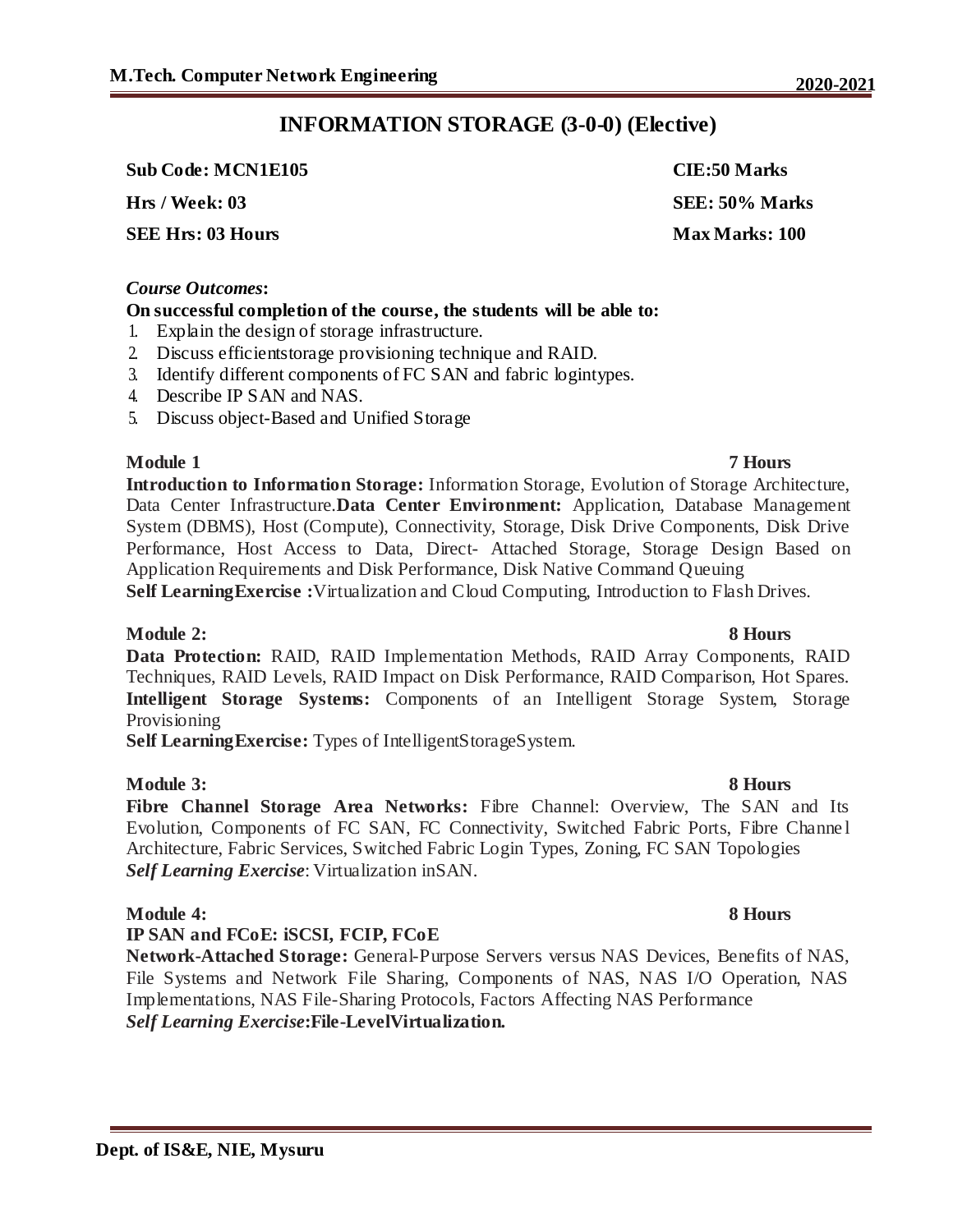## INFORMATION STORAGE (3-0-0) (Elective)

| | |
|---|---|
| **Sub Code: MCN1E105** | **CIE:50 Marks** |
| **Hrs / Week: 03** | **SEE: 50% Marks** |
| **SEE Hrs: 03 Hours** | **Max Marks: 100** |

***Course Outcomes*:**

**On successful completion of the course, the students will be able to:**

1. Explain the design of storage infrastructure.
2. Discuss efficientstorage provisioning technique and RAID.
3. Identify different components of FC SAN and fabric logintypes.
4. Describe IP SAN and NAS.
5. Discuss object-Based and Unified Storage

**Module 1** **7 Hours**

**Introduction to Information Storage:** Information Storage, Evolution of Storage Architecture, Data Center Infrastructure.**Data Center Environment:** Application, Database Management System (DBMS), Host (Compute), Connectivity, Storage, Disk Drive Components, Disk Drive Performance, Host Access to Data, Direct- Attached Storage, Storage Design Based on Application Requirements and Disk Performance, Disk Native Command Queuing

**Self LearningExercise :**Virtualization and Cloud Computing, Introduction to Flash Drives.

**Module 2:** **8 Hours**

**Data Protection:** RAID, RAID Implementation Methods, RAID Array Components, RAID Techniques, RAID Levels, RAID Impact on Disk Performance, RAID Comparison, Hot Spares. **Intelligent Storage Systems:** Components of an Intelligent Storage System, Storage Provisioning

**Self LearningExercise:** Types of IntelligentStorageSystem.

**Module 3:** **8 Hours**

**Fibre Channel Storage Area Networks:** Fibre Channel: Overview, The SAN and Its Evolution, Components of FC SAN, FC Connectivity, Switched Fabric Ports, Fibre Channel Architecture, Fabric Services, Switched Fabric Login Types, Zoning, FC SAN Topologies

***Self Learning Exercise***: Virtualization inSAN.

**Module 4:** **8 Hours**

**IP SAN and FCoE: iSCSI, FCIP, FCoE**

**Network-Attached Storage:** General-Purpose Servers versus NAS Devices, Benefits of NAS, File Systems and Network File Sharing, Components of NAS, NAS I/O Operation, NAS Implementations, NAS File-Sharing Protocols, Factors Affecting NAS Performance

***Self Learning Exercise*:File-LevelVirtualization.**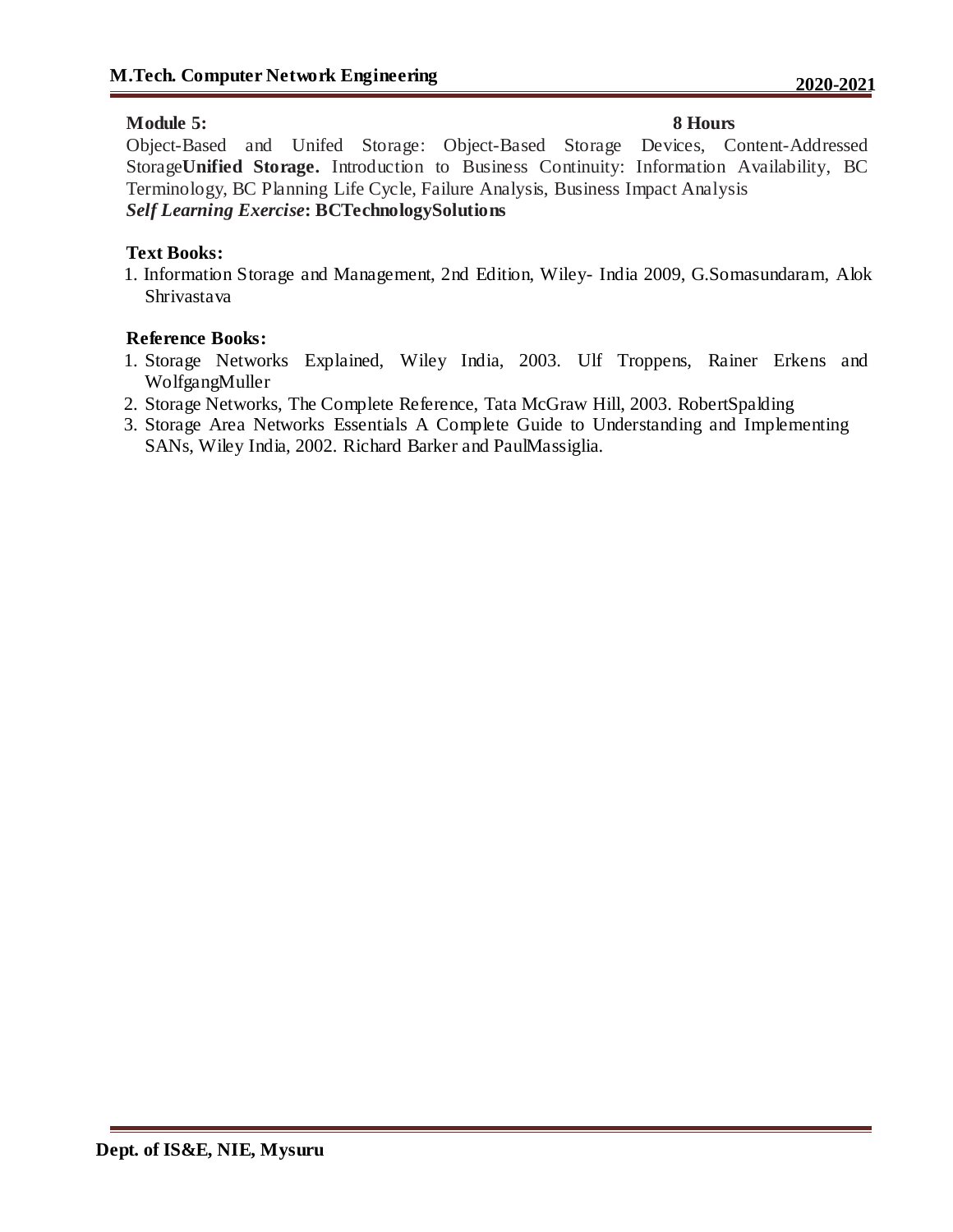**Module 5:** **8 Hours**

Object-Based and Unifed Storage: Object-Based Storage Devices, Content-Addressed Storage**Unified Storage.** Introduction to Business Continuity: Information Availability, BC Terminology, BC Planning Life Cycle, Failure Analysis, Business Impact Analysis

***Self Learning Exercise*: BCTechnologySolutions**

**Text Books:**

1. Information Storage and Management, 2nd Edition, Wiley- India 2009, G.Somasundaram, Alok Shrivastava

**Reference Books:**

1. Storage Networks Explained, Wiley India, 2003. Ulf Troppens, Rainer Erkens and WolfgangMuller
2. Storage Networks, The Complete Reference, Tata McGraw Hill, 2003. RobertSpalding
3. Storage Area Networks Essentials A Complete Guide to Understanding and Implementing SANs, Wiley India, 2002. Richard Barker and PaulMassiglia.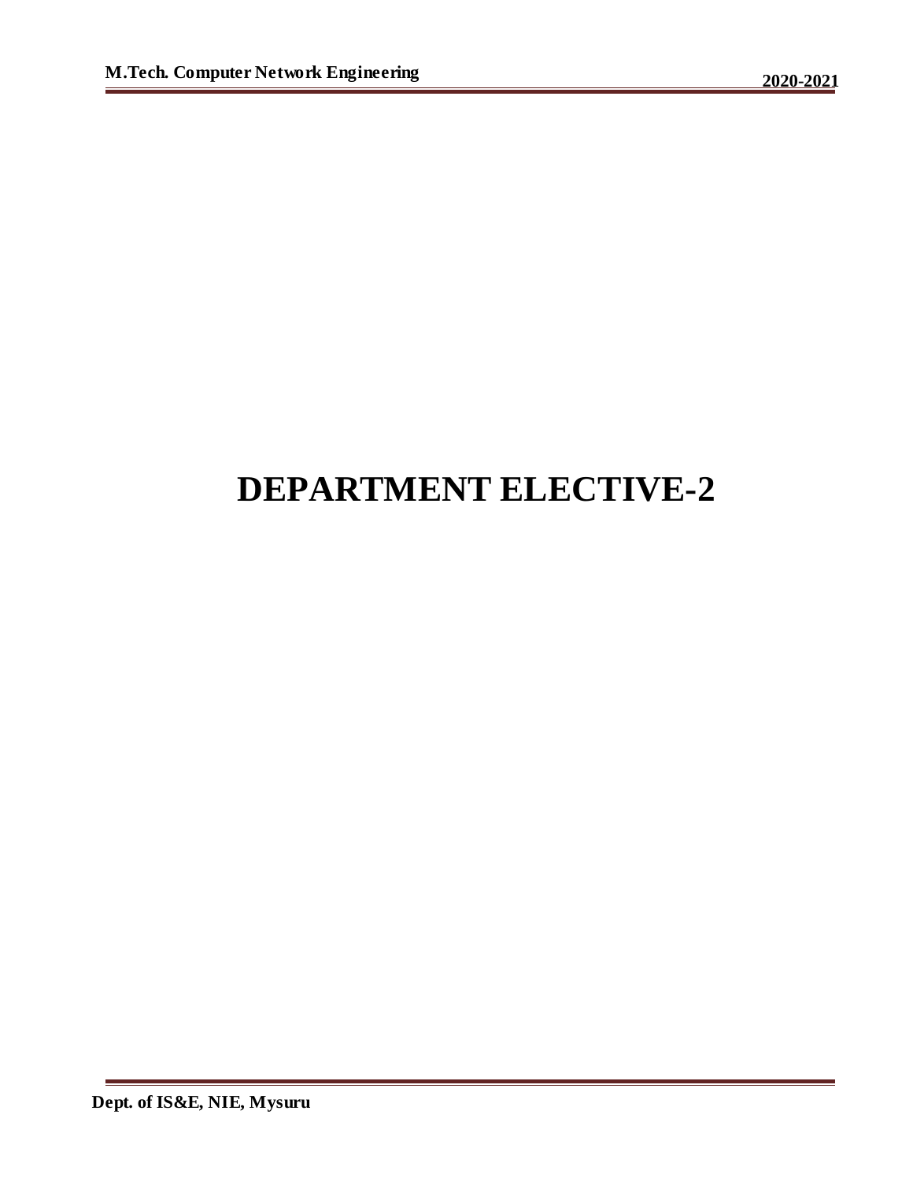# DEPARTMENT ELECTIVE-2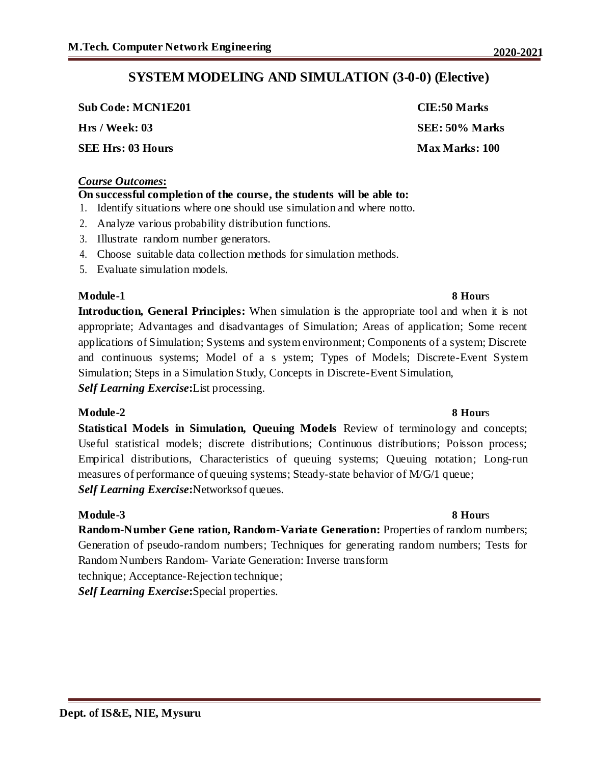## SYSTEM MODELING AND SIMULATION (3-0-0) (Elective)

| | |
|---|---|
| **Sub Code: MCN1E201** | **CIE:50 Marks** |
| **Hrs / Week: 03** | **SEE: 50% Marks** |
| **SEE Hrs: 03 Hours** | **Max Marks: 100** |

***Course Outcomes*:**

**On successful completion of the course, the students will be able to:**

1. Identify situations where one should use simulation and where notto.
2. Analyze various probability distribution functions.
3. Illustrate random number generators.
4. Choose suitable data collection methods for simulation methods.
5. Evaluate simulation models.

**Module-1** **8 Hours**

**Introduction, General Principles:** When simulation is the appropriate tool and when it is not appropriate; Advantages and disadvantages of Simulation; Areas of application; Some recent applications of Simulation; Systems and system environment; Components of a system; Discrete and continuous systems; Model of a s ystem; Types of Models; Discrete-Event System Simulation; Steps in a Simulation Study, Concepts in Discrete-Event Simulation,

***Self Learning Exercise*:**List processing.

**Module-2** **8 Hours**

**Statistical Models in Simulation, Queuing Models** Review of terminology and concepts; Useful statistical models; discrete distributions; Continuous distributions; Poisson process; Empirical distributions, Characteristics of queuing systems; Queuing notation; Long-run measures of performance of queuing systems; Steady-state behavior of M/G/1 queue;

***Self Learning Exercise*:**Networksof queues.

**Module-3** **8 Hours**

**Random-Number Gene ration, Random-Variate Generation:** Properties of random numbers; Generation of pseudo-random numbers; Techniques for generating random numbers; Tests for Random Numbers Random- Variate Generation: Inverse transform technique; Acceptance-Rejection technique;

***Self Learning Exercise*:**Special properties.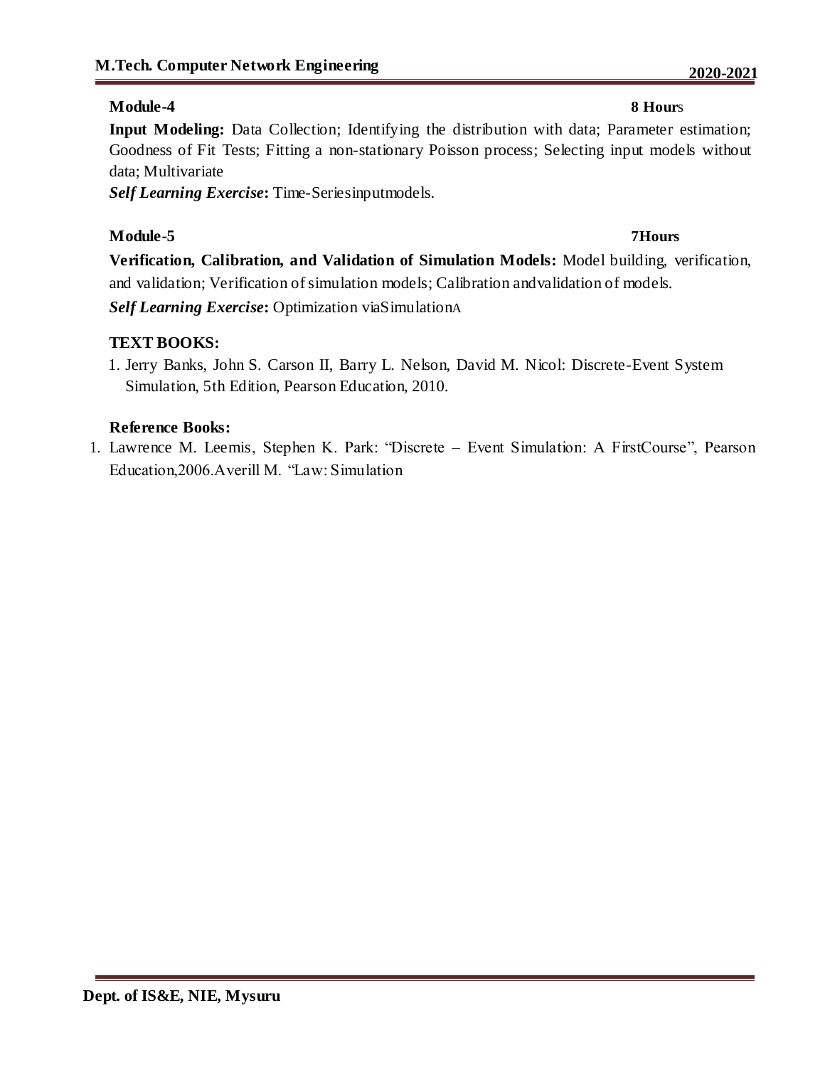**Module-4** **8 Hours**

**Input Modeling:** Data Collection; Identifying the distribution with data; Parameter estimation; Goodness of Fit Tests; Fitting a non-stationary Poisson process; Selecting input models without data; Multivariate

***Self Learning Exercise*:** Time-Seriesinputmodels.

**Module-5** **7Hours**

**Verification, Calibration, and Validation of Simulation Models:** Model building, verification, and validation; Verification of simulation models; Calibration andvalidation of models.

***Self Learning Exercise*:** Optimization viaSimulationA

**TEXT BOOKS:**

1. Jerry Banks, John S. Carson II, Barry L. Nelson, David M. Nicol: Discrete-Event System Simulation, 5th Edition, Pearson Education, 2010.

**Reference Books:**

1. Lawrence M. Leemis, Stephen K. Park: "Discrete – Event Simulation: A FirstCourse", Pearson Education,2006.Averill M. "Law: Simulation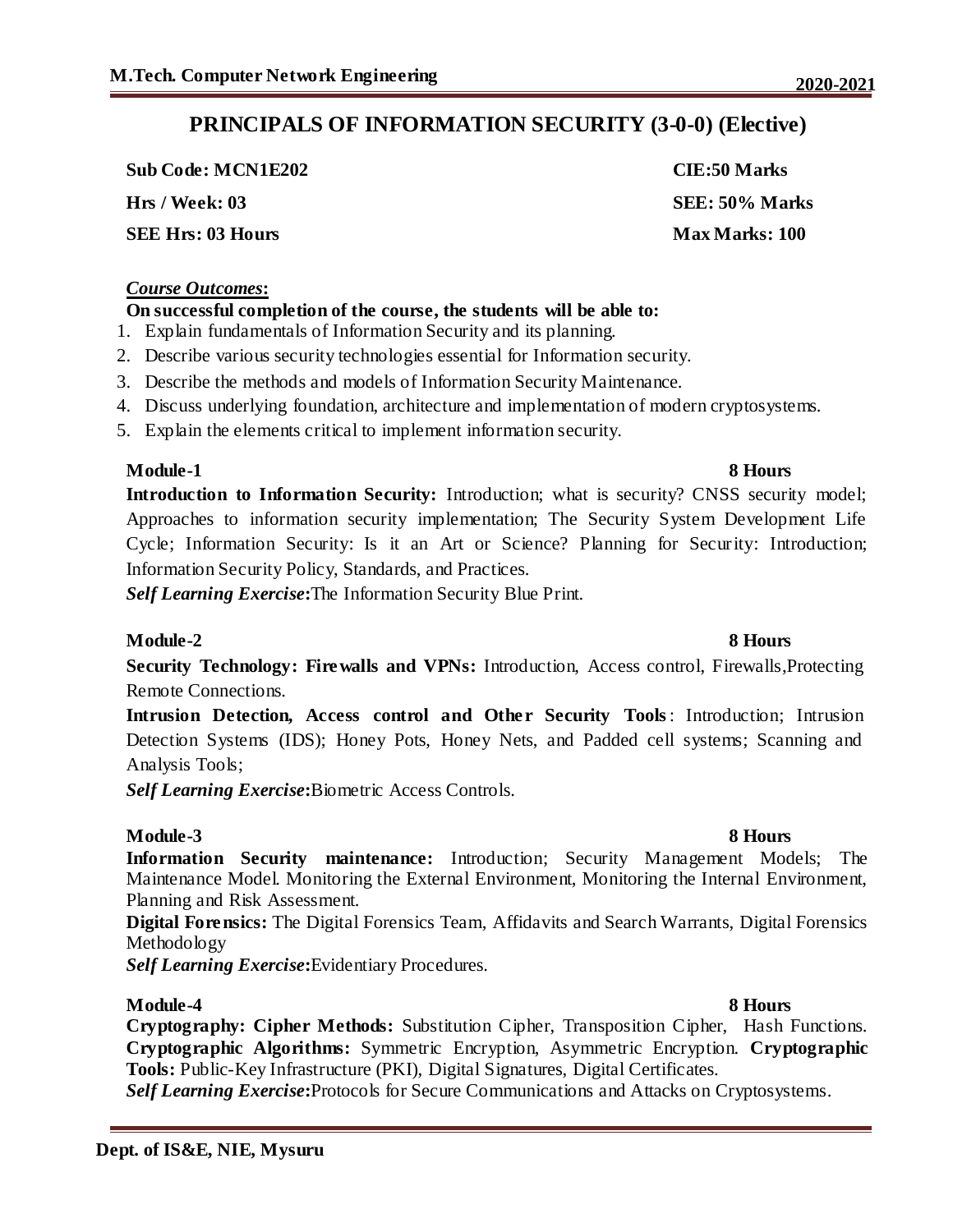## PRINCIPALS OF INFORMATION SECURITY (3-0-0) (Elective)

| | |
|---|---|
| **Sub Code: MCN1E202** | **CIE:50 Marks** |
| **Hrs / Week: 03** | **SEE: 50% Marks** |
| **SEE Hrs: 03 Hours** | **Max Marks: 100** |

***Course Outcomes*:**

**On successful completion of the course, the students will be able to:**

1. Explain fundamentals of Information Security and its planning.
2. Describe various security technologies essential for Information security.
3. Describe the methods and models of Information Security Maintenance.
4. Discuss underlying foundation, architecture and implementation of modern cryptosystems.
5. Explain the elements critical to implement information security.

**Module-1** **8 Hours**

**Introduction to Information Security:** Introduction; what is security? CNSS security model; Approaches to information security implementation; The Security System Development Life Cycle; Information Security: Is it an Art or Science? Planning for Security: Introduction; Information Security Policy, Standards, and Practices.

***Self Learning Exercise*:**The Information Security Blue Print.

**Module-2** **8 Hours**

**Security Technology: Firewalls and VPNs:** Introduction, Access control, Firewalls,Protecting Remote Connections.

**Intrusion Detection, Access control and Other Security Tools**: Introduction; Intrusion Detection Systems (IDS); Honey Pots, Honey Nets, and Padded cell systems; Scanning and Analysis Tools;

***Self Learning Exercise*:**Biometric Access Controls.

**Module-3** **8 Hours**

**Information Security maintenance:** Introduction; Security Management Models; The Maintenance Model. Monitoring the External Environment, Monitoring the Internal Environment, Planning and Risk Assessment.

**Digital Forensics:** The Digital Forensics Team, Affidavits and Search Warrants, Digital Forensics Methodology

***Self Learning Exercise*:**Evidentiary Procedures.

**Module-4** **8 Hours**

**Cryptography: Cipher Methods:** Substitution Cipher, Transposition Cipher, Hash Functions. **Cryptographic Algorithms:** Symmetric Encryption, Asymmetric Encryption. **Cryptographic Tools:** Public-Key Infrastructure (PKI), Digital Signatures, Digital Certificates.

***Self Learning Exercise*:**Protocols for Secure Communications and Attacks on Cryptosystems.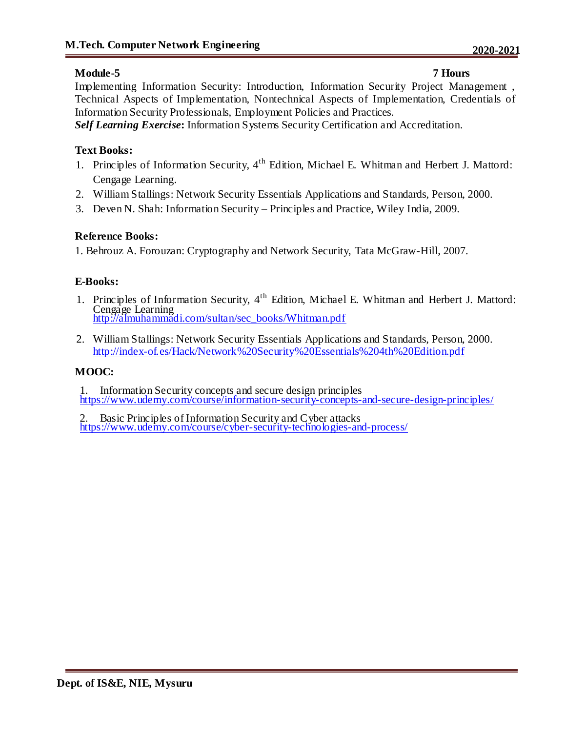**Module-5** **7 Hours**

Implementing Information Security: Introduction, Information Security Project Management , Technical Aspects of Implementation, Nontechnical Aspects of Implementation, Credentials of Information Security Professionals, Employment Policies and Practices.

***Self Learning Exercise*:** Information Systems Security Certification and Accreditation.

**Text Books:**

1. Principles of Information Security, 4th Edition, Michael E. Whitman and Herbert J. Mattord: Cengage Learning.
2. William Stallings: Network Security Essentials Applications and Standards, Person, 2000.
3. Deven N. Shah: Information Security – Principles and Practice, Wiley India, 2009.

**Reference Books:**

1. Behrouz A. Forouzan: Cryptography and Network Security, Tata McGraw-Hill, 2007.

**E-Books:**

1. Principles of Information Security, 4th Edition, Michael E. Whitman and Herbert J. Mattord: Cengage Learning
   http://almuhammadi.com/sultan/sec_books/Whitman.pdf
2. William Stallings: Network Security Essentials Applications and Standards, Person, 2000.
   http://index-of.es/Hack/Network%20Security%20Essentials%204th%20Edition.pdf

**MOOC:**

1. Information Security concepts and secure design principles
   https://www.udemy.com/course/information-security-concepts-and-secure-design-principles/
2. Basic Principles of Information Security and Cyber attacks
   https://www.udemy.com/course/cyber-security-technologies-and-process/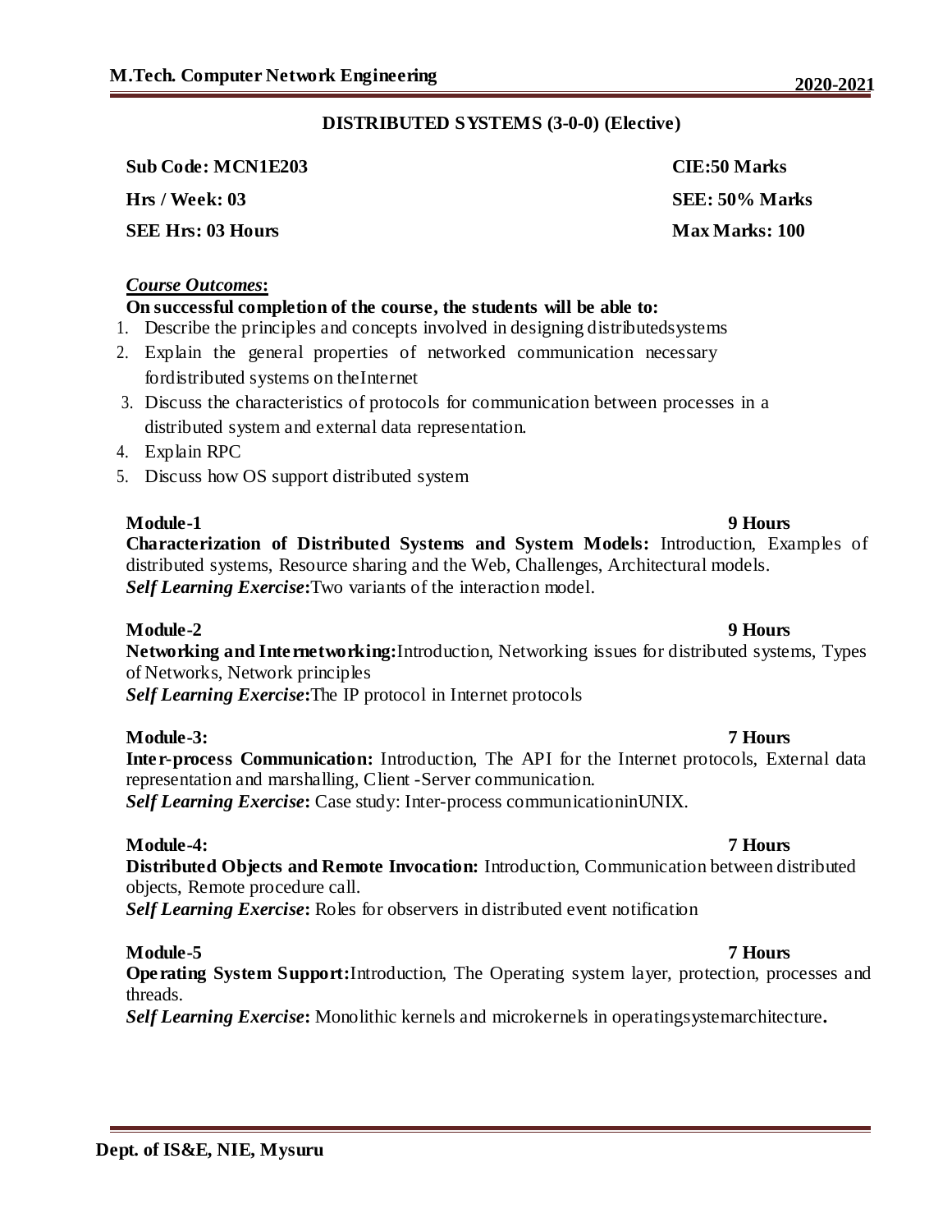## DISTRIBUTED SYSTEMS (3-0-0) (Elective)

| | |
|---|---|
| **Sub Code: MCN1E203** | **CIE:50 Marks** |
| **Hrs / Week: 03** | **SEE: 50% Marks** |
| **SEE Hrs: 03 Hours** | **Max Marks: 100** |

***Course Outcomes*:**

**On successful completion of the course, the students will be able to:**

1. Describe the principles and concepts involved in designing distributedsystems
2. Explain the general properties of networked communication necessary fordistributed systems on theInternet
3. Discuss the characteristics of protocols for communication between processes in a distributed system and external data representation.
4. Explain RPC
5. Discuss how OS support distributed system

**Module-1** **9 Hours**

**Characterization of Distributed Systems and System Models:** Introduction, Examples of distributed systems, Resource sharing and the Web, Challenges, Architectural models.

***Self Learning Exercise*:**Two variants of the interaction model.

**Module-2** **9 Hours**

**Networking and Internetworking:**Introduction, Networking issues for distributed systems, Types of Networks, Network principles

***Self Learning Exercise*:**The IP protocol in Internet protocols

**Module-3:** **7 Hours**

**Inter-process Communication:** Introduction, The API for the Internet protocols, External data representation and marshalling, Client -Server communication.

***Self Learning Exercise*:** Case study: Inter-process communicationinUNIX.

**Module-4:** **7 Hours**

**Distributed Objects and Remote Invocation:** Introduction, Communication between distributed objects, Remote procedure call.

***Self Learning Exercise*:** Roles for observers in distributed event notification

**Module-5** **7 Hours**

**Operating System Support:**Introduction, The Operating system layer, protection, processes and threads.

***Self Learning Exercise*:** Monolithic kernels and microkernels in operatingsystemarchitecture**.**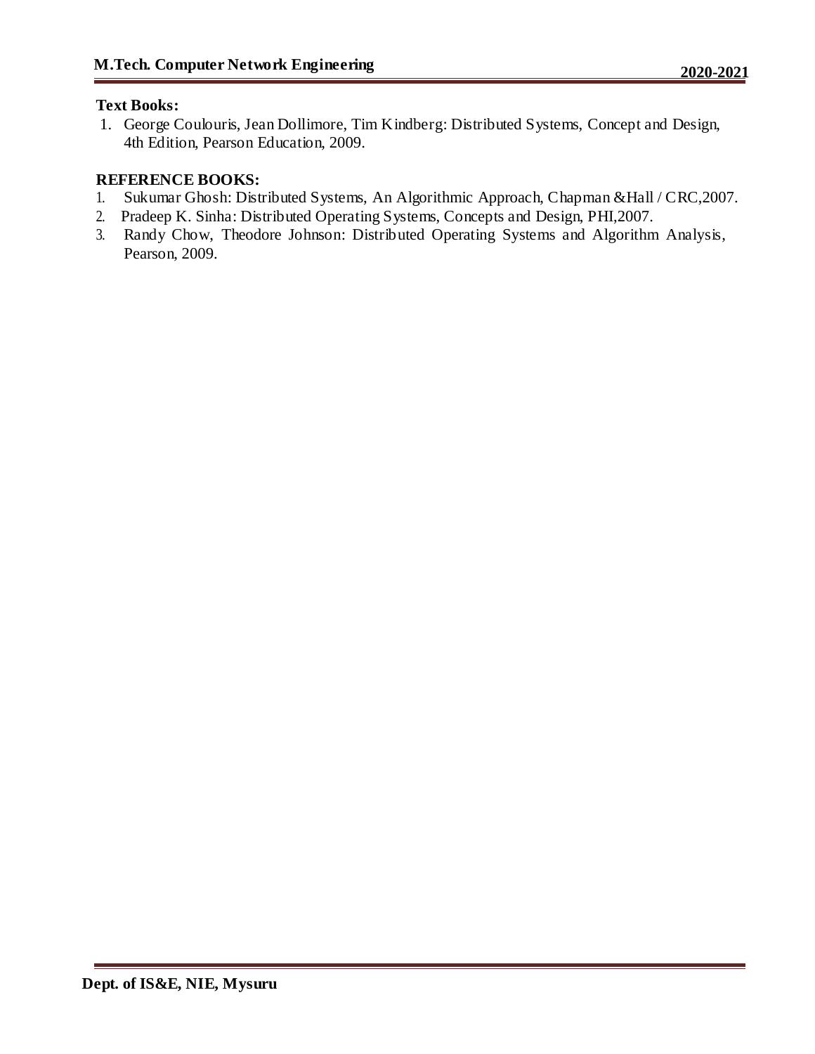**Text Books:**

1. George Coulouris, Jean Dollimore, Tim Kindberg: Distributed Systems, Concept and Design, 4th Edition, Pearson Education, 2009.

**REFERENCE BOOKS:**

1. Sukumar Ghosh: Distributed Systems, An Algorithmic Approach, Chapman &Hall / CRC,2007.
2. Pradeep K. Sinha: Distributed Operating Systems, Concepts and Design, PHI,2007.
3. Randy Chow, Theodore Johnson: Distributed Operating Systems and Algorithm Analysis, Pearson, 2009.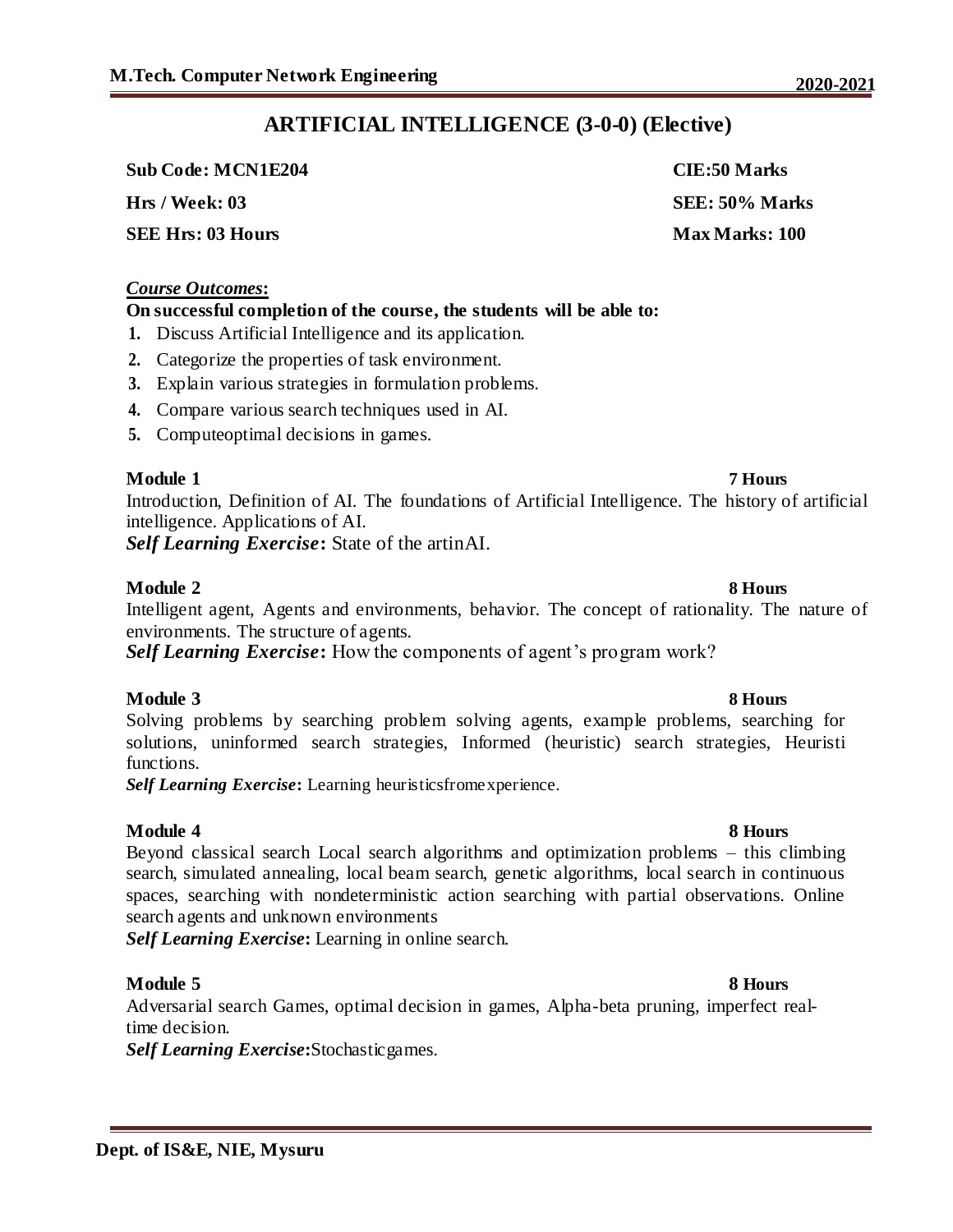# ARTIFICIAL INTELLIGENCE (3-0-0) (Elective)

**Sub Code: MCN1E204** **CIE:50 Marks**

**Hrs / Week: 03** **SEE: 50% Marks**

**SEE Hrs: 03 Hours** **Max Marks: 100**

***Course Outcomes*:**

**On successful completion of the course, the students will be able to:**

1. Discuss Artificial Intelligence and its application.
2. Categorize the properties of task environment.
3. Explain various strategies in formulation problems.
4. Compare various search techniques used in AI.
5. Computeoptimal decisions in games.

**Module 1** **7 Hours**

Introduction, Definition of AI. The foundations of Artificial Intelligence. The history of artificial intelligence. Applications of AI.

***Self Learning Exercise*:** State of the artinAI.

**Module 2** **8 Hours**

Intelligent agent, Agents and environments, behavior. The concept of rationality. The nature of environments. The structure of agents.

***Self Learning Exercise*:** How the components of agent's program work?

**Module 3** **8 Hours**

Solving problems by searching problem solving agents, example problems, searching for solutions, uninformed search strategies, Informed (heuristic) search strategies, Heuristi functions.

***Self Learning Exercise*:** Learning heuristicsfromexperience.

**Module 4** **8 Hours**

Beyond classical search Local search algorithms and optimization problems – this climbing search, simulated annealing, local beam search, genetic algorithms, local search in continuous spaces, searching with nondeterministic action searching with partial observations. Online search agents and unknown environments

***Self Learning Exercise*:** Learning in online search.

**Module 5** **8 Hours**

Adversarial search Games, optimal decision in games, Alpha-beta pruning, imperfect real-time decision.

***Self Learning Exercise*:**Stochasticgames.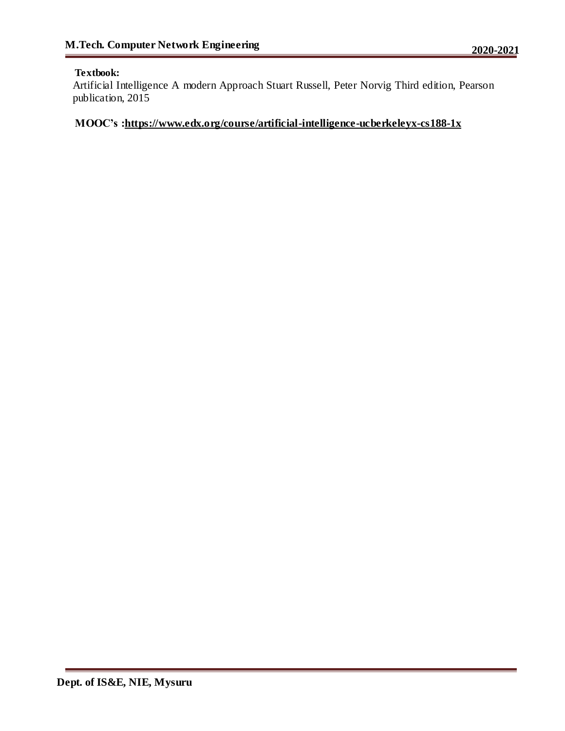**Textbook:**

Artificial Intelligence A modern Approach Stuart Russell, Peter Norvig Third edition, Pearson publication, 2015

**MOOC's :https://www.edx.org/course/artificial-intelligence-ucberkeleyx-cs188-1x**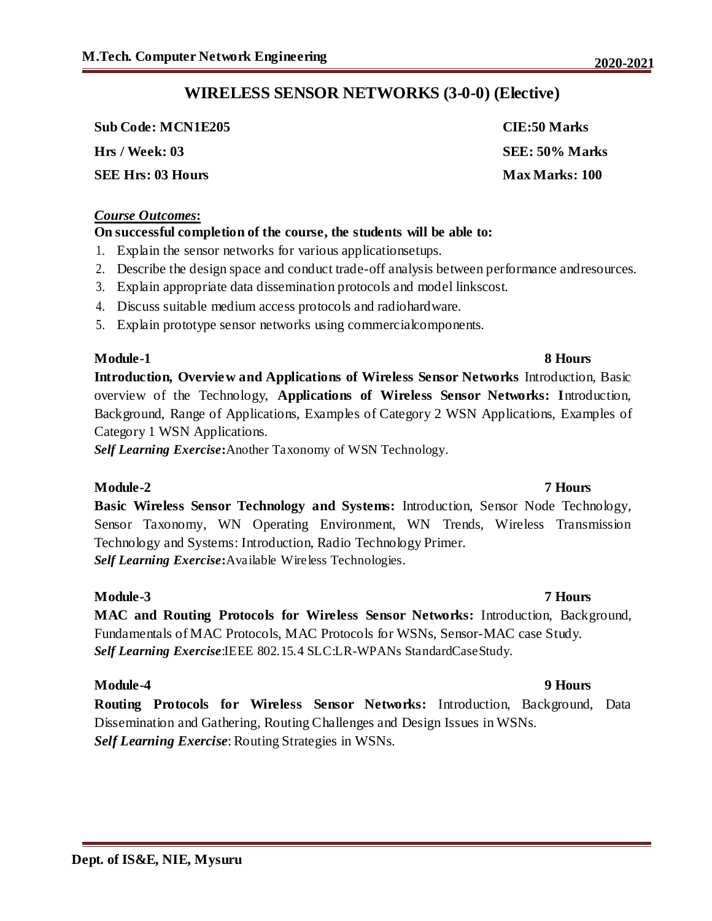## WIRELESS SENSOR NETWORKS (3-0-0) (Elective)

| | |
|---|---|
| **Sub Code: MCN1E205** | **CIE:50 Marks** |
| **Hrs / Week: 03** | **SEE: 50% Marks** |
| **SEE Hrs: 03 Hours** | **Max Marks: 100** |

***Course Outcomes*:**

**On successful completion of the course, the students will be able to:**

1. Explain the sensor networks for various applicationsetups.
2. Describe the design space and conduct trade-off analysis between performance andresources.
3. Explain appropriate data dissemination protocols and model linkscost.
4. Discuss suitable medium access protocols and radiohardware.
5. Explain prototype sensor networks using commercialcomponents.

**Module-1 — 8 Hours**

**Introduction, Overview and Applications of Wireless Sensor Networks** Introduction, Basic overview of the Technology, **Applications of Wireless Sensor Networks: I**ntroduction, Background, Range of Applications, Examples of Category 2 WSN Applications, Examples of Category 1 WSN Applications.

***Self Learning Exercise*:**Another Taxonomy of WSN Technology.

**Module-2 — 7 Hours**

**Basic Wireless Sensor Technology and Systems:** Introduction, Sensor Node Technology, Sensor Taxonomy, WN Operating Environment, WN Trends, Wireless Transmission Technology and Systems: Introduction, Radio Technology Primer.

***Self Learning Exercise*:**Available Wireless Technologies.

**Module-3 — 7 Hours**

**MAC and Routing Protocols for Wireless Sensor Networks:** Introduction, Background, Fundamentals of MAC Protocols, MAC Protocols for WSNs, Sensor-MAC case Study.

***Self Learning Exercise***:IEEE 802.15.4 SLC:LR-WPANs StandardCaseStudy.

**Module-4 — 9 Hours**

**Routing Protocols for Wireless Sensor Networks:** Introduction, Background, Data Dissemination and Gathering, Routing Challenges and Design Issues in WSNs.

***Self Learning Exercise***: Routing Strategies in WSNs.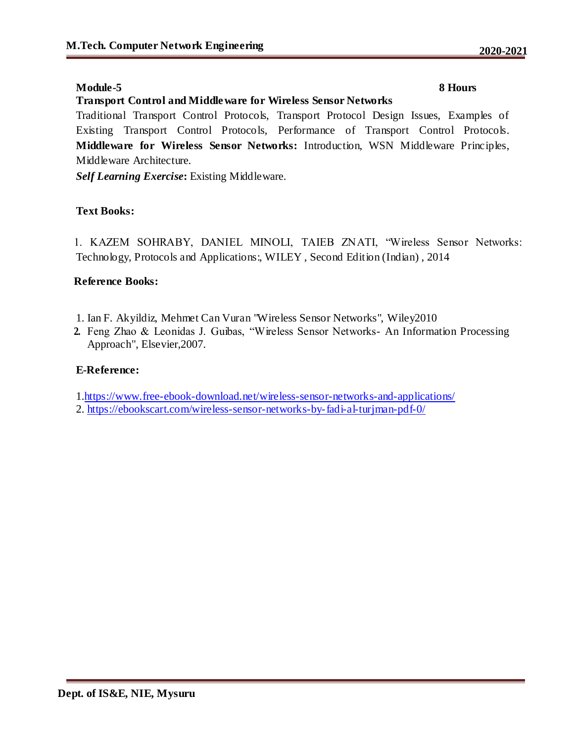**Module-5** **8 Hours**

**Transport Control and Middleware for Wireless Sensor Networks**

Traditional Transport Control Protocols, Transport Protocol Design Issues, Examples of Existing Transport Control Protocols, Performance of Transport Control Protocols. **Middleware for Wireless Sensor Networks:** Introduction, WSN Middleware Principles, Middleware Architecture.

***Self Learning Exercise*:** Existing Middleware.

**Text Books:**

1. KAZEM SOHRABY, DANIEL MINOLI, TAIEB ZNATI, "Wireless Sensor Networks: Technology, Protocols and Applications:, WILEY , Second Edition (Indian) , 2014

**Reference Books:**

1. Ian F. Akyildiz, Mehmet Can Vuran "Wireless Sensor Networks", Wiley2010
2. Feng Zhao & Leonidas J. Guibas, "Wireless Sensor Networks- An Information Processing Approach", Elsevier,2007.

**E-Reference:**

1. https://www.free-ebook-download.net/wireless-sensor-networks-and-applications/
2. https://ebookscart.com/wireless-sensor-networks-by-fadi-al-turjman-pdf-0/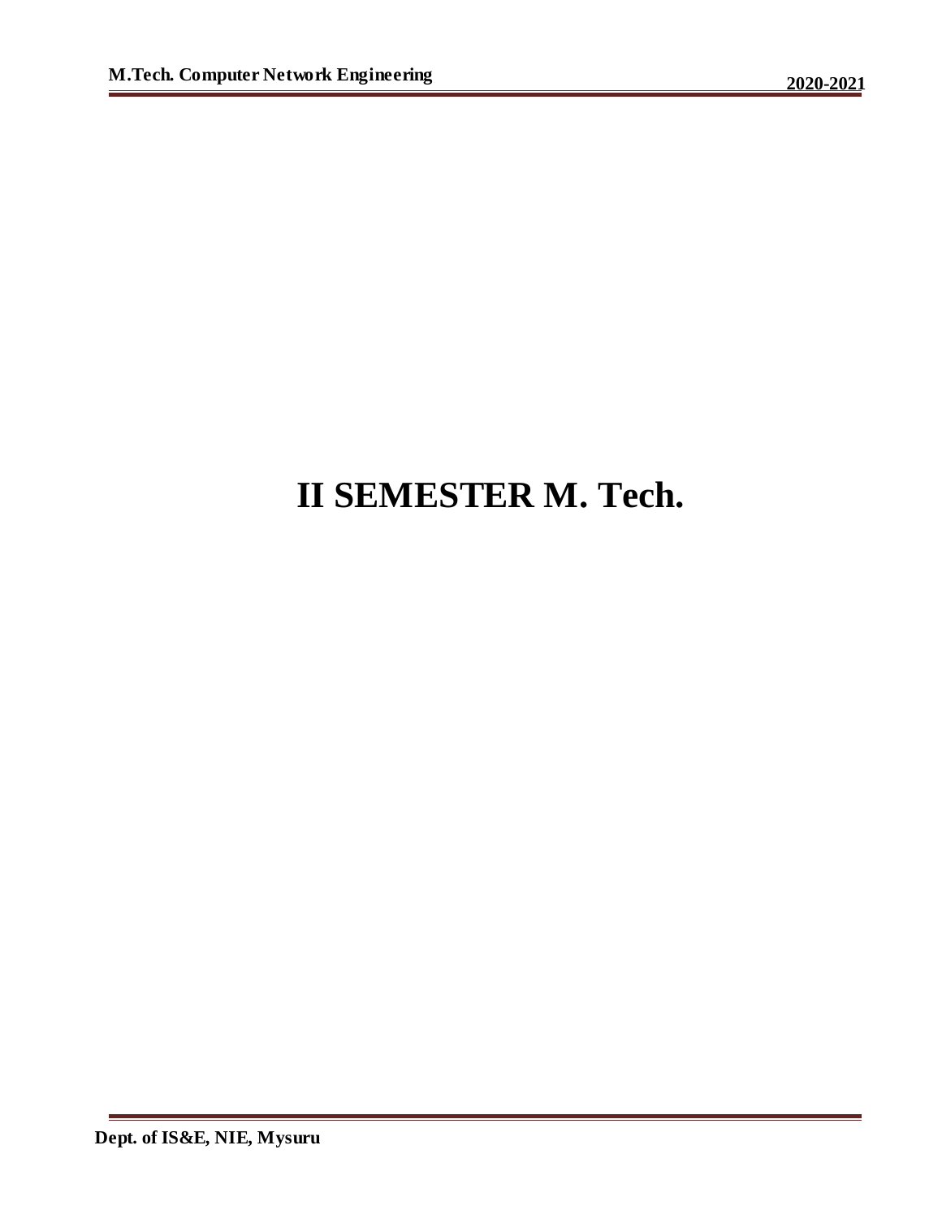# II SEMESTER M. Tech.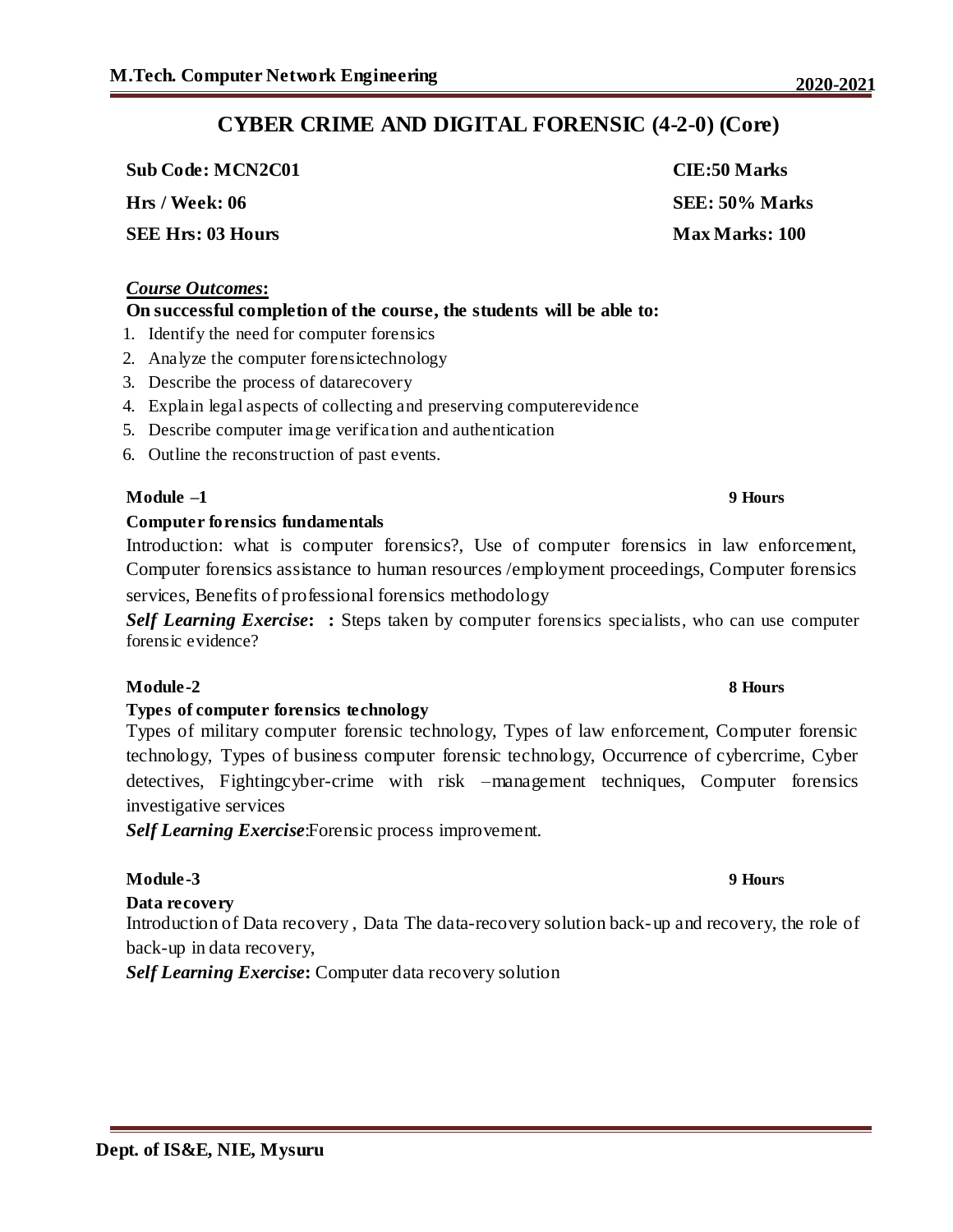# CYBER CRIME AND DIGITAL FORENSIC (4-2-0) (Core)

| | |
|---|---|
| **Sub Code: MCN2C01** | **CIE:50 Marks** |
| **Hrs / Week: 06** | **SEE: 50% Marks** |
| **SEE Hrs: 03 Hours** | **Max Marks: 100** |

***Course Outcomes*:**

**On successful completion of the course, the students will be able to:**

1. Identify the need for computer forensics
2. Analyze the computer forensictechnology
3. Describe the process of datarecovery
4. Explain legal aspects of collecting and preserving computerevidence
5. Describe computer image verification and authentication
6. Outline the reconstruction of past events.

**Module –1** **9 Hours**

**Computer forensics fundamentals**

Introduction: what is computer forensics?, Use of computer forensics in law enforcement, Computer forensics assistance to human resources /employment proceedings, Computer forensics services, Benefits of professional forensics methodology

***Self Learning Exercise*: :** Steps taken by computer forensics specialists, who can use computer forensic evidence?

**Module-2** **8 Hours**

**Types of computer forensics technology**

Types of military computer forensic technology, Types of law enforcement, Computer forensic technology, Types of business computer forensic technology, Occurrence of cybercrime, Cyber detectives, Fightingcyber-crime with risk –management techniques, Computer forensics investigative services

***Self Learning Exercise***:Forensic process improvement.

**Module-3** **9 Hours**

**Data recovery**

Introduction of Data recovery , Data The data-recovery solution back-up and recovery, the role of back-up in data recovery,

***Self Learning Exercise*:** Computer data recovery solution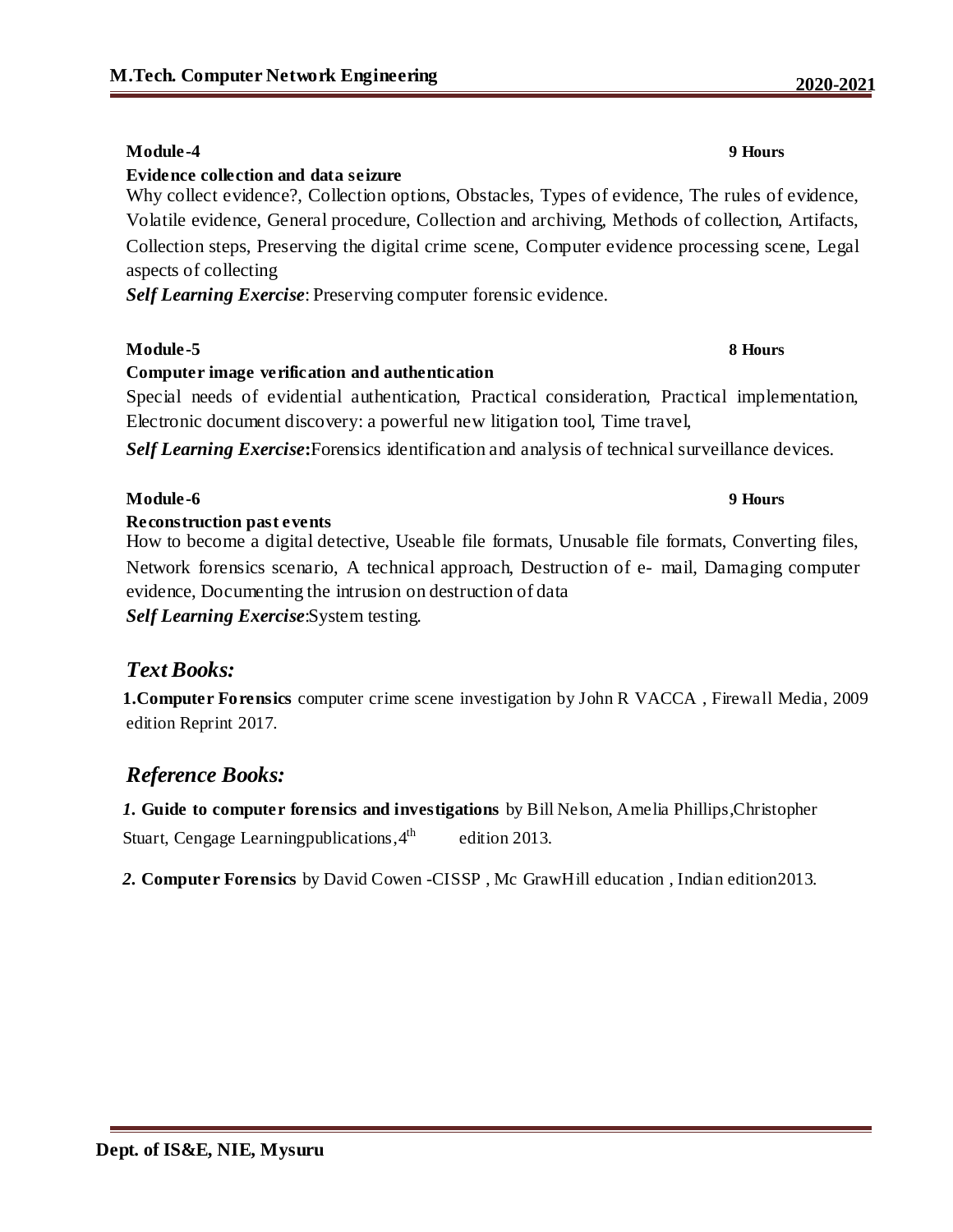**Module-4** **9 Hours**

**Evidence collection and data seizure**

Why collect evidence?, Collection options, Obstacles, Types of evidence, The rules of evidence, Volatile evidence, General procedure, Collection and archiving, Methods of collection, Artifacts, Collection steps, Preserving the digital crime scene, Computer evidence processing scene, Legal aspects of collecting

***Self Learning Exercise***: Preserving computer forensic evidence.

**Module-5** **8 Hours**

**Computer image verification and authentication**

Special needs of evidential authentication, Practical consideration, Practical implementation, Electronic document discovery: a powerful new litigation tool, Time travel,

***Self Learning Exercise*:**Forensics identification and analysis of technical surveillance devices.

**Module-6** **9 Hours**

**Reconstruction past events**

How to become a digital detective, Useable file formats, Unusable file formats, Converting files, Network forensics scenario, A technical approach, Destruction of e- mail, Damaging computer evidence, Documenting the intrusion on destruction of data

***Self Learning Exercise***:System testing.

## *Text Books:*

**1.Computer Forensics** computer crime scene investigation by John R VACCA , Firewall Media, 2009 edition Reprint 2017.

## *Reference Books:*

*1.* **Guide to computer forensics and investigations** by Bill Nelson, Amelia Phillips,Christopher Stuart, Cengage Learningpublications,$4^{th}$ edition 2013.

*2.* **Computer Forensics** by David Cowen -CISSP , Mc GrawHill education , Indian edition2013.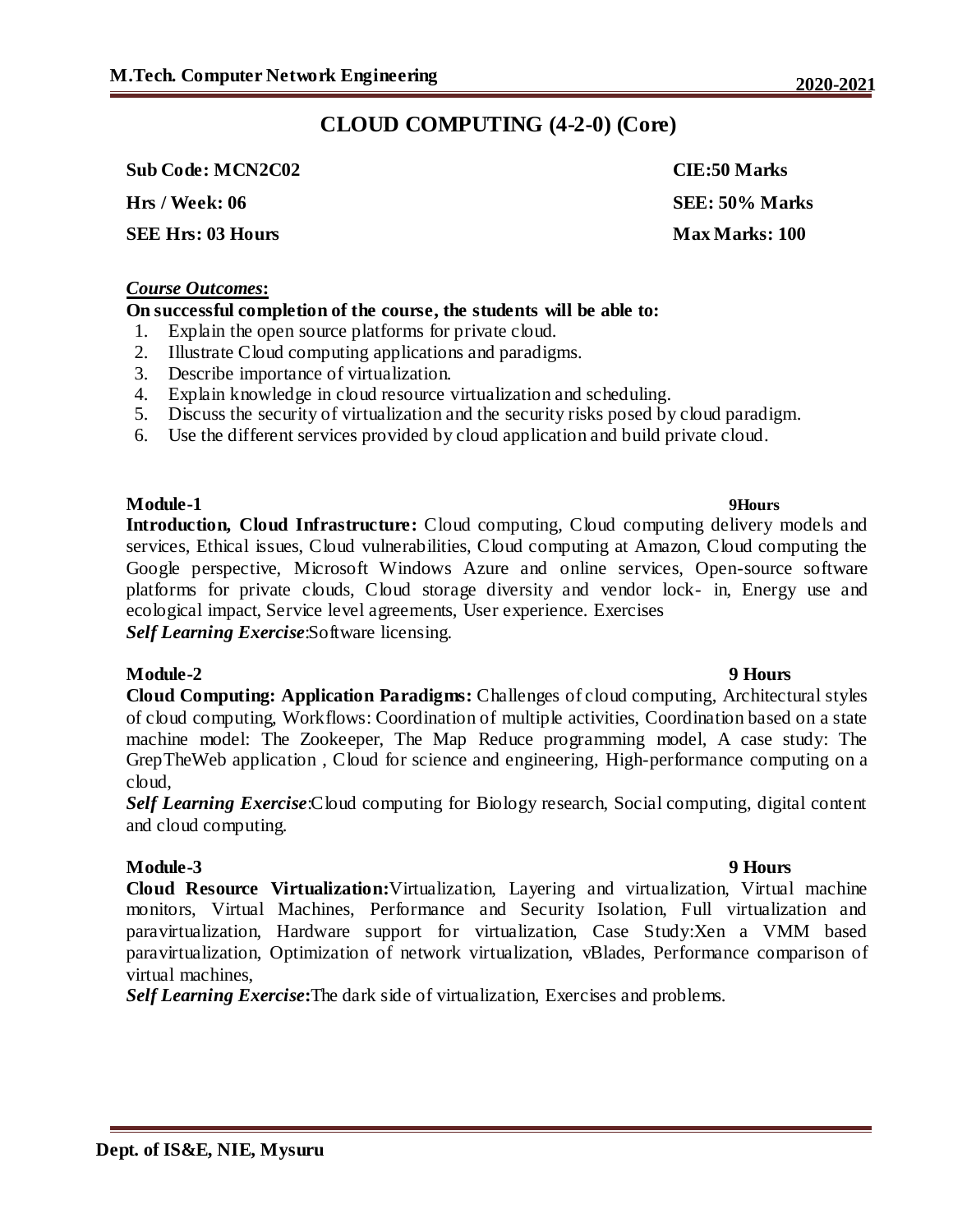# CLOUD COMPUTING (4-2-0) (Core)

| | |
|---|---|
| **Sub Code: MCN2C02** | **CIE:50 Marks** |
| **Hrs / Week: 06** | **SEE: 50% Marks** |
| **SEE Hrs: 03 Hours** | **Max Marks: 100** |

***Course Outcomes*:**

**On successful completion of the course, the students will be able to:**

1. Explain the open source platforms for private cloud.
2. Illustrate Cloud computing applications and paradigms.
3. Describe importance of virtualization.
4. Explain knowledge in cloud resource virtualization and scheduling.
5. Discuss the security of virtualization and the security risks posed by cloud paradigm.
6. Use the different services provided by cloud application and build private cloud.

**Module-1** **9Hours**

**Introduction, Cloud Infrastructure:** Cloud computing, Cloud computing delivery models and services, Ethical issues, Cloud vulnerabilities, Cloud computing at Amazon, Cloud computing the Google perspective, Microsoft Windows Azure and online services, Open-source software platforms for private clouds, Cloud storage diversity and vendor lock- in, Energy use and ecological impact, Service level agreements, User experience. Exercises

***Self Learning Exercise*:**Software licensing.

**Module-2** **9 Hours**

**Cloud Computing: Application Paradigms:** Challenges of cloud computing, Architectural styles of cloud computing, Workflows: Coordination of multiple activities, Coordination based on a state machine model: The Zookeeper, The Map Reduce programming model, A case study: The GrepTheWeb application , Cloud for science and engineering, High-performance computing on a cloud,

***Self Learning Exercise*:**Cloud computing for Biology research, Social computing, digital content and cloud computing.

**Module-3** **9 Hours**

**Cloud Resource Virtualization:**Virtualization, Layering and virtualization, Virtual machine monitors, Virtual Machines, Performance and Security Isolation, Full virtualization and paravirtualization, Hardware support for virtualization, Case Study:Xen a VMM based paravirtualization, Optimization of network virtualization, vBlades, Performance comparison of virtual machines,

***Self Learning Exercise*:**The dark side of virtualization, Exercises and problems.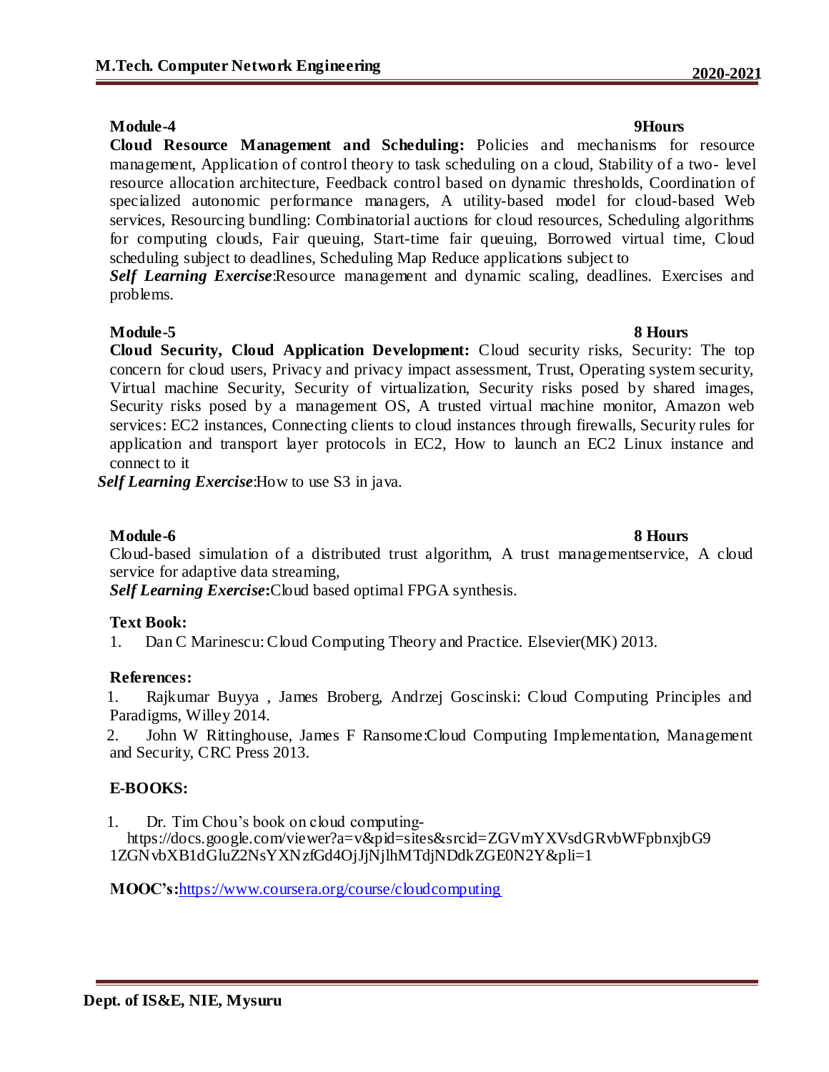**Module-4** **9Hours**

**Cloud Resource Management and Scheduling:** Policies and mechanisms for resource management, Application of control theory to task scheduling on a cloud, Stability of a two- level resource allocation architecture, Feedback control based on dynamic thresholds, Coordination of specialized autonomic performance managers, A utility-based model for cloud-based Web services, Resourcing bundling: Combinatorial auctions for cloud resources, Scheduling algorithms for computing clouds, Fair queuing, Start-time fair queuing, Borrowed virtual time, Cloud scheduling subject to deadlines, Scheduling Map Reduce applications subject to

***Self Learning Exercise***:Resource management and dynamic scaling, deadlines. Exercises and problems.

**Module-5** **8 Hours**

**Cloud Security, Cloud Application Development:** Cloud security risks, Security: The top concern for cloud users, Privacy and privacy impact assessment, Trust, Operating system security, Virtual machine Security, Security of virtualization, Security risks posed by shared images, Security risks posed by a management OS, A trusted virtual machine monitor, Amazon web services: EC2 instances, Connecting clients to cloud instances through firewalls, Security rules for application and transport layer protocols in EC2, How to launch an EC2 Linux instance and connect to it

***Self Learning Exercise***:How to use S3 in java.

**Module-6** **8 Hours**

Cloud-based simulation of a distributed trust algorithm, A trust managementservice, A cloud service for adaptive data streaming,

***Self Learning Exercise*:**Cloud based optimal FPGA synthesis.

**Text Book:**

1. Dan C Marinescu: Cloud Computing Theory and Practice. Elsevier(MK) 2013.

**References:**

1. Rajkumar Buyya , James Broberg, Andrzej Goscinski: Cloud Computing Principles and Paradigms, Willey 2014.
2. John W Rittinghouse, James F Ransome:Cloud Computing Implementation, Management and Security, CRC Press 2013.

**E-BOOKS:**

1. Dr. Tim Chou's book on cloud computing- https://docs.google.com/viewer?a=v&pid=sites&srcid=ZGVmYXVsdGRvbWFpbnxjbG91ZGNvbXB1dGluZ2NsYXNzfGd4OjJjNjlhMTdjNDdkZGE0N2Y&pli=1

**MOOC's:**https://www.coursera.org/course/cloudcomputing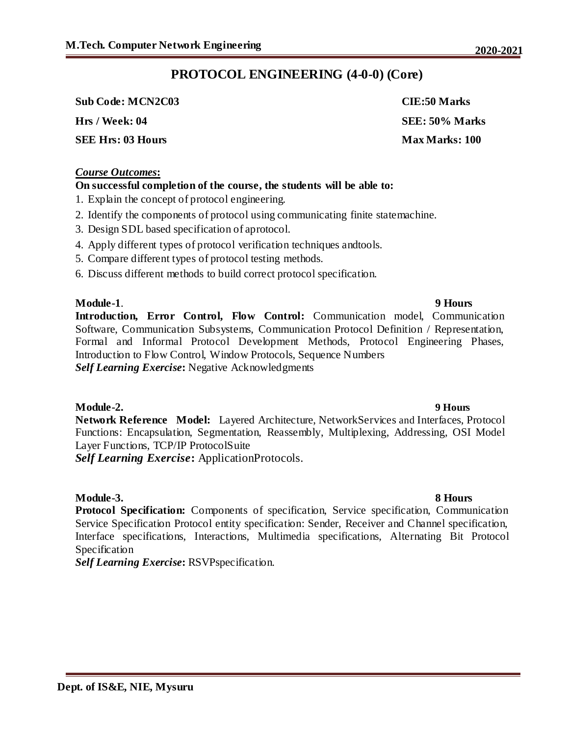## PROTOCOL ENGINEERING (4-0-0) (Core)

**Sub Code: MCN2C03** **CIE:50 Marks**

**Hrs / Week: 04** **SEE: 50% Marks**

**SEE Hrs: 03 Hours** **Max Marks: 100**

***Course Outcomes*:**

**On successful completion of the course, the students will be able to:**

1. Explain the concept of protocol engineering.
2. Identify the components of protocol using communicating finite statemachine.
3. Design SDL based specification of aprotocol.
4. Apply different types of protocol verification techniques andtools.
5. Compare different types of protocol testing methods.
6. Discuss different methods to build correct protocol specification.

**Module-1**. **9 Hours**

**Introduction, Error Control, Flow Control:** Communication model, Communication Software, Communication Subsystems, Communication Protocol Definition / Representation, Formal and Informal Protocol Development Methods, Protocol Engineering Phases, Introduction to Flow Control, Window Protocols, Sequence Numbers

***Self Learning Exercise*:** Negative Acknowledgments

**Module-2.** **9 Hours**

**Network Reference Model:** Layered Architecture, NetworkServices and Interfaces, Protocol Functions: Encapsulation, Segmentation, Reassembly, Multiplexing, Addressing, OSI Model Layer Functions, TCP/IP ProtocolSuite

***Self Learning Exercise*:** ApplicationProtocols.

**Module-3.** **8 Hours**

**Protocol Specification:** Components of specification, Service specification, Communication Service Specification Protocol entity specification: Sender, Receiver and Channel specification, Interface specifications, Interactions, Multimedia specifications, Alternating Bit Protocol Specification

***Self Learning Exercise*:** RSVPspecification.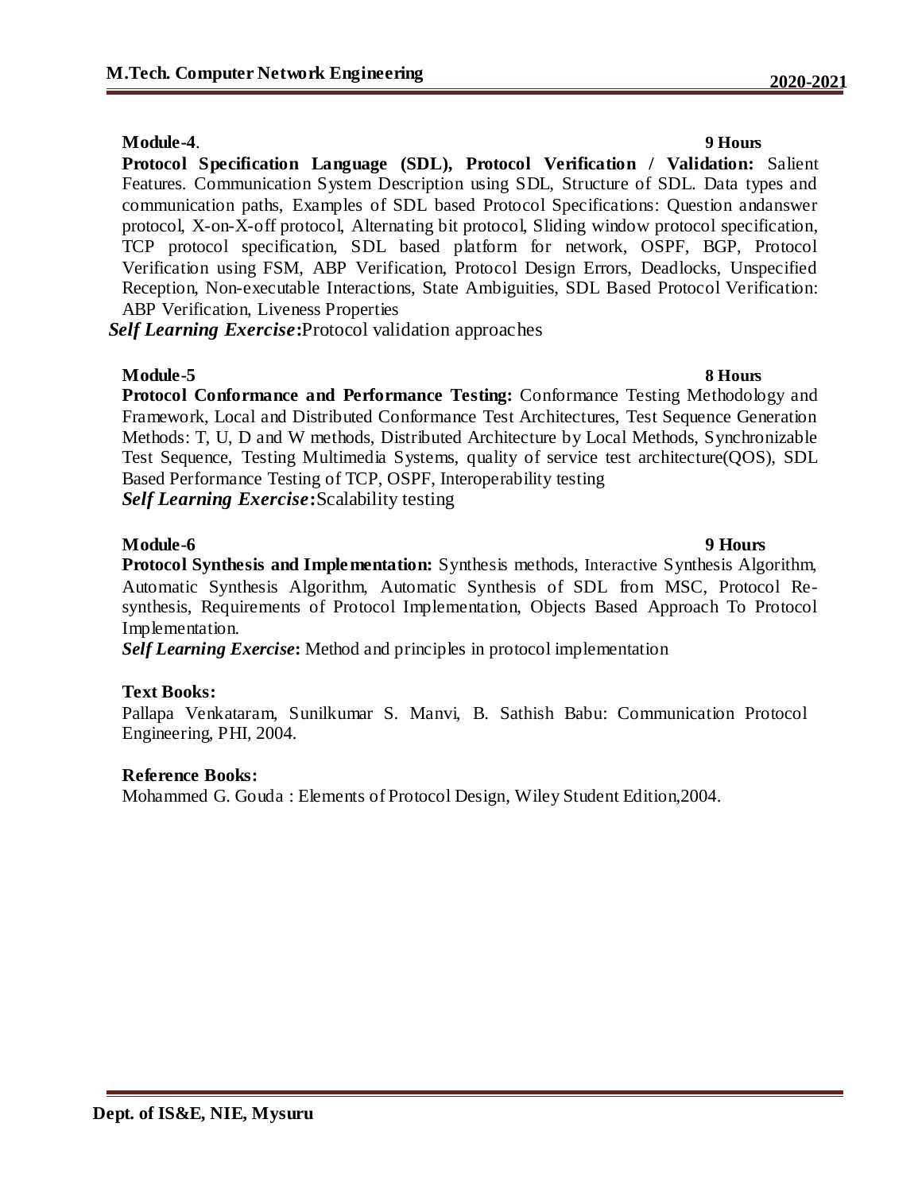**Module-4**. **9 Hours**

**Protocol Specification Language (SDL), Protocol Verification / Validation:** Salient Features. Communication System Description using SDL, Structure of SDL. Data types and communication paths, Examples of SDL based Protocol Specifications: Question andanswer protocol, X-on-X-off protocol, Alternating bit protocol, Sliding window protocol specification, TCP protocol specification, SDL based platform for network, OSPF, BGP, Protocol Verification using FSM, ABP Verification, Protocol Design Errors, Deadlocks, Unspecified Reception, Non-executable Interactions, State Ambiguities, SDL Based Protocol Verification: ABP Verification, Liveness Properties

***Self Learning Exercise*:**Protocol validation approaches

**Module-5** **8 Hours**

**Protocol Conformance and Performance Testing:** Conformance Testing Methodology and Framework, Local and Distributed Conformance Test Architectures, Test Sequence Generation Methods: T, U, D and W methods, Distributed Architecture by Local Methods, Synchronizable Test Sequence, Testing Multimedia Systems, quality of service test architecture(QOS), SDL Based Performance Testing of TCP, OSPF, Interoperability testing

***Self Learning Exercise*:**Scalability testing

**Module-6** **9 Hours**

**Protocol Synthesis and Implementation:** Synthesis methods, Interactive Synthesis Algorithm, Automatic Synthesis Algorithm, Automatic Synthesis of SDL from MSC, Protocol Re-synthesis, Requirements of Protocol Implementation, Objects Based Approach To Protocol Implementation.

***Self Learning Exercise*:** Method and principles in protocol implementation

**Text Books:**

Pallapa Venkataram, Sunilkumar S. Manvi, B. Sathish Babu: Communication Protocol Engineering, PHI, 2004.

**Reference Books:**

Mohammed G. Gouda : Elements of Protocol Design, Wiley Student Edition,2004.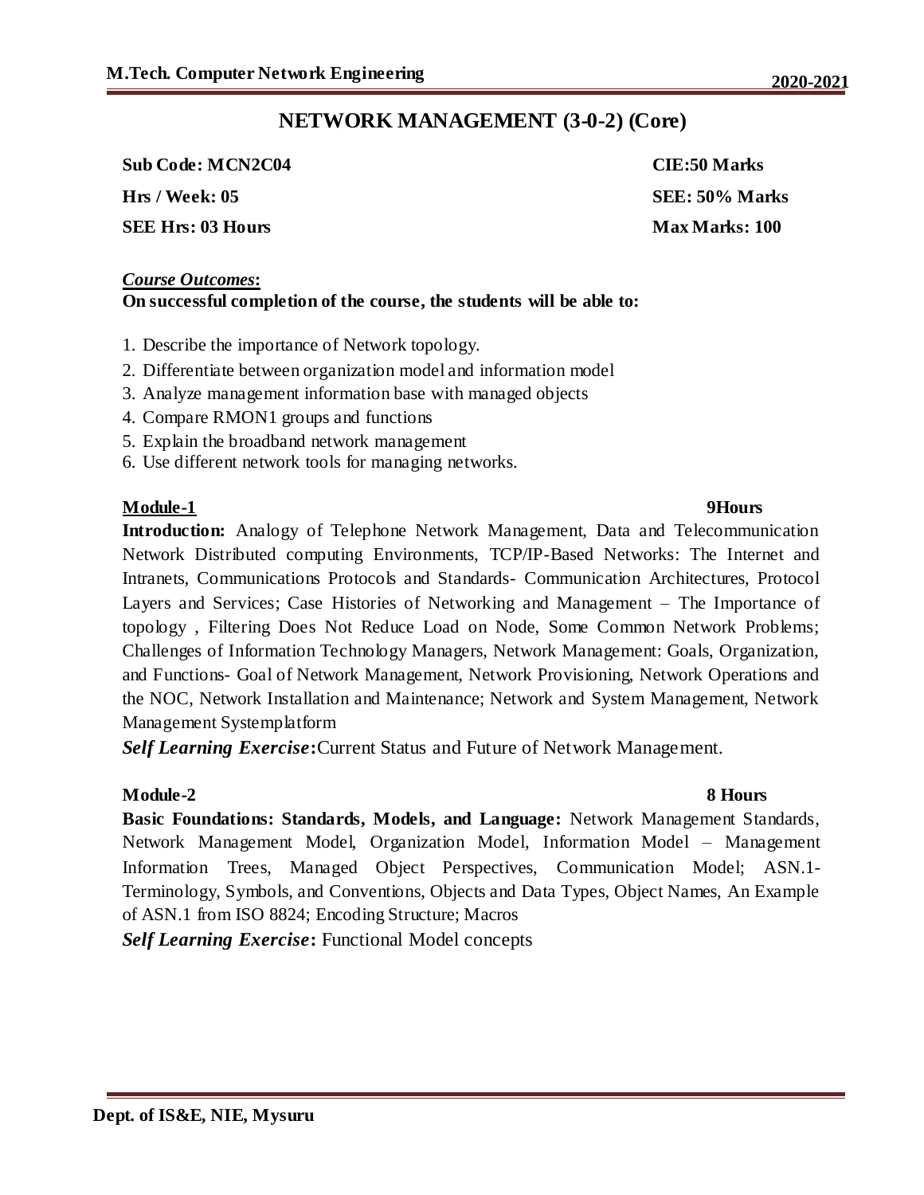## NETWORK MANAGEMENT (3-0-2) (Core)

**Sub Code: MCN2C04** **CIE:50 Marks**

**Hrs / Week: 05** **SEE: 50% Marks**

**SEE Hrs: 03 Hours** **Max Marks: 100**

***Course Outcomes*:**

**On successful completion of the course, the students will be able to:**

1. Describe the importance of Network topology.
2. Differentiate between organization model and information model
3. Analyze management information base with managed objects
4. Compare RMON1 groups and functions
5. Explain the broadband network management
6. Use different network tools for managing networks.

**Module-1** **9Hours**

**Introduction:** Analogy of Telephone Network Management, Data and Telecommunication Network Distributed computing Environments, TCP/IP-Based Networks: The Internet and Intranets, Communications Protocols and Standards- Communication Architectures, Protocol Layers and Services; Case Histories of Networking and Management – The Importance of topology , Filtering Does Not Reduce Load on Node, Some Common Network Problems; Challenges of Information Technology Managers, Network Management: Goals, Organization, and Functions- Goal of Network Management, Network Provisioning, Network Operations and the NOC, Network Installation and Maintenance; Network and System Management, Network Management Systemplatform

***Self Learning Exercise*:**Current Status and Future of Network Management.

**Module-2** **8 Hours**

**Basic Foundations: Standards, Models, and Language:** Network Management Standards, Network Management Model, Organization Model, Information Model – Management Information Trees, Managed Object Perspectives, Communication Model; ASN.1- Terminology, Symbols, and Conventions, Objects and Data Types, Object Names, An Example of ASN.1 from ISO 8824; Encoding Structure; Macros

***Self Learning Exercise*:** Functional Model concepts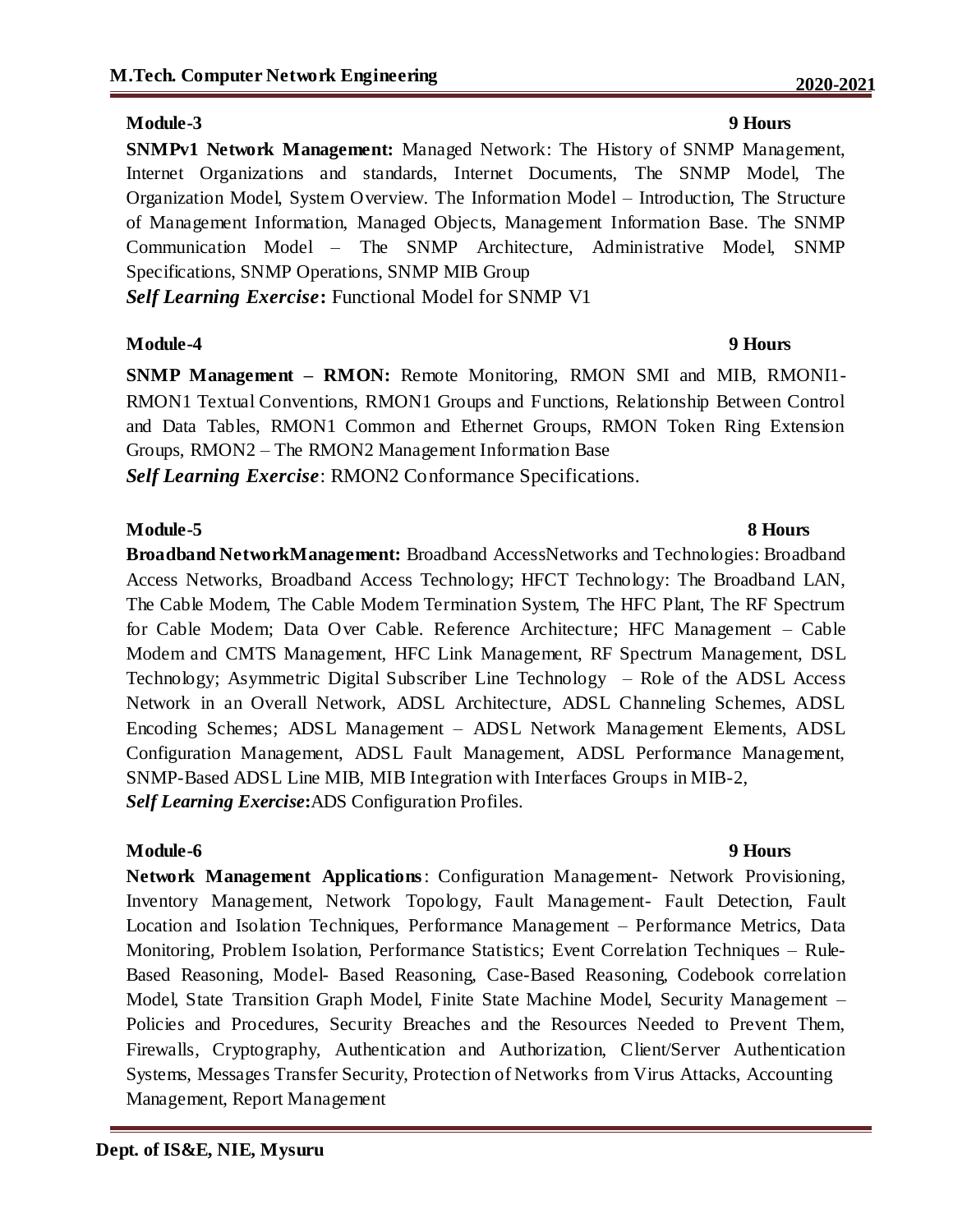**Module-3 9 Hours**

**SNMPv1 Network Management:** Managed Network: The History of SNMP Management, Internet Organizations and standards, Internet Documents, The SNMP Model, The Organization Model, System Overview. The Information Model – Introduction, The Structure of Management Information, Managed Objects, Management Information Base. The SNMP Communication Model – The SNMP Architecture, Administrative Model, SNMP Specifications, SNMP Operations, SNMP MIB Group

***Self Learning Exercise*:** Functional Model for SNMP V1

**Module-4 9 Hours**

**SNMP Management – RMON:** Remote Monitoring, RMON SMI and MIB, RMONI1-RMON1 Textual Conventions, RMON1 Groups and Functions, Relationship Between Control and Data Tables, RMON1 Common and Ethernet Groups, RMON Token Ring Extension Groups, RMON2 – The RMON2 Management Information Base

***Self Learning Exercise*:** RMON2 Conformance Specifications.

**Module-5 8 Hours**

**Broadband NetworkManagement:** Broadband AccessNetworks and Technologies: Broadband Access Networks, Broadband Access Technology; HFCT Technology: The Broadband LAN, The Cable Modem, The Cable Modem Termination System, The HFC Plant, The RF Spectrum for Cable Modem; Data Over Cable. Reference Architecture; HFC Management – Cable Modem and CMTS Management, HFC Link Management, RF Spectrum Management, DSL Technology; Asymmetric Digital Subscriber Line Technology – Role of the ADSL Access Network in an Overall Network, ADSL Architecture, ADSL Channeling Schemes, ADSL Encoding Schemes; ADSL Management – ADSL Network Management Elements, ADSL Configuration Management, ADSL Fault Management, ADSL Performance Management, SNMP-Based ADSL Line MIB, MIB Integration with Interfaces Groups in MIB-2,

***Self Learning Exercise*:**ADS Configuration Profiles.

**Module-6 9 Hours**

**Network Management Applications**: Configuration Management- Network Provisioning, Inventory Management, Network Topology, Fault Management- Fault Detection, Fault Location and Isolation Techniques, Performance Management – Performance Metrics, Data Monitoring, Problem Isolation, Performance Statistics; Event Correlation Techniques – Rule-Based Reasoning, Model- Based Reasoning, Case-Based Reasoning, Codebook correlation Model, State Transition Graph Model, Finite State Machine Model, Security Management – Policies and Procedures, Security Breaches and the Resources Needed to Prevent Them, Firewalls, Cryptography, Authentication and Authorization, Client/Server Authentication Systems, Messages Transfer Security, Protection of Networks from Virus Attacks, Accounting Management, Report Management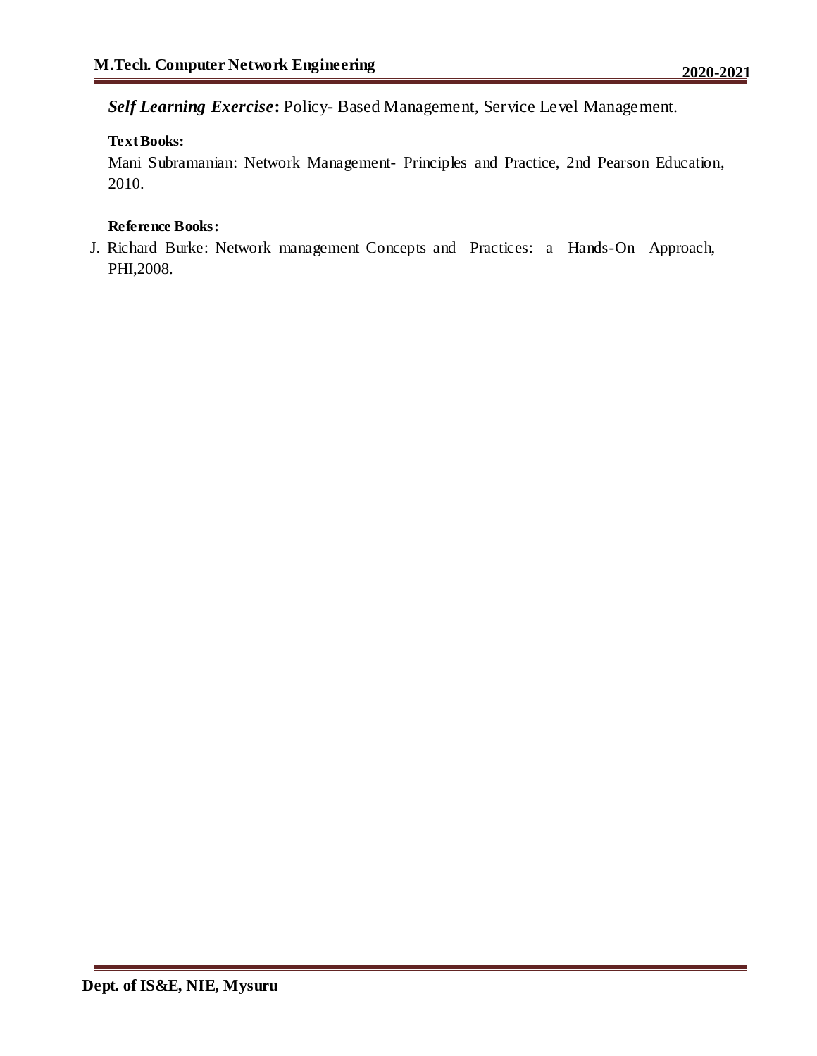***Self Learning Exercise*:** Policy- Based Management, Service Level Management.

**Text Books:**

Mani Subramanian: Network Management- Principles and Practice, 2nd Pearson Education, 2010.

**Reference Books:**

J. Richard Burke: Network management Concepts and Practices: a Hands-On Approach, PHI,2008.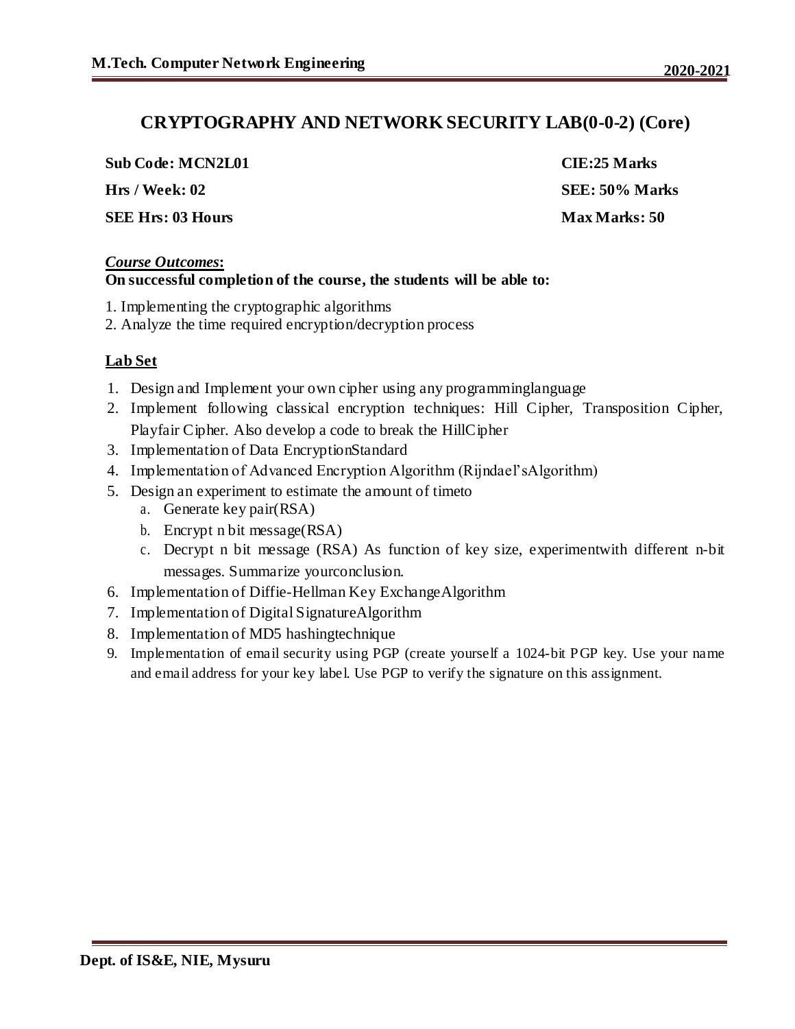## CRYPTOGRAPHY AND NETWORK SECURITY LAB(0-0-2) (Core)

| | |
|---|---|
| **Sub Code: MCN2L01** | **CIE:25 Marks** |
| **Hrs / Week: 02** | **SEE: 50% Marks** |
| **SEE Hrs: 03 Hours** | **Max Marks: 50** |

***Course Outcomes*:**
**On successful completion of the course, the students will be able to:**

1. Implementing the cryptographic algorithms
2. Analyze the time required encryption/decryption process

### Lab Set

1. Design and Implement your own cipher using any programminglanguage
2. Implement following classical encryption techniques: Hill Cipher, Transposition Cipher, Playfair Cipher. Also develop a code to break the HillCipher
3. Implementation of Data EncryptionStandard
4. Implementation of Advanced Encryption Algorithm (Rijndael'sAlgorithm)
5. Design an experiment to estimate the amount of timeto
   a. Generate key pair(RSA)
   b. Encrypt n bit message(RSA)
   c. Decrypt n bit message (RSA) As function of key size, experimentwith different n-bit messages. Summarize yourconclusion.
6. Implementation of Diffie-Hellman Key ExchangeAlgorithm
7. Implementation of Digital SignatureAlgorithm
8. Implementation of MD5 hashingtechnique
9. Implementation of email security using PGP (create yourself a 1024-bit PGP key. Use your name and email address for your key label. Use PGP to verify the signature on this assignment.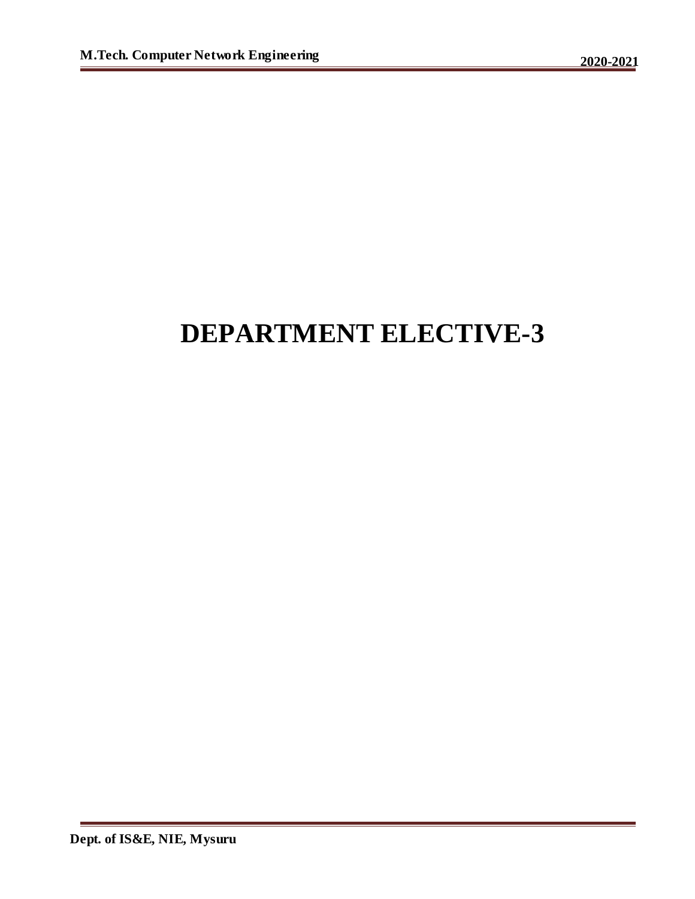# DEPARTMENT ELECTIVE-3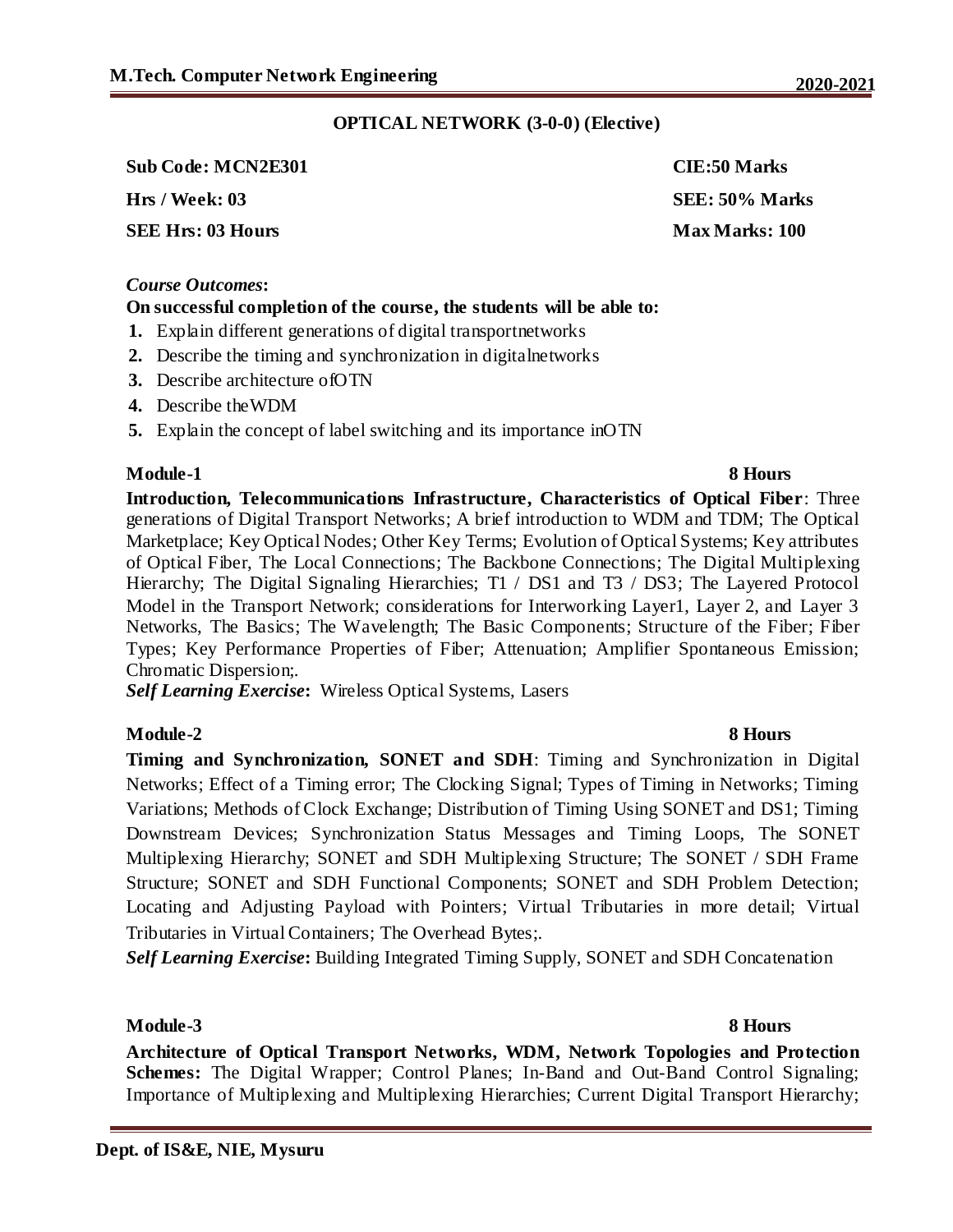## OPTICAL NETWORK (3-0-0) (Elective)

**Sub Code: MCN2E301** **CIE:50 Marks**

**Hrs / Week: 03** **SEE: 50% Marks**

**SEE Hrs: 03 Hours** **Max Marks: 100**

***Course Outcomes*:**

**On successful completion of the course, the students will be able to:**

1. Explain different generations of digital transportnetworks
2. Describe the timing and synchronization in digitalnetworks
3. Describe architecture ofOTN
4. Describe theWDM
5. Explain the concept of label switching and its importance inOTN

**Module-1** **8 Hours**

**Introduction, Telecommunications Infrastructure, Characteristics of Optical Fiber**: Three generations of Digital Transport Networks; A brief introduction to WDM and TDM; The Optical Marketplace; Key Optical Nodes; Other Key Terms; Evolution of Optical Systems; Key attributes of Optical Fiber, The Local Connections; The Backbone Connections; The Digital Multiplexing Hierarchy; The Digital Signaling Hierarchies; T1 / DS1 and T3 / DS3; The Layered Protocol Model in the Transport Network; considerations for Interworking Layer1, Layer 2, and Layer 3 Networks, The Basics; The Wavelength; The Basic Components; Structure of the Fiber; Fiber Types; Key Performance Properties of Fiber; Attenuation; Amplifier Spontaneous Emission; Chromatic Dispersion;.

***Self Learning Exercise*:** Wireless Optical Systems, Lasers

**Module-2** **8 Hours**

**Timing and Synchronization, SONET and SDH**: Timing and Synchronization in Digital Networks; Effect of a Timing error; The Clocking Signal; Types of Timing in Networks; Timing Variations; Methods of Clock Exchange; Distribution of Timing Using SONET and DS1; Timing Downstream Devices; Synchronization Status Messages and Timing Loops, The SONET Multiplexing Hierarchy; SONET and SDH Multiplexing Structure; The SONET / SDH Frame Structure; SONET and SDH Functional Components; SONET and SDH Problem Detection; Locating and Adjusting Payload with Pointers; Virtual Tributaries in more detail; Virtual Tributaries in Virtual Containers; The Overhead Bytes;.

***Self Learning Exercise*:** Building Integrated Timing Supply, SONET and SDH Concatenation

**Module-3** **8 Hours**

**Architecture of Optical Transport Networks, WDM, Network Topologies and Protection Schemes:** The Digital Wrapper; Control Planes; In-Band and Out-Band Control Signaling; Importance of Multiplexing and Multiplexing Hierarchies; Current Digital Transport Hierarchy;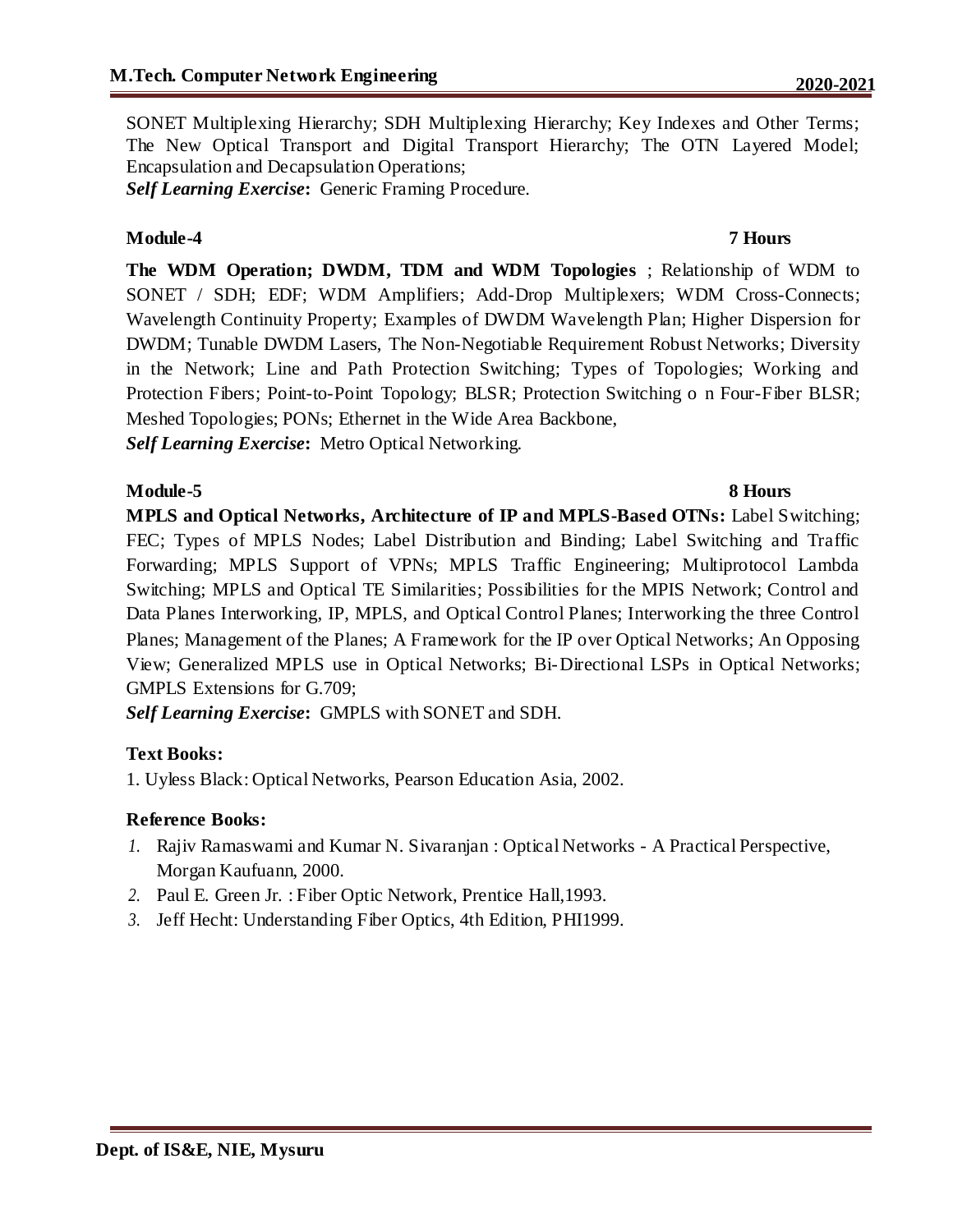SONET Multiplexing Hierarchy; SDH Multiplexing Hierarchy; Key Indexes and Other Terms; The New Optical Transport and Digital Transport Hierarchy; The OTN Layered Model; Encapsulation and Decapsulation Operations;

***Self Learning Exercise*:** Generic Framing Procedure.

**Module-4** **7 Hours**

**The WDM Operation; DWDM, TDM and WDM Topologies** ; Relationship of WDM to SONET / SDH; EDF; WDM Amplifiers; Add-Drop Multiplexers; WDM Cross-Connects; Wavelength Continuity Property; Examples of DWDM Wavelength Plan; Higher Dispersion for DWDM; Tunable DWDM Lasers, The Non-Negotiable Requirement Robust Networks; Diversity in the Network; Line and Path Protection Switching; Types of Topologies; Working and Protection Fibers; Point-to-Point Topology; BLSR; Protection Switching o n Four-Fiber BLSR; Meshed Topologies; PONs; Ethernet in the Wide Area Backbone,

***Self Learning Exercise*:** Metro Optical Networking.

**Module-5** **8 Hours**

**MPLS and Optical Networks, Architecture of IP and MPLS-Based OTNs:** Label Switching; FEC; Types of MPLS Nodes; Label Distribution and Binding; Label Switching and Traffic Forwarding; MPLS Support of VPNs; MPLS Traffic Engineering; Multiprotocol Lambda Switching; MPLS and Optical TE Similarities; Possibilities for the MPIS Network; Control and Data Planes Interworking, IP, MPLS, and Optical Control Planes; Interworking the three Control Planes; Management of the Planes; A Framework for the IP over Optical Networks; An Opposing View; Generalized MPLS use in Optical Networks; Bi-Directional LSPs in Optical Networks; GMPLS Extensions for G.709;

***Self Learning Exercise*:** GMPLS with SONET and SDH.

**Text Books:**

1. Uyless Black: Optical Networks, Pearson Education Asia, 2002.

**Reference Books:**

1. Rajiv Ramaswami and Kumar N. Sivaranjan : Optical Networks - A Practical Perspective, Morgan Kaufuann, 2000.
2. Paul E. Green Jr. : Fiber Optic Network, Prentice Hall,1993.
3. Jeff Hecht: Understanding Fiber Optics, 4th Edition, PHI1999.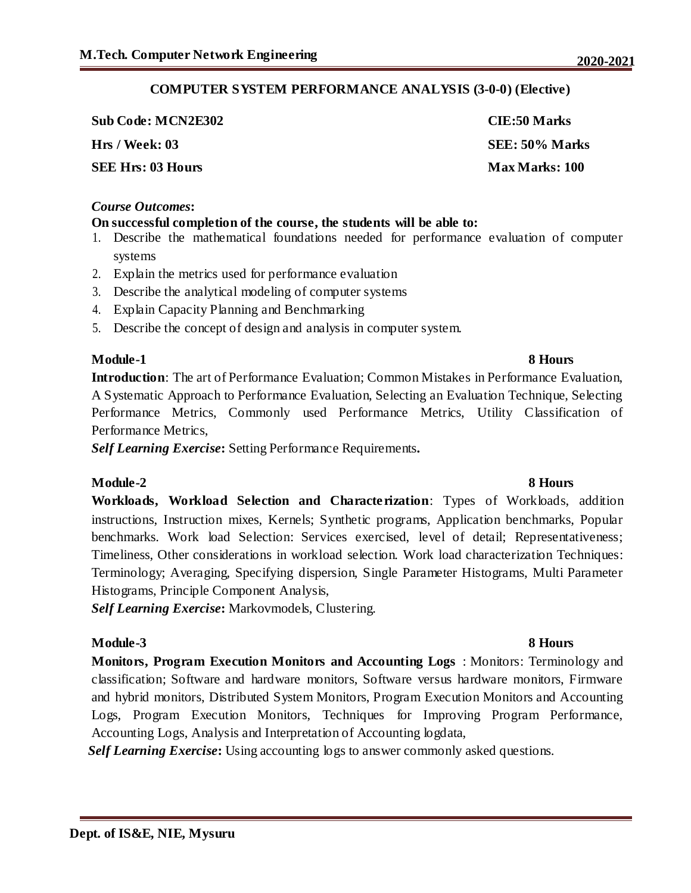## COMPUTER SYSTEM PERFORMANCE ANALYSIS (3-0-0) (Elective)

| | |
|---|---|
| **Sub Code: MCN2E302** | **CIE:50 Marks** |
| **Hrs / Week: 03** | **SEE: 50% Marks** |
| **SEE Hrs: 03 Hours** | **Max Marks: 100** |

***Course Outcomes*:**

**On successful completion of the course, the students will be able to:**

1. Describe the mathematical foundations needed for performance evaluation of computer systems
2. Explain the metrics used for performance evaluation
3. Describe the analytical modeling of computer systems
4. Explain Capacity Planning and Benchmarking
5. Describe the concept of design and analysis in computer system.

**Module-1 — 8 Hours**

**Introduction**: The art of Performance Evaluation; Common Mistakes in Performance Evaluation, A Systematic Approach to Performance Evaluation, Selecting an Evaluation Technique, Selecting Performance Metrics, Commonly used Performance Metrics, Utility Classification of Performance Metrics,

***Self Learning Exercise*:** Setting Performance Requirements**.**

**Module-2 — 8 Hours**

**Workloads, Workload Selection and Characterization**: Types of Workloads, addition instructions, Instruction mixes, Kernels; Synthetic programs, Application benchmarks, Popular benchmarks. Work load Selection: Services exercised, level of detail; Representativeness; Timeliness, Other considerations in workload selection. Work load characterization Techniques: Terminology; Averaging, Specifying dispersion, Single Parameter Histograms, Multi Parameter Histograms, Principle Component Analysis,

***Self Learning Exercise*:** Markovmodels, Clustering.

**Module-3 — 8 Hours**

**Monitors, Program Execution Monitors and Accounting Logs** : Monitors: Terminology and classification; Software and hardware monitors, Software versus hardware monitors, Firmware and hybrid monitors, Distributed System Monitors, Program Execution Monitors and Accounting Logs, Program Execution Monitors, Techniques for Improving Program Performance, Accounting Logs, Analysis and Interpretation of Accounting logdata,

***Self Learning Exercise*:** Using accounting logs to answer commonly asked questions.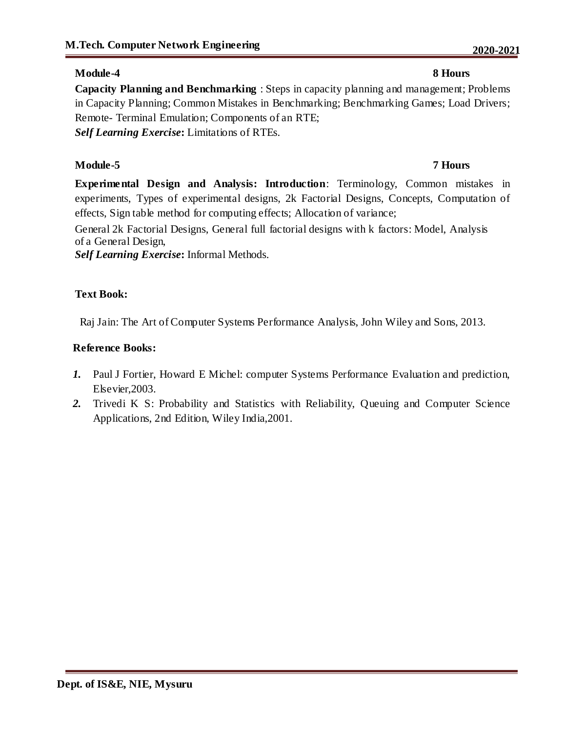**Module-4** **8 Hours**

**Capacity Planning and Benchmarking** : Steps in capacity planning and management; Problems in Capacity Planning; Common Mistakes in Benchmarking; Benchmarking Games; Load Drivers; Remote- Terminal Emulation; Components of an RTE;

***Self Learning Exercise*:** Limitations of RTEs.

**Module-5** **7 Hours**

**Experimental Design and Analysis: Introduction**: Terminology, Common mistakes in experiments, Types of experimental designs, 2k Factorial Designs, Concepts, Computation of effects, Sign table method for computing effects; Allocation of variance;

General 2k Factorial Designs, General full factorial designs with k factors: Model, Analysis of a General Design,

***Self Learning Exercise*:** Informal Methods.

**Text Book:**

Raj Jain: The Art of Computer Systems Performance Analysis, John Wiley and Sons, 2013.

**Reference Books:**

1. Paul J Fortier, Howard E Michel: computer Systems Performance Evaluation and prediction, Elsevier,2003.
2. Trivedi K S: Probability and Statistics with Reliability, Queuing and Computer Science Applications, 2nd Edition, Wiley India,2001.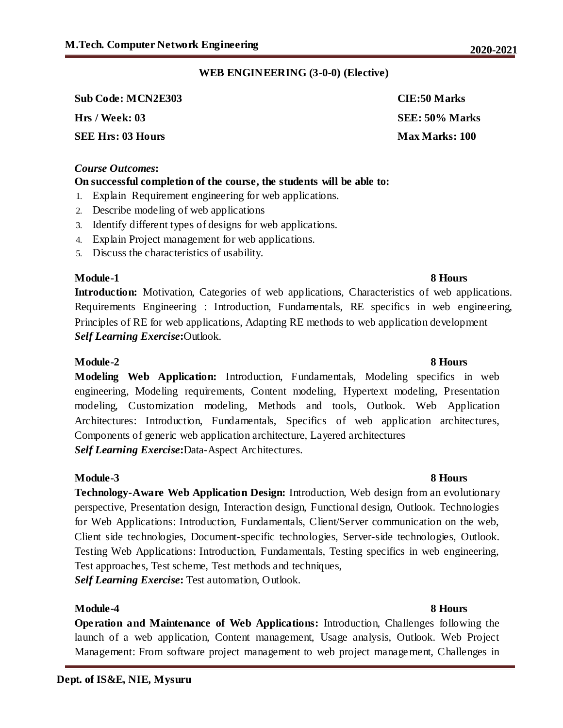## WEB ENGINEERING (3-0-0) (Elective)

| | |
|---|---|
| **Sub Code: MCN2E303** | **CIE:50 Marks** |
| **Hrs / Week: 03** | **SEE: 50% Marks** |
| **SEE Hrs: 03 Hours** | **Max Marks: 100** |

***Course Outcomes*:**

**On successful completion of the course, the students will be able to:**

1. Explain Requirement engineering for web applications.
2. Describe modeling of web applications
3. Identify different types of designs for web applications.
4. Explain Project management for web applications.
5. Discuss the characteristics of usability.

### Module-1 — 8 Hours

**Introduction:** Motivation, Categories of web applications, Characteristics of web applications. Requirements Engineering : Introduction, Fundamentals, RE specifics in web engineering, Principles of RE for web applications, Adapting RE methods to web application development

***Self Learning Exercise*:**Outlook.

### Module-2 — 8 Hours

**Modeling Web Application:** Introduction, Fundamentals, Modeling specifics in web engineering, Modeling requirements, Content modeling, Hypertext modeling, Presentation modeling, Customization modeling, Methods and tools, Outlook. Web Application Architectures: Introduction, Fundamentals, Specifics of web application architectures, Components of generic web application architecture, Layered architectures

***Self Learning Exercise*:**Data-Aspect Architectures.

### Module-3 — 8 Hours

**Technology-Aware Web Application Design:** Introduction, Web design from an evolutionary perspective, Presentation design, Interaction design, Functional design, Outlook. Technologies for Web Applications: Introduction, Fundamentals, Client/Server communication on the web, Client side technologies, Document-specific technologies, Server-side technologies, Outlook. Testing Web Applications: Introduction, Fundamentals, Testing specifics in web engineering, Test approaches, Test scheme, Test methods and techniques,

***Self Learning Exercise*:** Test automation, Outlook.

### Module-4 — 8 Hours

**Operation and Maintenance of Web Applications:** Introduction, Challenges following the launch of a web application, Content management, Usage analysis, Outlook. Web Project Management: From software project management to web project management, Challenges in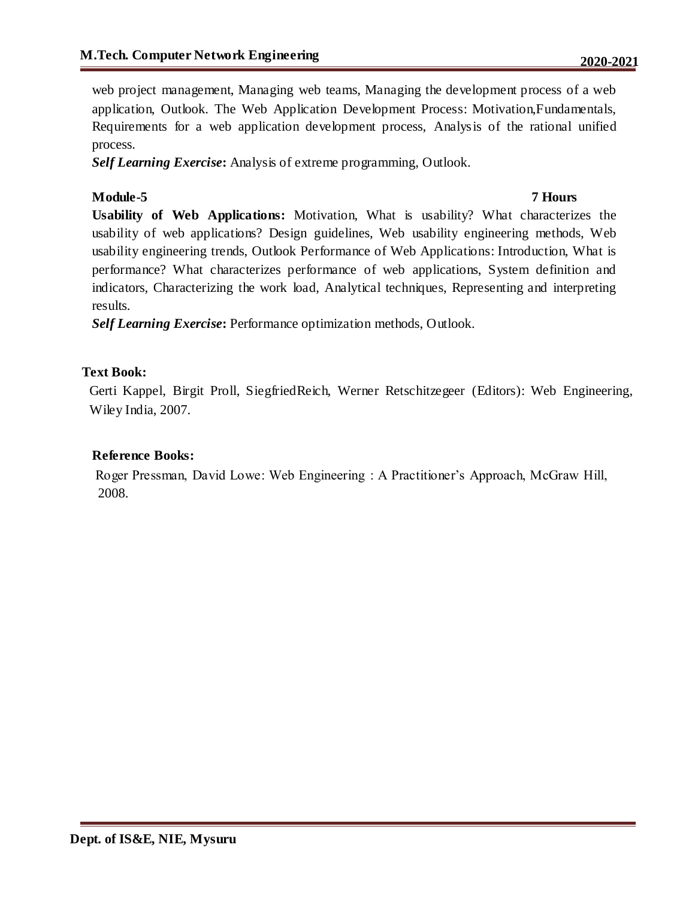web project management, Managing web teams, Managing the development process of a web application, Outlook. The Web Application Development Process: Motivation,Fundamentals, Requirements for a web application development process, Analysis of the rational unified process.

***Self Learning Exercise*:** Analysis of extreme programming, Outlook.

**Module-5** **7 Hours**

**Usability of Web Applications:** Motivation, What is usability? What characterizes the usability of web applications? Design guidelines, Web usability engineering methods, Web usability engineering trends, Outlook Performance of Web Applications: Introduction, What is performance? What characterizes performance of web applications, System definition and indicators, Characterizing the work load, Analytical techniques, Representing and interpreting results.

***Self Learning Exercise*:** Performance optimization methods, Outlook.

**Text Book:**

Gerti Kappel, Birgit Proll, SiegfriedReich, Werner Retschitzegeer (Editors): Web Engineering, Wiley India, 2007.

**Reference Books:**

Roger Pressman, David Lowe: Web Engineering : A Practitioner's Approach, McGraw Hill, 2008.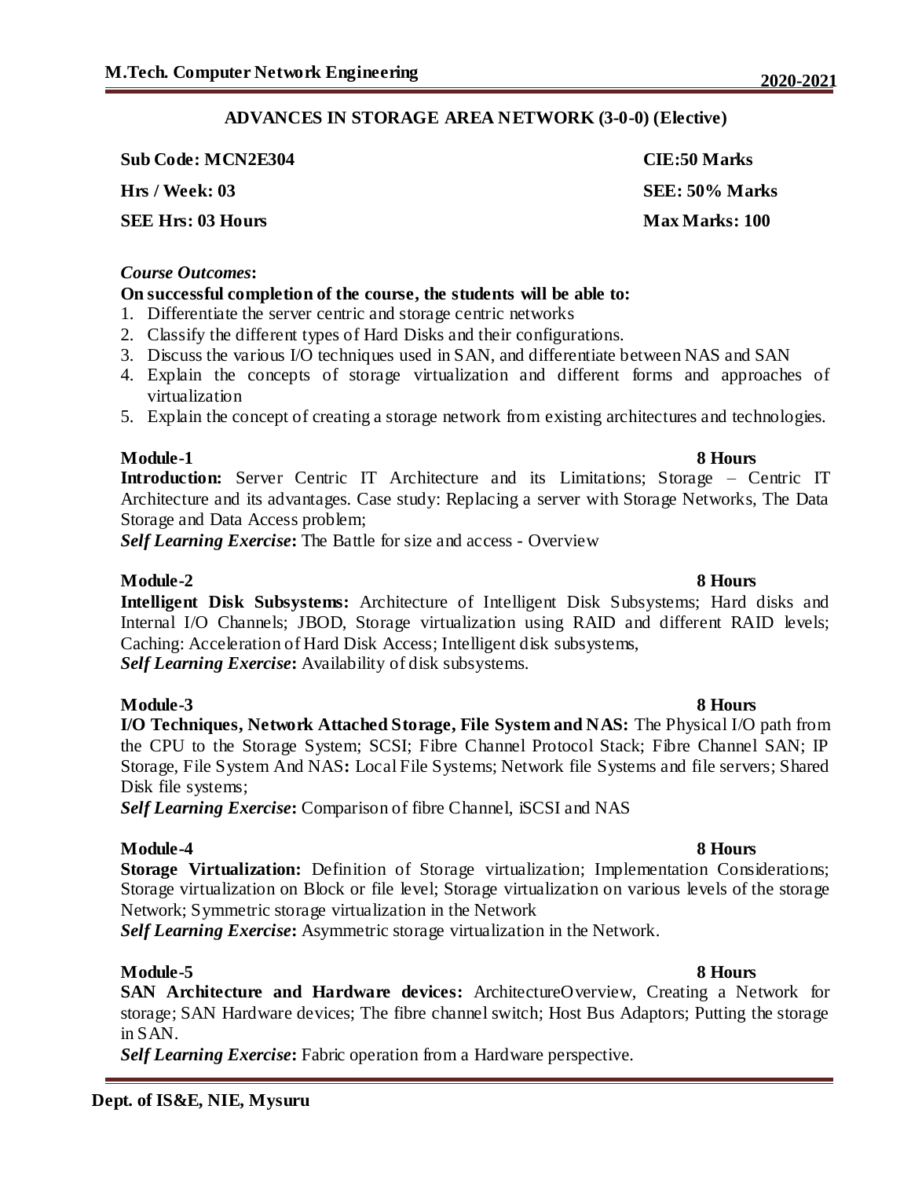## ADVANCES IN STORAGE AREA NETWORK (3-0-0) (Elective)

**Sub Code: MCN2E304** **CIE:50 Marks**

**Hrs / Week: 03** **SEE: 50% Marks**

**SEE Hrs: 03 Hours** **Max Marks: 100**

***Course Outcomes*:**

**On successful completion of the course, the students will be able to:**

1. Differentiate the server centric and storage centric networks
2. Classify the different types of Hard Disks and their configurations.
3. Discuss the various I/O techniques used in SAN, and differentiate between NAS and SAN
4. Explain the concepts of storage virtualization and different forms and approaches of virtualization
5. Explain the concept of creating a storage network from existing architectures and technologies.

**Module-1** **8 Hours**

**Introduction:** Server Centric IT Architecture and its Limitations; Storage – Centric IT Architecture and its advantages. Case study: Replacing a server with Storage Networks, The Data Storage and Data Access problem;

***Self Learning Exercise*:** The Battle for size and access - Overview

**Module-2** **8 Hours**

**Intelligent Disk Subsystems:** Architecture of Intelligent Disk Subsystems; Hard disks and Internal I/O Channels; JBOD, Storage virtualization using RAID and different RAID levels; Caching: Acceleration of Hard Disk Access; Intelligent disk subsystems,

***Self Learning Exercise*:** Availability of disk subsystems.

**Module-3** **8 Hours**

**I/O Techniques, Network Attached Storage, File System and NAS:** The Physical I/O path from the CPU to the Storage System; SCSI; Fibre Channel Protocol Stack; Fibre Channel SAN; IP Storage, File System And NAS**:** Local File Systems; Network file Systems and file servers; Shared Disk file systems;

***Self Learning Exercise*:** Comparison of fibre Channel, iSCSI and NAS

**Module-4** **8 Hours**

**Storage Virtualization:** Definition of Storage virtualization; Implementation Considerations; Storage virtualization on Block or file level; Storage virtualization on various levels of the storage Network; Symmetric storage virtualization in the Network

***Self Learning Exercise*:** Asymmetric storage virtualization in the Network.

**Module-5** **8 Hours**

**SAN Architecture and Hardware devices:** ArchitectureOverview, Creating a Network for storage; SAN Hardware devices; The fibre channel switch; Host Bus Adaptors; Putting the storage in SAN.

***Self Learning Exercise*:** Fabric operation from a Hardware perspective.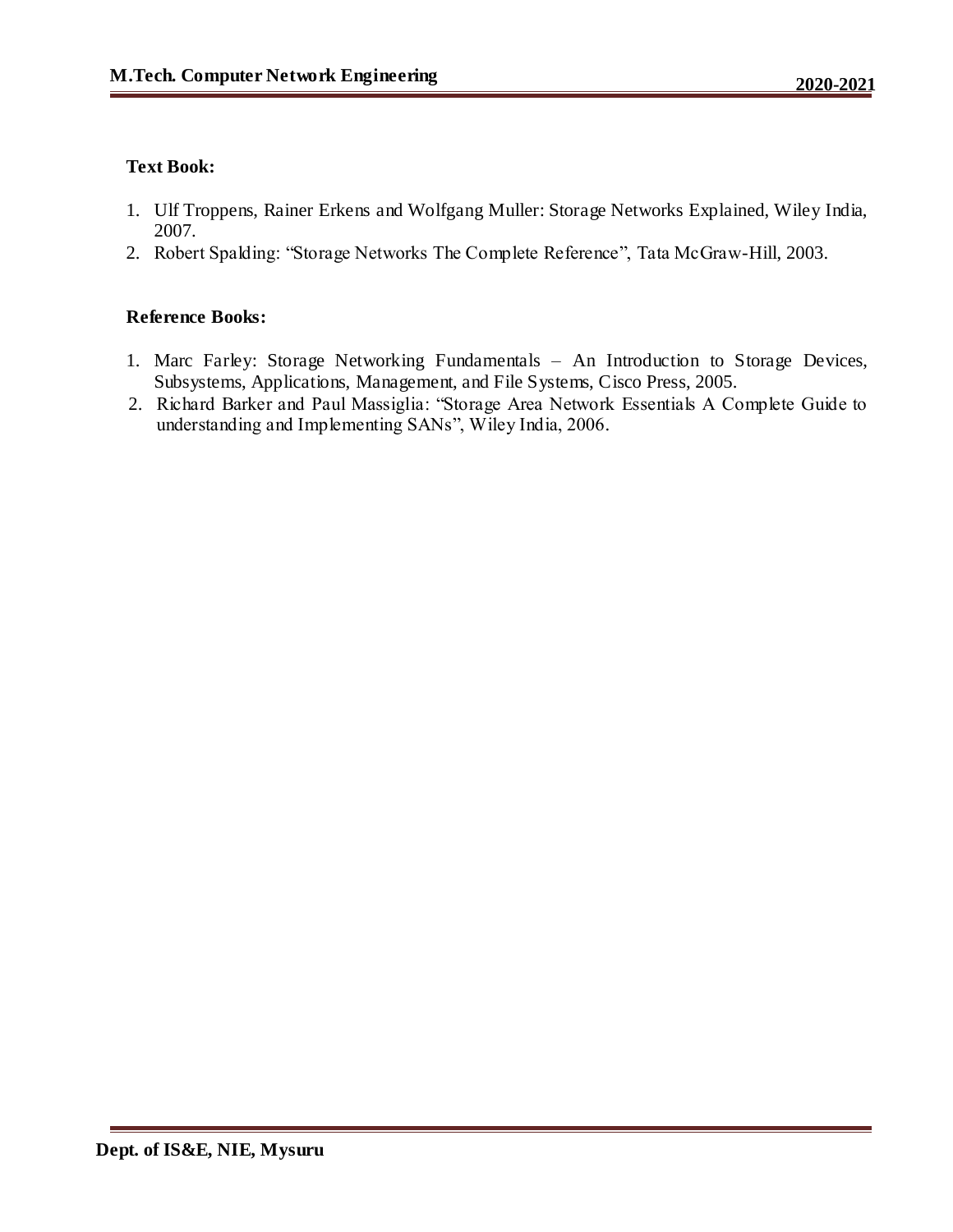**Text Book:**

1. Ulf Troppens, Rainer Erkens and Wolfgang Muller: Storage Networks Explained, Wiley India, 2007.
2. Robert Spalding: "Storage Networks The Complete Reference", Tata McGraw-Hill, 2003.

**Reference Books:**

1. Marc Farley: Storage Networking Fundamentals – An Introduction to Storage Devices, Subsystems, Applications, Management, and File Systems, Cisco Press, 2005.
2. Richard Barker and Paul Massiglia: "Storage Area Network Essentials A Complete Guide to understanding and Implementing SANs", Wiley India, 2006.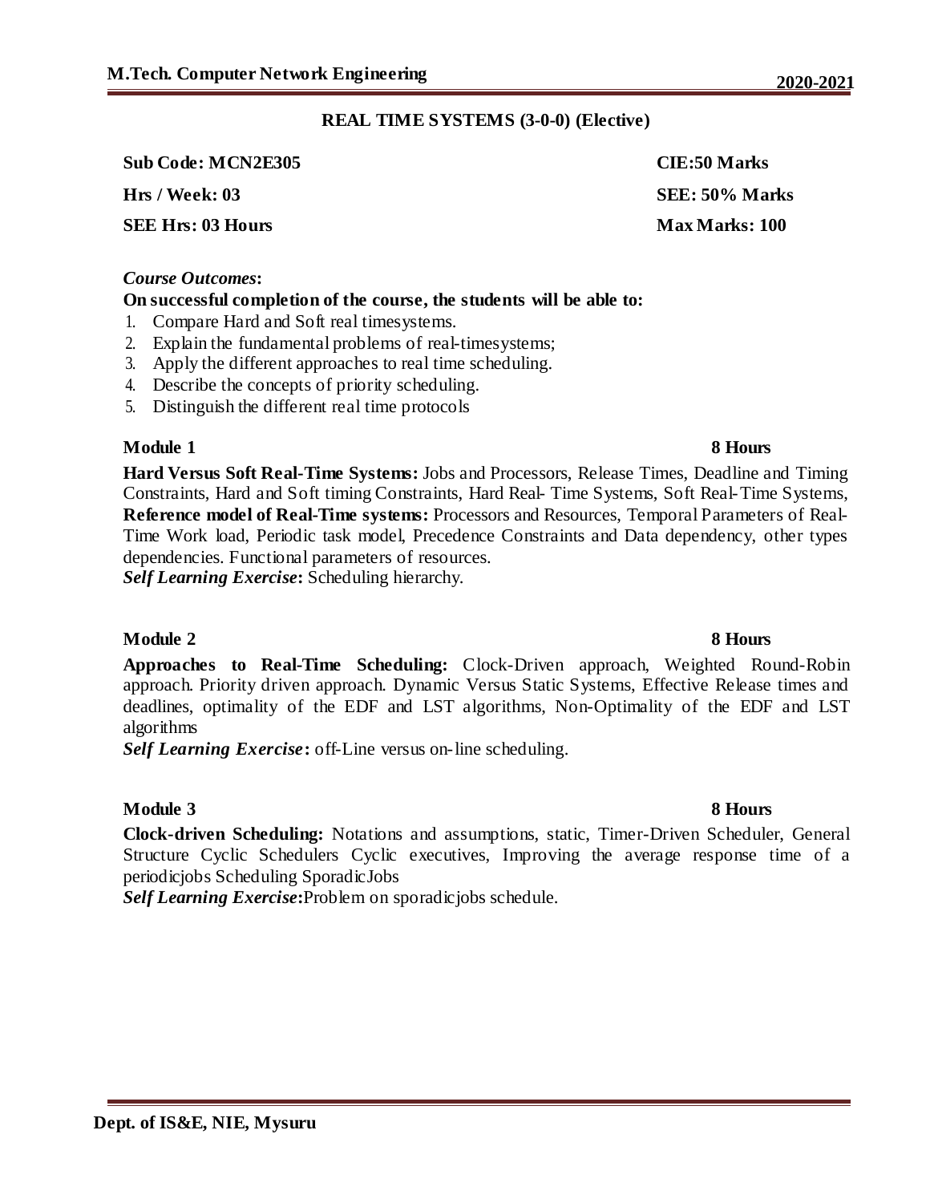## REAL TIME SYSTEMS (3-0-0) (Elective)

| | |
|---|---|
| **Sub Code: MCN2E305** | **CIE:50 Marks** |
| **Hrs / Week: 03** | **SEE: 50% Marks** |
| **SEE Hrs: 03 Hours** | **Max Marks: 100** |

***Course Outcomes*:**

**On successful completion of the course, the students will be able to:**

1. Compare Hard and Soft real timesystems.
2. Explain the fundamental problems of real-timesystems;
3. Apply the different approaches to real time scheduling.
4. Describe the concepts of priority scheduling.
5. Distinguish the different real time protocols

### Module 1 — 8 Hours

**Hard Versus Soft Real-Time Systems:** Jobs and Processors, Release Times, Deadline and Timing Constraints, Hard and Soft timing Constraints, Hard Real- Time Systems, Soft Real-Time Systems, **Reference model of Real-Time systems:** Processors and Resources, Temporal Parameters of Real-Time Work load, Periodic task model, Precedence Constraints and Data dependency, other types dependencies. Functional parameters of resources.

***Self Learning Exercise*:** Scheduling hierarchy.

### Module 2 — 8 Hours

**Approaches to Real-Time Scheduling:** Clock-Driven approach, Weighted Round-Robin approach. Priority driven approach. Dynamic Versus Static Systems, Effective Release times and deadlines, optimality of the EDF and LST algorithms, Non-Optimality of the EDF and LST algorithms

***Self Learning Exercise*:** off-Line versus on-line scheduling.

### Module 3 — 8 Hours

**Clock-driven Scheduling:** Notations and assumptions, static, Timer-Driven Scheduler, General Structure Cyclic Schedulers Cyclic executives, Improving the average response time of a periodicjobs Scheduling SporadicJobs

***Self Learning Exercise*:**Problem on sporadicjobs schedule.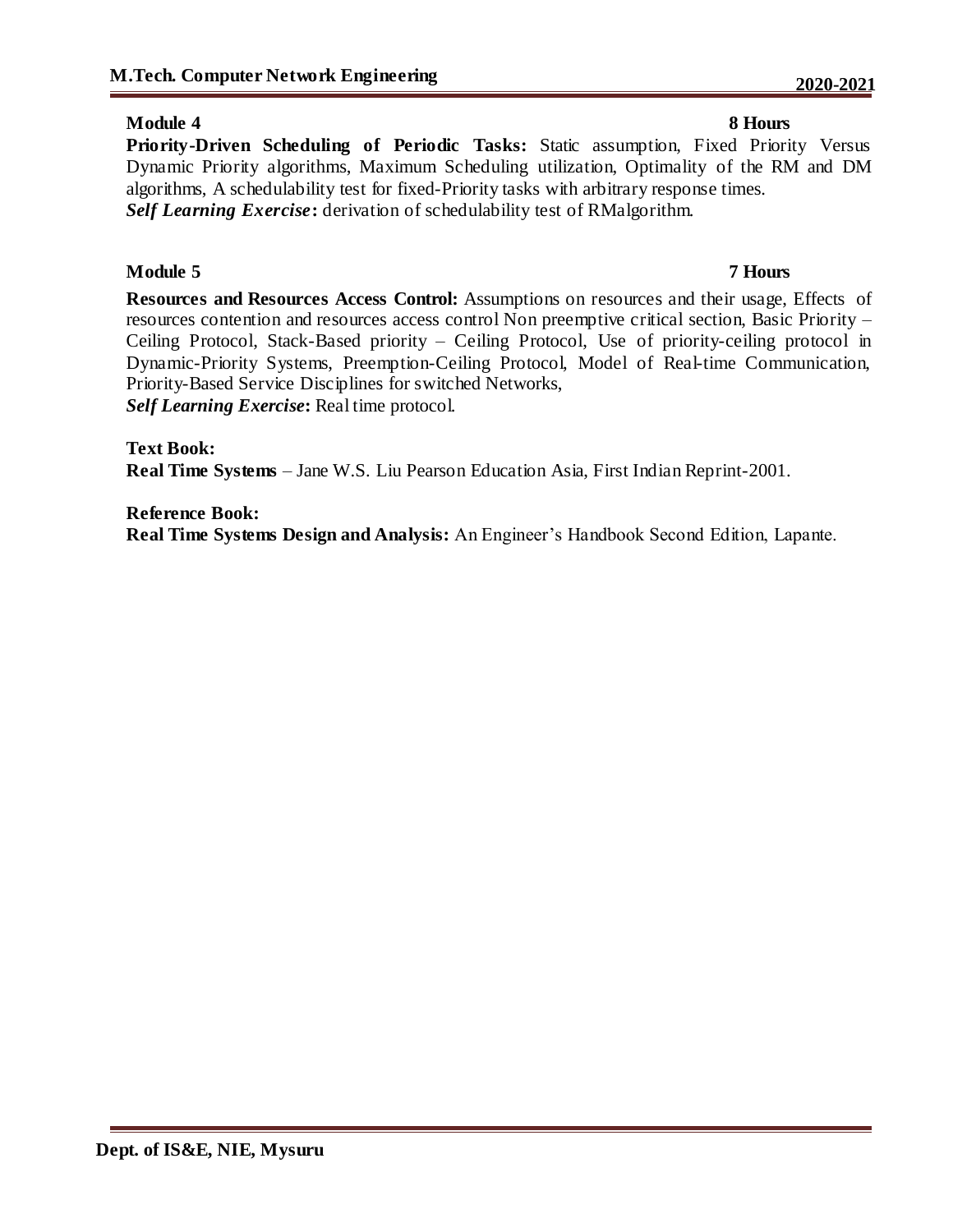**Module 4** **8 Hours**

**Priority-Driven Scheduling of Periodic Tasks:** Static assumption, Fixed Priority Versus Dynamic Priority algorithms, Maximum Scheduling utilization, Optimality of the RM and DM algorithms, A schedulability test for fixed-Priority tasks with arbitrary response times.

***Self Learning Exercise*:** derivation of schedulability test of RMalgorithm.

**Module 5** **7 Hours**

**Resources and Resources Access Control:** Assumptions on resources and their usage, Effects of resources contention and resources access control Non preemptive critical section, Basic Priority – Ceiling Protocol, Stack-Based priority – Ceiling Protocol, Use of priority-ceiling protocol in Dynamic-Priority Systems, Preemption-Ceiling Protocol, Model of Real-time Communication, Priority-Based Service Disciplines for switched Networks,

***Self Learning Exercise*:** Real time protocol.

**Text Book:**

**Real Time Systems** – Jane W.S. Liu Pearson Education Asia, First Indian Reprint-2001.

**Reference Book:**

**Real Time Systems Design and Analysis:** An Engineer's Handbook Second Edition, Lapante.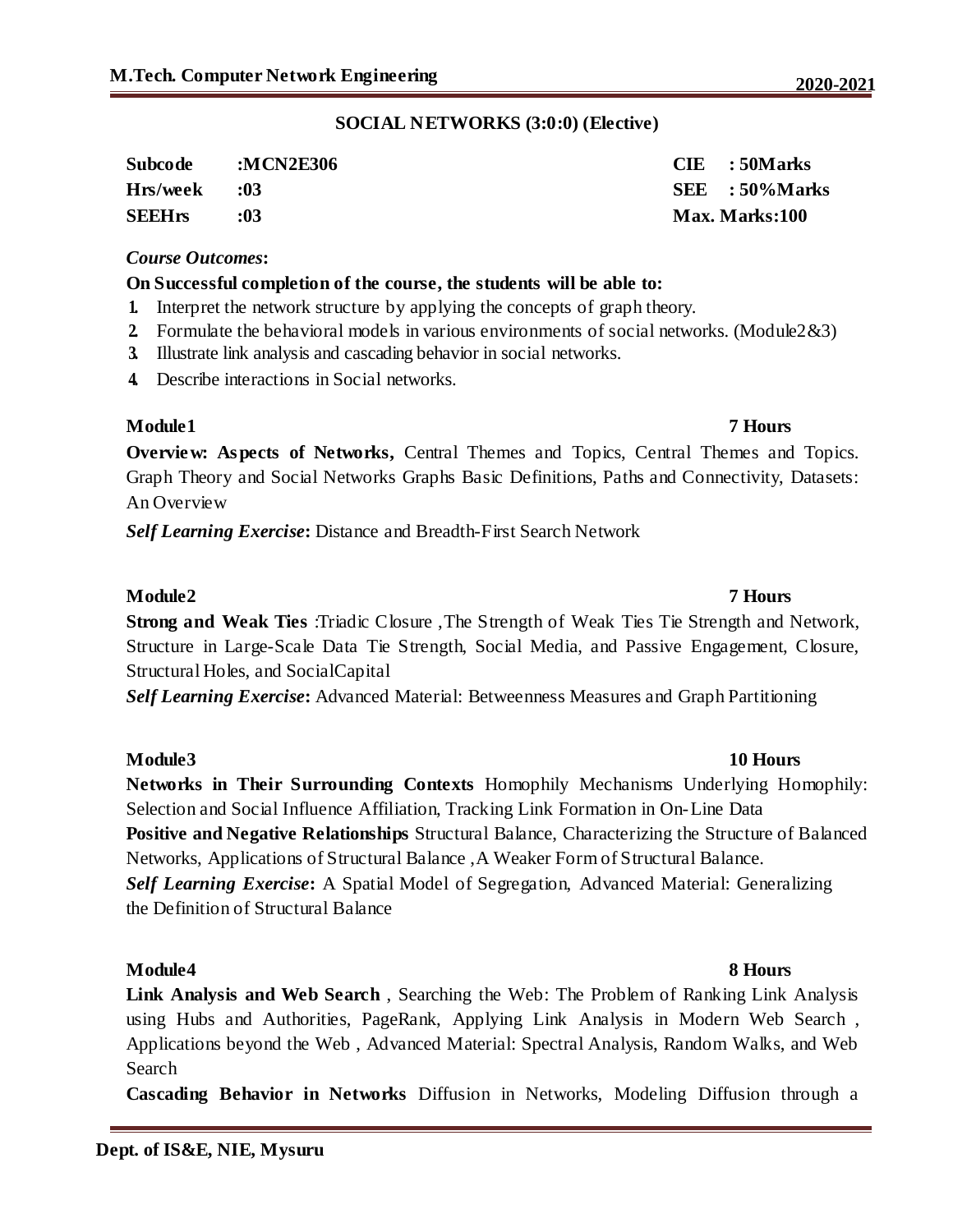## SOCIAL NETWORKS (3:0:0) (Elective)

| | | | |
|---|---|---|---|
| **Subcode** | **:MCN2E306** | **CIE** | **: 50Marks** |
| **Hrs/week** | **:03** | **SEE** | **: 50%Marks** |
| **SEEHrs** | **:03** | **Max. Marks:100** | |

***Course Outcomes*:**

**On Successful completion of the course, the students will be able to:**

1. Interpret the network structure by applying the concepts of graph theory.
2. Formulate the behavioral models in various environments of social networks. (Module2&3)
3. Illustrate link analysis and cascading behavior in social networks.
4. Describe interactions in Social networks.

**Module1 — 7 Hours**

**Overview: Aspects of Networks,** Central Themes and Topics, Central Themes and Topics. Graph Theory and Social Networks Graphs Basic Definitions, Paths and Connectivity, Datasets: An Overview

***Self Learning Exercise*:** Distance and Breadth-First Search Network

**Module2 — 7 Hours**

**Strong and Weak Ties** :Triadic Closure ,The Strength of Weak Ties Tie Strength and Network, Structure in Large-Scale Data Tie Strength, Social Media, and Passive Engagement, Closure, Structural Holes, and SocialCapital

***Self Learning Exercise*:** Advanced Material: Betweenness Measures and Graph Partitioning

**Module3 — 10 Hours**

**Networks in Their Surrounding Contexts** Homophily Mechanisms Underlying Homophily: Selection and Social Influence Affiliation, Tracking Link Formation in On-Line Data

**Positive and Negative Relationships** Structural Balance, Characterizing the Structure of Balanced Networks, Applications of Structural Balance ,A Weaker Form of Structural Balance.

***Self Learning Exercise*:** A Spatial Model of Segregation, Advanced Material: Generalizing the Definition of Structural Balance

**Module4 — 8 Hours**

**Link Analysis and Web Search** , Searching the Web: The Problem of Ranking Link Analysis using Hubs and Authorities, PageRank, Applying Link Analysis in Modern Web Search , Applications beyond the Web , Advanced Material: Spectral Analysis, Random Walks, and Web Search

**Cascading Behavior in Networks** Diffusion in Networks, Modeling Diffusion through a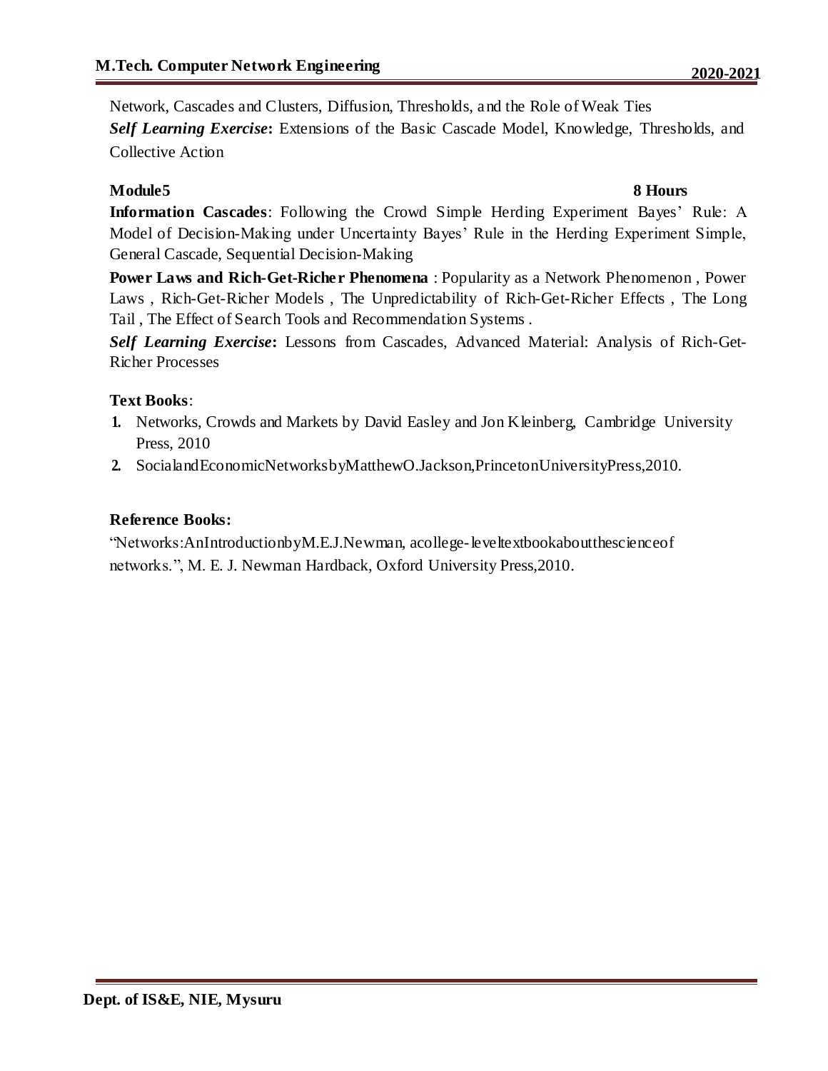Network, Cascades and Clusters, Diffusion, Thresholds, and the Role of Weak Ties

***Self Learning Exercise*:** Extensions of the Basic Cascade Model, Knowledge, Thresholds, and Collective Action

**Module5** **8 Hours**

**Information Cascades**: Following the Crowd Simple Herding Experiment Bayes' Rule: A Model of Decision-Making under Uncertainty Bayes' Rule in the Herding Experiment Simple, General Cascade, Sequential Decision-Making

**Power Laws and Rich-Get-Richer Phenomena** : Popularity as a Network Phenomenon , Power Laws , Rich-Get-Richer Models , The Unpredictability of Rich-Get-Richer Effects , The Long Tail , The Effect of Search Tools and Recommendation Systems .

***Self Learning Exercise*:** Lessons from Cascades, Advanced Material: Analysis of Rich-Get-Richer Processes

**Text Books**:

1. Networks, Crowds and Markets by David Easley and Jon Kleinberg, Cambridge University Press, 2010
2. SocialandEconomicNetworksbyMatthewO.Jackson,PrincetonUniversityPress,2010.

**Reference Books:**

"Networks:AnIntroductionbyM.E.J.Newman, acollege-leveltextbookaboutthescienceof networks.", M. E. J. Newman Hardback, Oxford University Press,2010.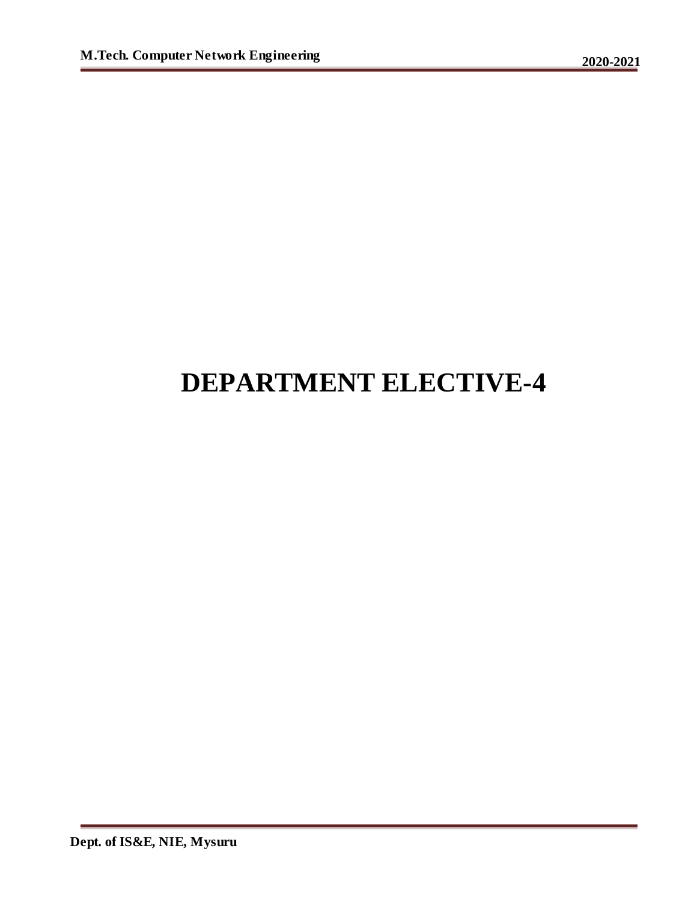# DEPARTMENT ELECTIVE-4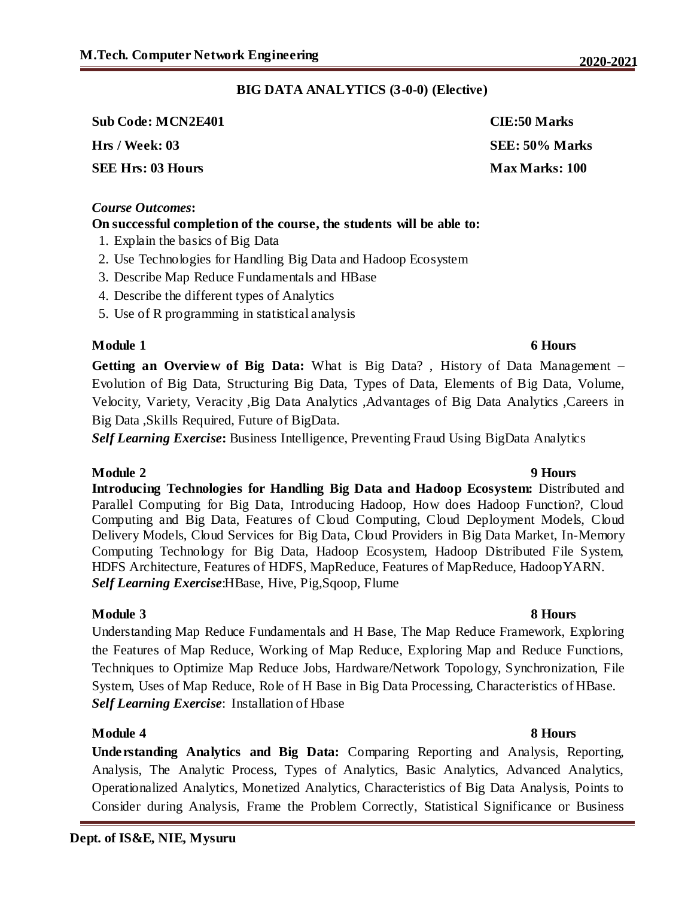## BIG DATA ANALYTICS (3-0-0) (Elective)

| | |
|---|---|
| **Sub Code: MCN2E401** | **CIE:50 Marks** |
| **Hrs / Week: 03** | **SEE: 50% Marks** |
| **SEE Hrs: 03 Hours** | **Max Marks: 100** |

***Course Outcomes*:**

**On successful completion of the course, the students will be able to:**

1. Explain the basics of Big Data
2. Use Technologies for Handling Big Data and Hadoop Ecosystem
3. Describe Map Reduce Fundamentals and HBase
4. Describe the different types of Analytics
5. Use of R programming in statistical analysis

**Module 1 — 6 Hours**

**Getting an Overview of Big Data:** What is Big Data? , History of Data Management – Evolution of Big Data, Structuring Big Data, Types of Data, Elements of Big Data, Volume, Velocity, Variety, Veracity ,Big Data Analytics ,Advantages of Big Data Analytics ,Careers in Big Data ,Skills Required, Future of BigData.

***Self Learning Exercise*:** Business Intelligence, Preventing Fraud Using BigData Analytics

**Module 2 — 9 Hours**

**Introducing Technologies for Handling Big Data and Hadoop Ecosystem:** Distributed and Parallel Computing for Big Data, Introducing Hadoop, How does Hadoop Function?, Cloud Computing and Big Data, Features of Cloud Computing, Cloud Deployment Models, Cloud Delivery Models, Cloud Services for Big Data, Cloud Providers in Big Data Market, In-Memory Computing Technology for Big Data, Hadoop Ecosystem, Hadoop Distributed File System, HDFS Architecture, Features of HDFS, MapReduce, Features of MapReduce, HadoopYARN.

***Self Learning Exercise*:**HBase, Hive, Pig,Sqoop, Flume

**Module 3 — 8 Hours**

Understanding Map Reduce Fundamentals and H Base, The Map Reduce Framework, Exploring the Features of Map Reduce, Working of Map Reduce, Exploring Map and Reduce Functions, Techniques to Optimize Map Reduce Jobs, Hardware/Network Topology, Synchronization, File System, Uses of Map Reduce, Role of H Base in Big Data Processing, Characteristics of HBase.

***Self Learning Exercise*:** Installation of Hbase

**Module 4 — 8 Hours**

**Understanding Analytics and Big Data:** Comparing Reporting and Analysis, Reporting, Analysis, The Analytic Process, Types of Analytics, Basic Analytics, Advanced Analytics, Operationalized Analytics, Monetized Analytics, Characteristics of Big Data Analysis, Points to Consider during Analysis, Frame the Problem Correctly, Statistical Significance or Business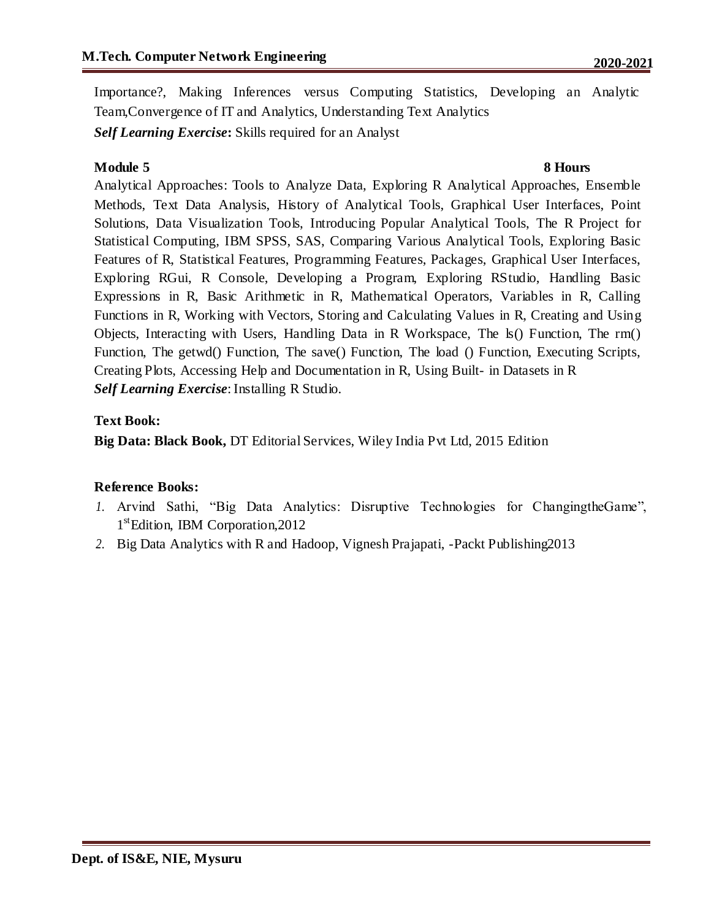Importance?, Making Inferences versus Computing Statistics, Developing an Analytic Team,Convergence of IT and Analytics, Understanding Text Analytics

***Self Learning Exercise*:** Skills required for an Analyst

**Module 5** **8 Hours**

Analytical Approaches: Tools to Analyze Data, Exploring R Analytical Approaches, Ensemble Methods, Text Data Analysis, History of Analytical Tools, Graphical User Interfaces, Point Solutions, Data Visualization Tools, Introducing Popular Analytical Tools, The R Project for Statistical Computing, IBM SPSS, SAS, Comparing Various Analytical Tools, Exploring Basic Features of R, Statistical Features, Programming Features, Packages, Graphical User Interfaces, Exploring RGui, R Console, Developing a Program, Exploring RStudio, Handling Basic Expressions in R, Basic Arithmetic in R, Mathematical Operators, Variables in R, Calling Functions in R, Working with Vectors, Storing and Calculating Values in R, Creating and Using Objects, Interacting with Users, Handling Data in R Workspace, The ls() Function, The rm() Function, The getwd() Function, The save() Function, The load () Function, Executing Scripts, Creating Plots, Accessing Help and Documentation in R, Using Built- in Datasets in R

***Self Learning Exercise***: Installing R Studio.

**Text Book:**

**Big Data: Black Book,** DT Editorial Services, Wiley India Pvt Ltd, 2015 Edition

**Reference Books:**

1. Arvind Sathi, "Big Data Analytics: Disruptive Technologies for ChangingtheGame", 1st Edition, IBM Corporation,2012
2. Big Data Analytics with R and Hadoop, Vignesh Prajapati, -Packt Publishing2013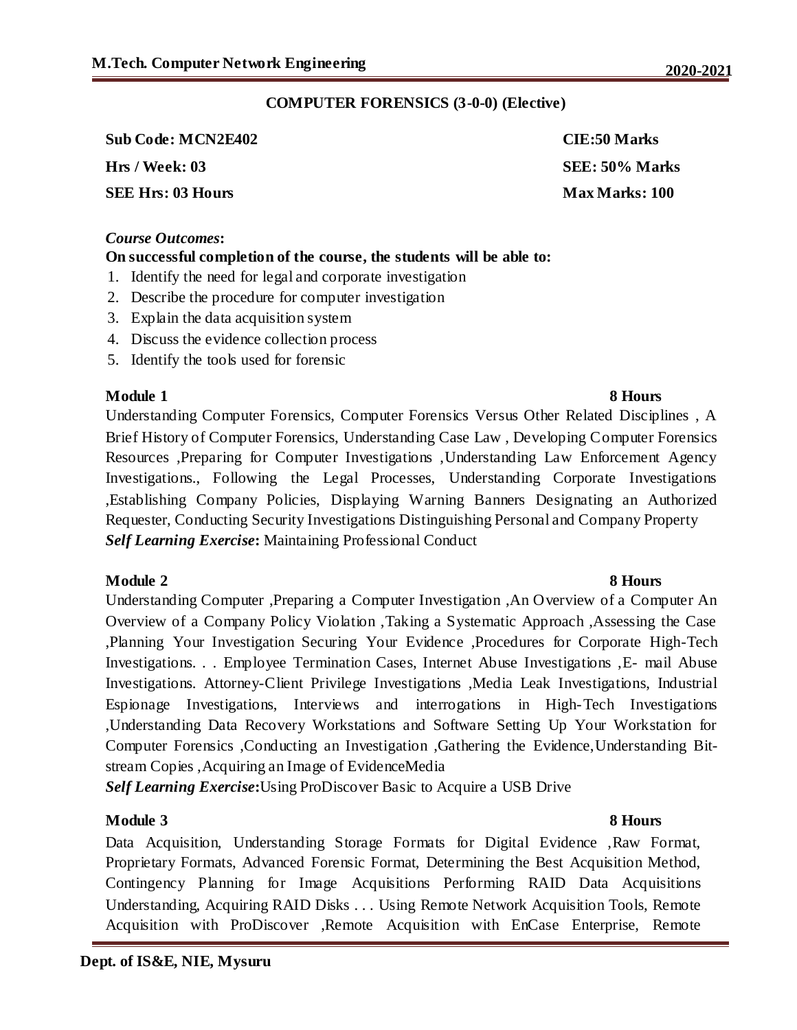## COMPUTER FORENSICS (3-0-0) (Elective)

| | |
|---|---|
| **Sub Code: MCN2E402** | **CIE:50 Marks** |
| **Hrs / Week: 03** | **SEE: 50% Marks** |
| **SEE Hrs: 03 Hours** | **Max Marks: 100** |

***Course Outcomes*:**

**On successful completion of the course, the students will be able to:**

1. Identify the need for legal and corporate investigation
2. Describe the procedure for computer investigation
3. Explain the data acquisition system
4. Discuss the evidence collection process
5. Identify the tools used for forensic

**Module 1** **8 Hours**

Understanding Computer Forensics, Computer Forensics Versus Other Related Disciplines , A Brief History of Computer Forensics, Understanding Case Law , Developing Computer Forensics Resources ,Preparing for Computer Investigations ,Understanding Law Enforcement Agency Investigations., Following the Legal Processes, Understanding Corporate Investigations ,Establishing Company Policies, Displaying Warning Banners Designating an Authorized Requester, Conducting Security Investigations Distinguishing Personal and Company Property

***Self Learning Exercise*:** Maintaining Professional Conduct

**Module 2** **8 Hours**

Understanding Computer ,Preparing a Computer Investigation ,An Overview of a Computer An Overview of a Company Policy Violation ,Taking a Systematic Approach ,Assessing the Case ,Planning Your Investigation Securing Your Evidence ,Procedures for Corporate High-Tech Investigations. . . Employee Termination Cases, Internet Abuse Investigations ,E- mail Abuse Investigations. Attorney-Client Privilege Investigations ,Media Leak Investigations, Industrial Espionage Investigations, Interviews and interrogations in High-Tech Investigations ,Understanding Data Recovery Workstations and Software Setting Up Your Workstation for Computer Forensics ,Conducting an Investigation ,Gathering the Evidence,Understanding Bit-stream Copies ,Acquiring an Image of EvidenceMedia

***Self Learning Exercise*:**Using ProDiscover Basic to Acquire a USB Drive

**Module 3** **8 Hours**

Data Acquisition, Understanding Storage Formats for Digital Evidence ,Raw Format, Proprietary Formats, Advanced Forensic Format, Determining the Best Acquisition Method, Contingency Planning for Image Acquisitions Performing RAID Data Acquisitions Understanding, Acquiring RAID Disks . . . Using Remote Network Acquisition Tools, Remote Acquisition with ProDiscover ,Remote Acquisition with EnCase Enterprise, Remote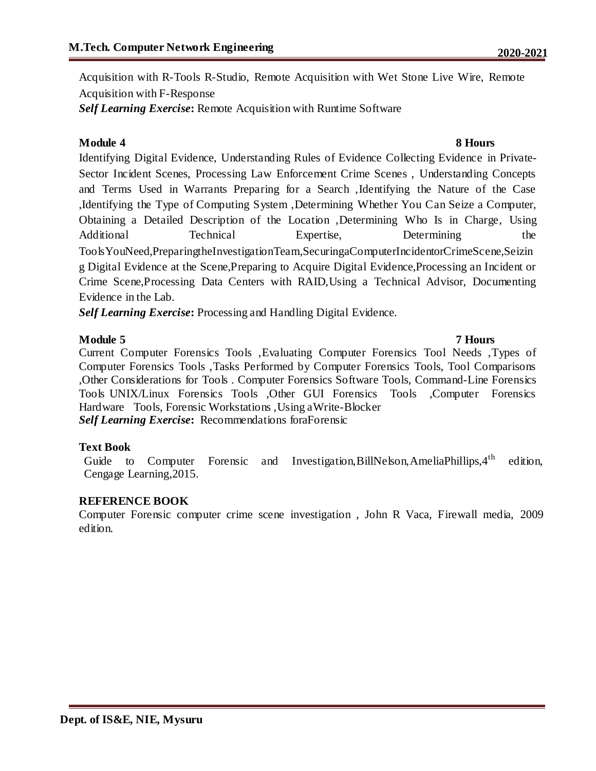Acquisition with R-Tools R-Studio, Remote Acquisition with Wet Stone Live Wire, Remote Acquisition with F-Response

***Self Learning Exercise*:** Remote Acquisition with Runtime Software

**Module 4** **8 Hours**

Identifying Digital Evidence, Understanding Rules of Evidence Collecting Evidence in Private-Sector Incident Scenes, Processing Law Enforcement Crime Scenes , Understanding Concepts and Terms Used in Warrants Preparing for a Search ,Identifying the Nature of the Case ,Identifying the Type of Computing System ,Determining Whether You Can Seize a Computer, Obtaining a Detailed Description of the Location ,Determining Who Is in Charge, Using Additional Technical Expertise, Determining the ToolsYouNeed,PreparingtheInvestigationTeam,SecuringaComputerIncidentorCrimeScene,Seizing Digital Evidence at the Scene,Preparing to Acquire Digital Evidence,Processing an Incident or Crime Scene,Processing Data Centers with RAID,Using a Technical Advisor, Documenting Evidence in the Lab.

***Self Learning Exercise*:** Processing and Handling Digital Evidence.

**Module 5** **7 Hours**

Current Computer Forensics Tools ,Evaluating Computer Forensics Tool Needs ,Types of Computer Forensics Tools ,Tasks Performed by Computer Forensics Tools, Tool Comparisons ,Other Considerations for Tools . Computer Forensics Software Tools, Command-Line Forensics Tools UNIX/Linux Forensics Tools ,Other GUI Forensics Tools ,Computer Forensics Hardware Tools, Forensic Workstations ,Using aWrite-Blocker

***Self Learning Exercise*:** Recommendations foraForensic

**Text Book**

Guide to Computer Forensic and Investigation,BillNelson,AmeliaPhillips,4th edition, Cengage Learning,2015.

**REFERENCE BOOK**

Computer Forensic computer crime scene investigation , John R Vaca, Firewall media, 2009 edition.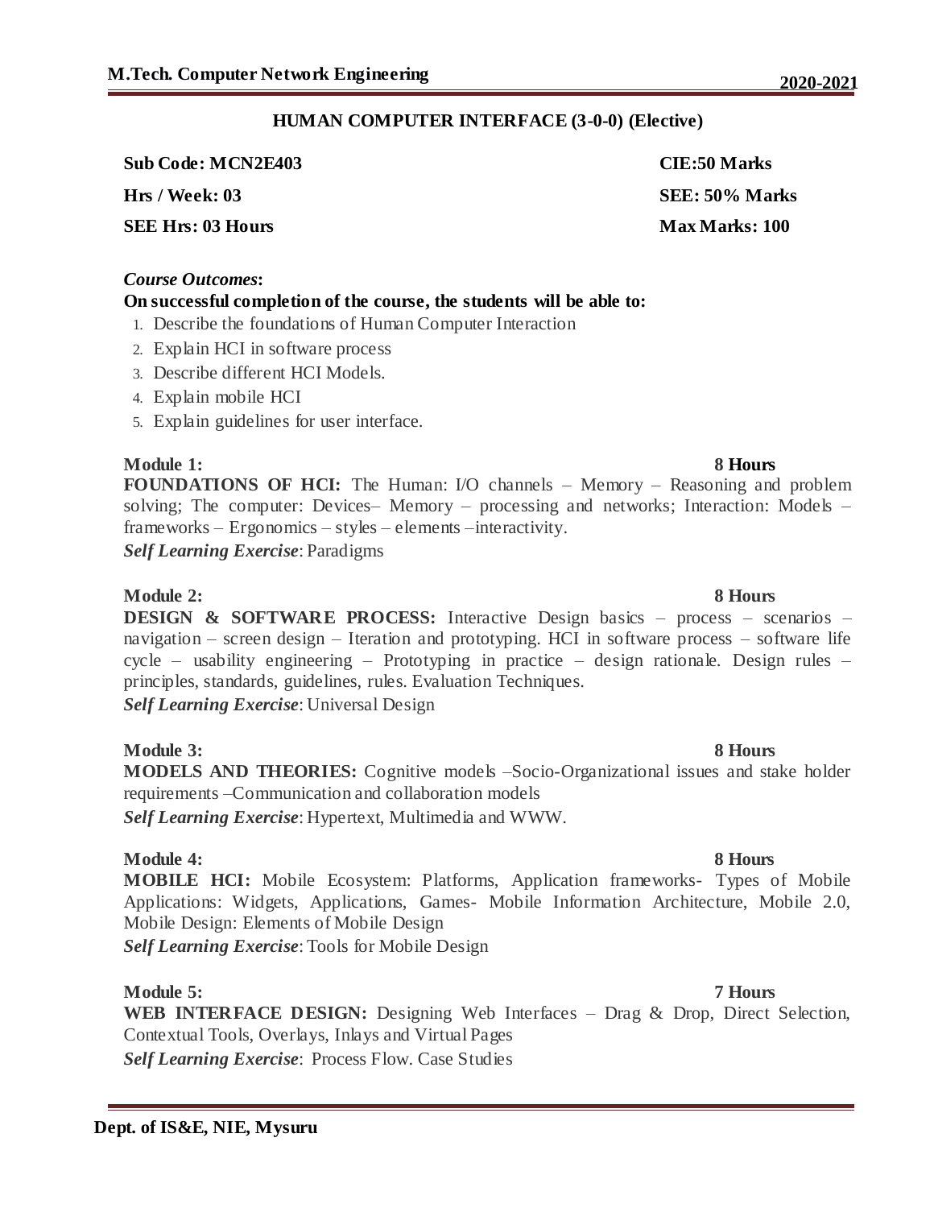## HUMAN COMPUTER INTERFACE (3-0-0) (Elective)

| | |
|---|---|
| **Sub Code: MCN2E403** | **CIE:50 Marks** |
| **Hrs / Week: 03** | **SEE: 50% Marks** |
| **SEE Hrs: 03 Hours** | **Max Marks: 100** |

***Course Outcomes*:**

**On successful completion of the course, the students will be able to:**

1. Describe the foundations of Human Computer Interaction
2. Explain HCI in software process
3. Describe different HCI Models.
4. Explain mobile HCI
5. Explain guidelines for user interface.

**Module 1: 8 Hours**

**FOUNDATIONS OF HCI:** The Human: I/O channels – Memory – Reasoning and problem solving; The computer: Devices– Memory – processing and networks; Interaction: Models – frameworks – Ergonomics – styles – elements –interactivity.

***Self Learning Exercise***: Paradigms

**Module 2: 8 Hours**

**DESIGN & SOFTWARE PROCESS:** Interactive Design basics – process – scenarios – navigation – screen design – Iteration and prototyping. HCI in software process – software life cycle – usability engineering – Prototyping in practice – design rationale. Design rules – principles, standards, guidelines, rules. Evaluation Techniques.

***Self Learning Exercise***: Universal Design

**Module 3: 8 Hours**

**MODELS AND THEORIES:** Cognitive models –Socio-Organizational issues and stake holder requirements –Communication and collaboration models

***Self Learning Exercise***: Hypertext, Multimedia and WWW.

**Module 4: 8 Hours**

**MOBILE HCI:** Mobile Ecosystem: Platforms, Application frameworks- Types of Mobile Applications: Widgets, Applications, Games- Mobile Information Architecture, Mobile 2.0, Mobile Design: Elements of Mobile Design

***Self Learning Exercise***: Tools for Mobile Design

**Module 5: 7 Hours**

**WEB INTERFACE DESIGN:** Designing Web Interfaces – Drag & Drop, Direct Selection, Contextual Tools, Overlays, Inlays and Virtual Pages

***Self Learning Exercise***: Process Flow. Case Studies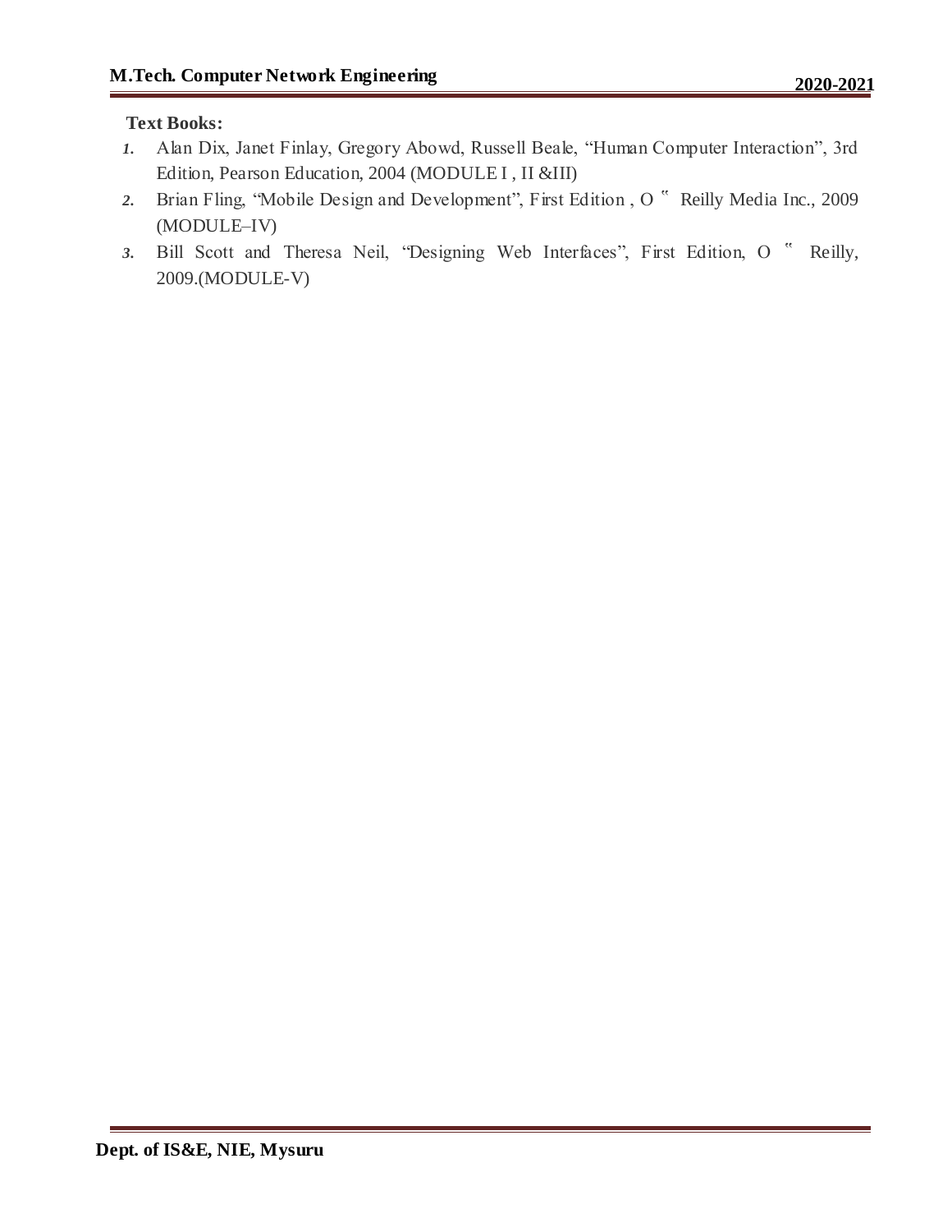**Text Books:**

1. Alan Dix, Janet Finlay, Gregory Abowd, Russell Beale, "Human Computer Interaction", 3rd Edition, Pearson Education, 2004 (MODULE I , II &III)
2. Brian Fling, "Mobile Design and Development", First Edition , O ‟ Reilly Media Inc., 2009 (MODULE–IV)
3. Bill Scott and Theresa Neil, "Designing Web Interfaces", First Edition, O ‟ Reilly, 2009.(MODULE-V)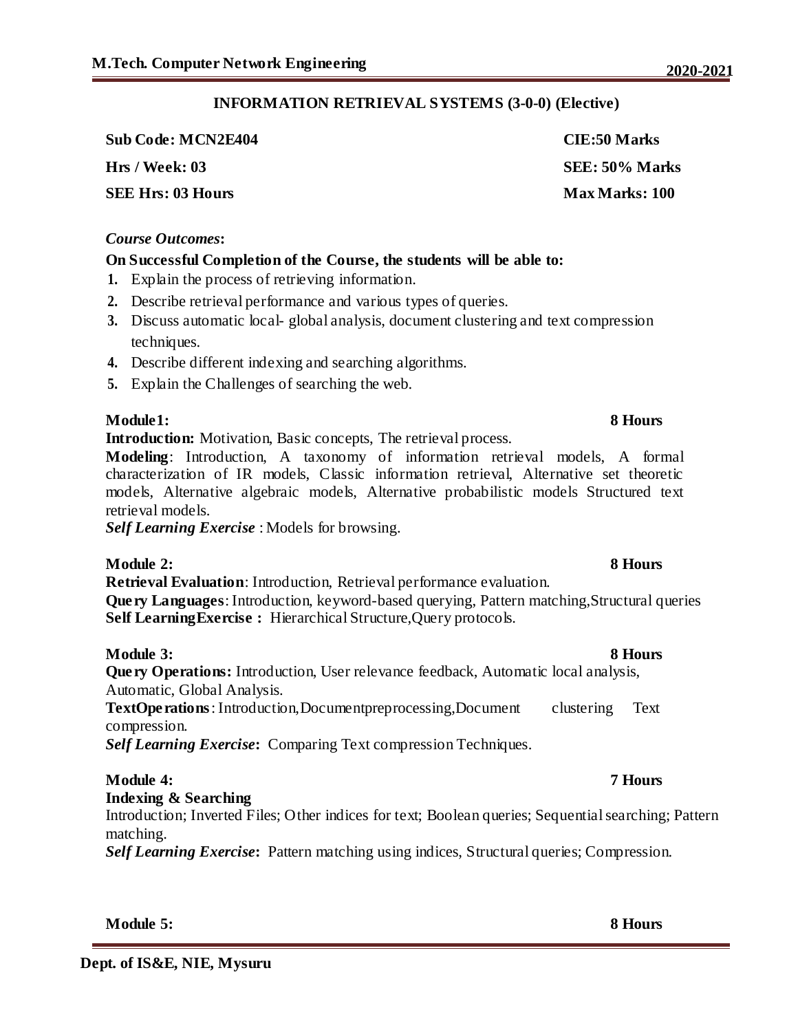## INFORMATION RETRIEVAL SYSTEMS (3-0-0) (Elective)

| | |
|---|---|
| **Sub Code: MCN2E404** | **CIE:50 Marks** |
| **Hrs / Week: 03** | **SEE: 50% Marks** |
| **SEE Hrs: 03 Hours** | **Max Marks: 100** |

***Course Outcomes*:**

**On Successful Completion of the Course, the students will be able to:**

1. Explain the process of retrieving information.
2. Describe retrieval performance and various types of queries.
3. Discuss automatic local- global analysis, document clustering and text compression techniques.
4. Describe different indexing and searching algorithms.
5. Explain the Challenges of searching the web.

**Module1: 8 Hours**

**Introduction:** Motivation, Basic concepts, The retrieval process.

**Modeling**: Introduction, A taxonomy of information retrieval models, A formal characterization of IR models, Classic information retrieval, Alternative set theoretic models, Alternative algebraic models, Alternative probabilistic models Structured text retrieval models.

***Self Learning Exercise*** : Models for browsing.

**Module 2: 8 Hours**

**Retrieval Evaluation**: Introduction, Retrieval performance evaluation.

**Query Languages**: Introduction, keyword-based querying, Pattern matching,Structural queries

**Self LearningExercise :** Hierarchical Structure,Query protocols.

**Module 3: 8 Hours**

**Query Operations:** Introduction, User relevance feedback, Automatic local analysis, Automatic, Global Analysis.

**TextOperations**: Introduction,Documentpreprocessing,Document clustering Text compression.

***Self Learning Exercise*:** Comparing Text compression Techniques.

**Module 4: 7 Hours**

**Indexing & Searching**

Introduction; Inverted Files; Other indices for text; Boolean queries; Sequential searching; Pattern matching.

***Self Learning Exercise*:** Pattern matching using indices, Structural queries; Compression.

**Module 5: 8 Hours**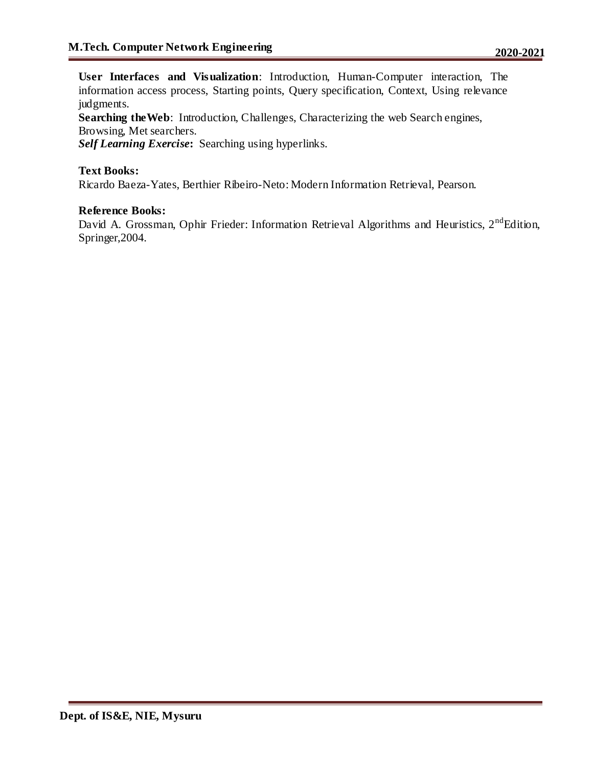**User Interfaces and Visualization**: Introduction, Human-Computer interaction, The information access process, Starting points, Query specification, Context, Using relevance judgments.

**Searching theWeb**: Introduction, Challenges, Characterizing the web Search engines, Browsing, Met searchers.

***Self Learning Exercise*:** Searching using hyperlinks.

**Text Books:**

Ricardo Baeza-Yates, Berthier Ribeiro-Neto: Modern Information Retrieval, Pearson.

**Reference Books:**

David A. Grossman, Ophir Frieder: Information Retrieval Algorithms and Heuristics, $2^{nd}$Edition, Springer,2004.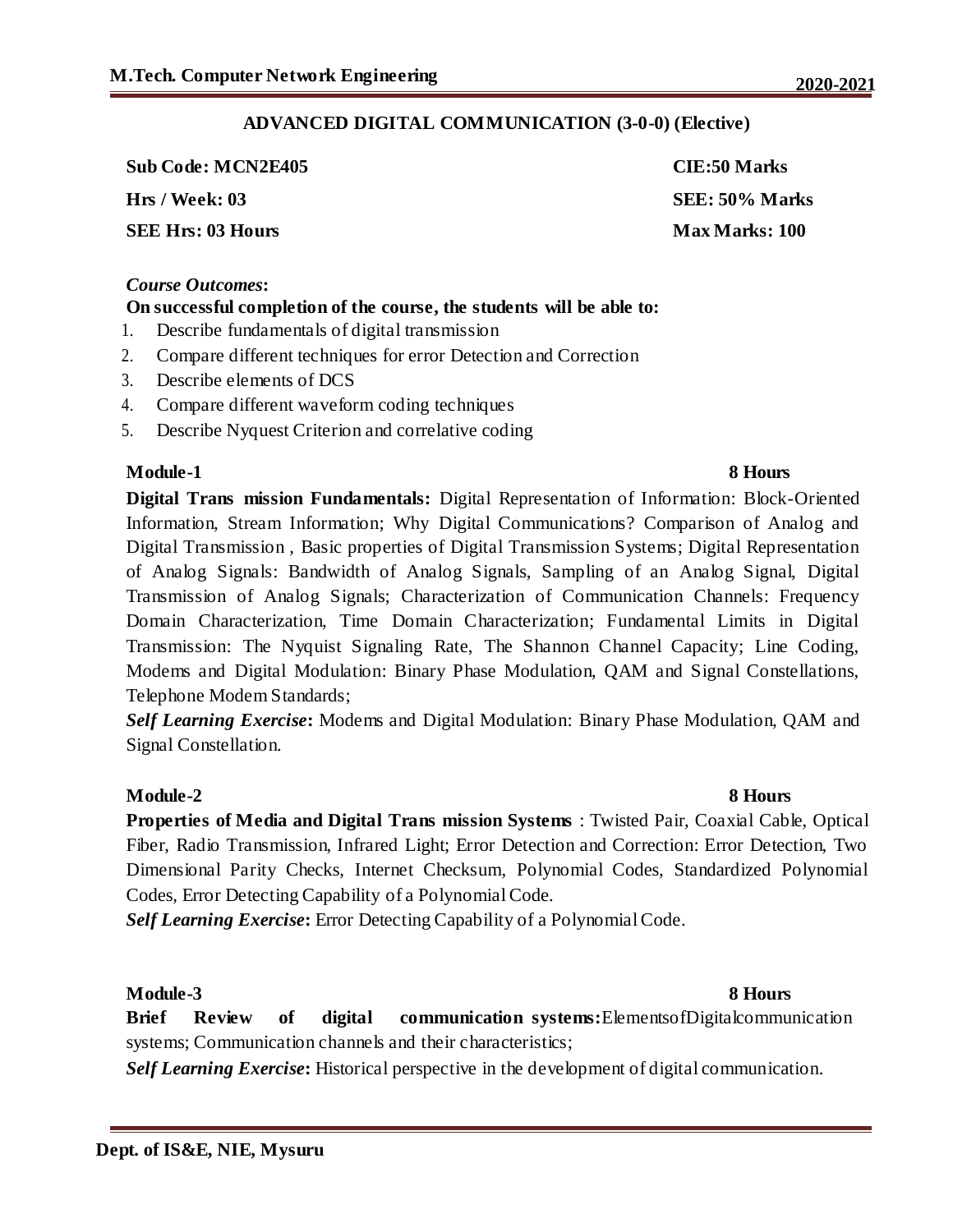## ADVANCED DIGITAL COMMUNICATION (3-0-0) (Elective)

| | |
|---|---|
| **Sub Code: MCN2E405** | **CIE:50 Marks** |
| **Hrs / Week: 03** | **SEE: 50% Marks** |
| **SEE Hrs: 03 Hours** | **Max Marks: 100** |

***Course Outcomes*:**

**On successful completion of the course, the students will be able to:**

1. Describe fundamentals of digital transmission
2. Compare different techniques for error Detection and Correction
3. Describe elements of DCS
4. Compare different waveform coding techniques
5. Describe Nyquest Criterion and correlative coding

**Module-1 8 Hours**

**Digital Trans mission Fundamentals:** Digital Representation of Information: Block-Oriented Information, Stream Information; Why Digital Communications? Comparison of Analog and Digital Transmission , Basic properties of Digital Transmission Systems; Digital Representation of Analog Signals: Bandwidth of Analog Signals, Sampling of an Analog Signal, Digital Transmission of Analog Signals; Characterization of Communication Channels: Frequency Domain Characterization, Time Domain Characterization; Fundamental Limits in Digital Transmission: The Nyquist Signaling Rate, The Shannon Channel Capacity; Line Coding, Modems and Digital Modulation: Binary Phase Modulation, QAM and Signal Constellations, Telephone Modem Standards;

***Self Learning Exercise*:** Modems and Digital Modulation: Binary Phase Modulation, QAM and Signal Constellation.

**Module-2 8 Hours**

**Properties of Media and Digital Trans mission Systems** : Twisted Pair, Coaxial Cable, Optical Fiber, Radio Transmission, Infrared Light; Error Detection and Correction: Error Detection, Two Dimensional Parity Checks, Internet Checksum, Polynomial Codes, Standardized Polynomial Codes, Error Detecting Capability of a Polynomial Code.

***Self Learning Exercise*:** Error Detecting Capability of a Polynomial Code.

**Module-3 8 Hours**

**Brief Review of digital communication systems:** ElementsofDigitalcommunication systems; Communication channels and their characteristics;

***Self Learning Exercise*:** Historical perspective in the development of digital communication.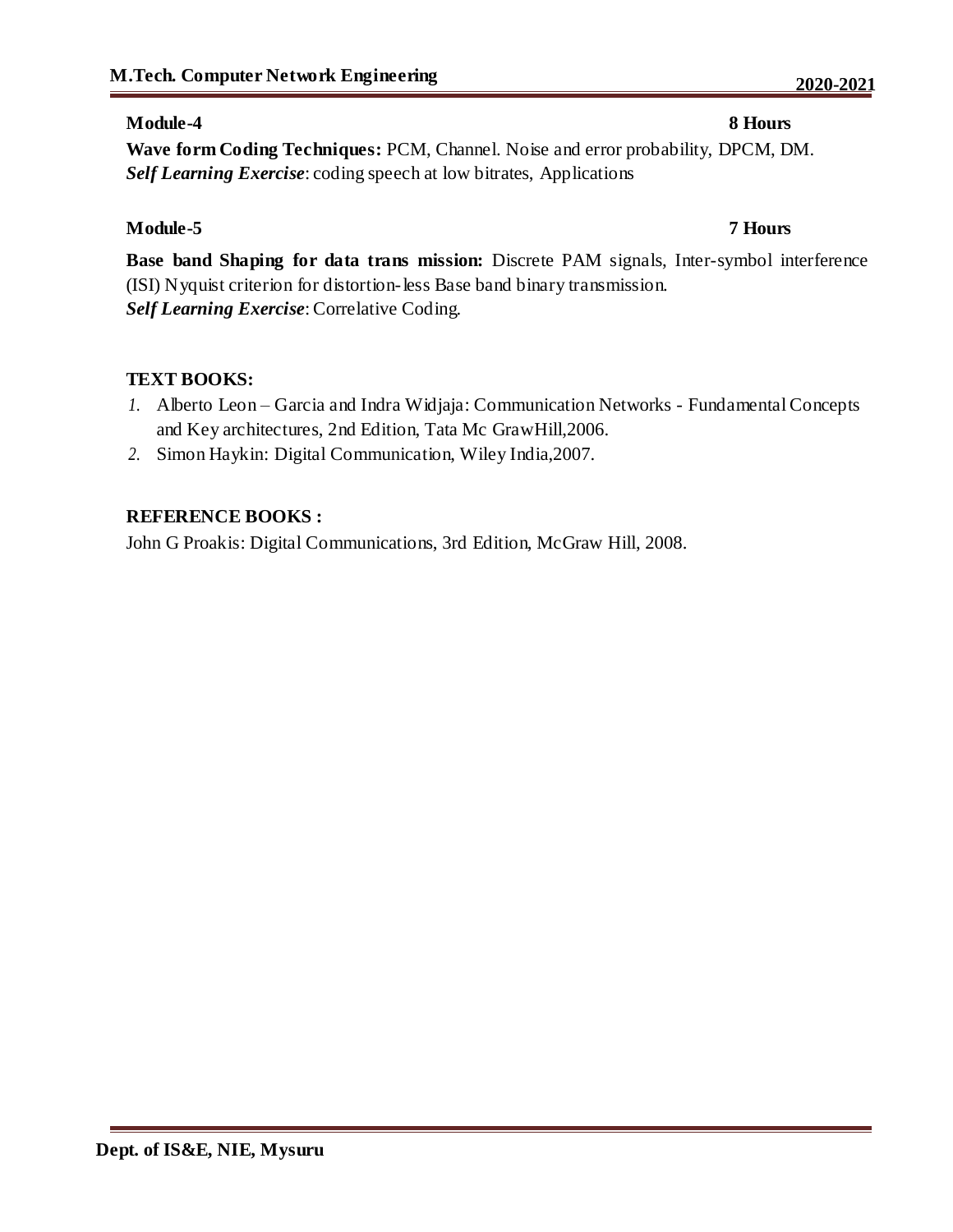**Module-4** **8 Hours**

**Wave form Coding Techniques:** PCM, Channel. Noise and error probability, DPCM, DM.
***Self Learning Exercise***: coding speech at low bitrates, Applications

**Module-5** **7 Hours**

**Base band Shaping for data trans mission:** Discrete PAM signals, Inter-symbol interference (ISI) Nyquist criterion for distortion-less Base band binary transmission.
***Self Learning Exercise***: Correlative Coding.

**TEXT BOOKS:**

1. Alberto Leon – Garcia and Indra Widjaja: Communication Networks - Fundamental Concepts and Key architectures, 2nd Edition, Tata Mc GrawHill,2006.
2. Simon Haykin: Digital Communication, Wiley India,2007.

**REFERENCE BOOKS :**

John G Proakis: Digital Communications, 3rd Edition, McGraw Hill, 2008.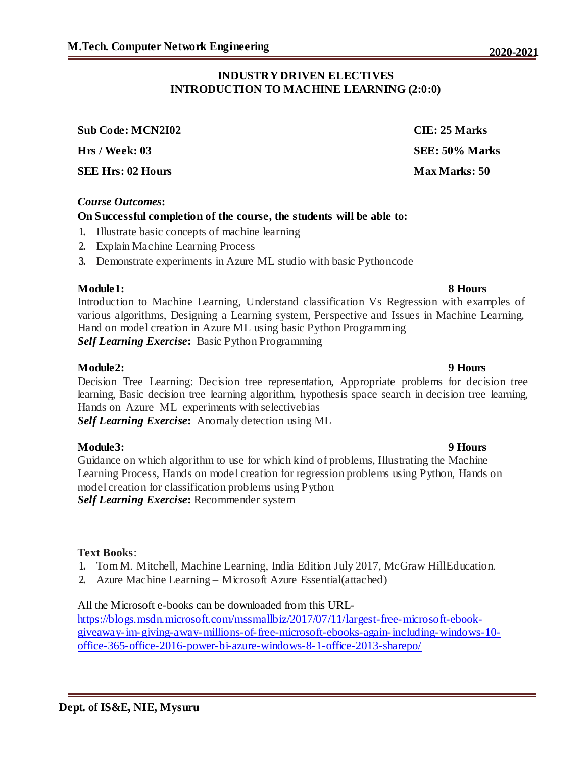## INDUSTRY DRIVEN ELECTIVES
## INTRODUCTION TO MACHINE LEARNING (2:0:0)

| | |
|---|---|
| **Sub Code: MCN2I02** | **CIE: 25 Marks** |
| **Hrs / Week: 03** | **SEE: 50% Marks** |
| **SEE Hrs: 02 Hours** | **Max Marks: 50** |

***Course Outcomes*:**

**On Successful completion of the course, the students will be able to:**

1. Illustrate basic concepts of machine learning
2. Explain Machine Learning Process
3. Demonstrate experiments in Azure ML studio with basic Pythoncode

**Module1: 8 Hours**

Introduction to Machine Learning, Understand classification Vs Regression with examples of various algorithms, Designing a Learning system, Perspective and Issues in Machine Learning, Hand on model creation in Azure ML using basic Python Programming

***Self Learning Exercise*:** Basic Python Programming

**Module2: 9 Hours**

Decision Tree Learning: Decision tree representation, Appropriate problems for decision tree learning, Basic decision tree learning algorithm, hypothesis space search in decision tree learning, Hands on Azure ML experiments with selectivebias

***Self Learning Exercise*:** Anomaly detection using ML

**Module3: 9 Hours**

Guidance on which algorithm to use for which kind of problems, Illustrating the Machine Learning Process, Hands on model creation for regression problems using Python, Hands on model creation for classification problems using Python

***Self Learning Exercise*:** Recommender system

**Text Books**:

1. Tom M. Mitchell, Machine Learning, India Edition July 2017, McGraw HillEducation.
2. Azure Machine Learning – Microsoft Azure Essential(attached)

All the Microsoft e-books can be downloaded from this URL-
https://blogs.msdn.microsoft.com/mssmallbiz/2017/07/11/largest-free-microsoft-ebook-giveaway-im-giving-away-millions-of-free-microsoft-ebooks-again-including-windows-10-office-365-office-2016-power-bi-azure-windows-8-1-office-2013-sharepo/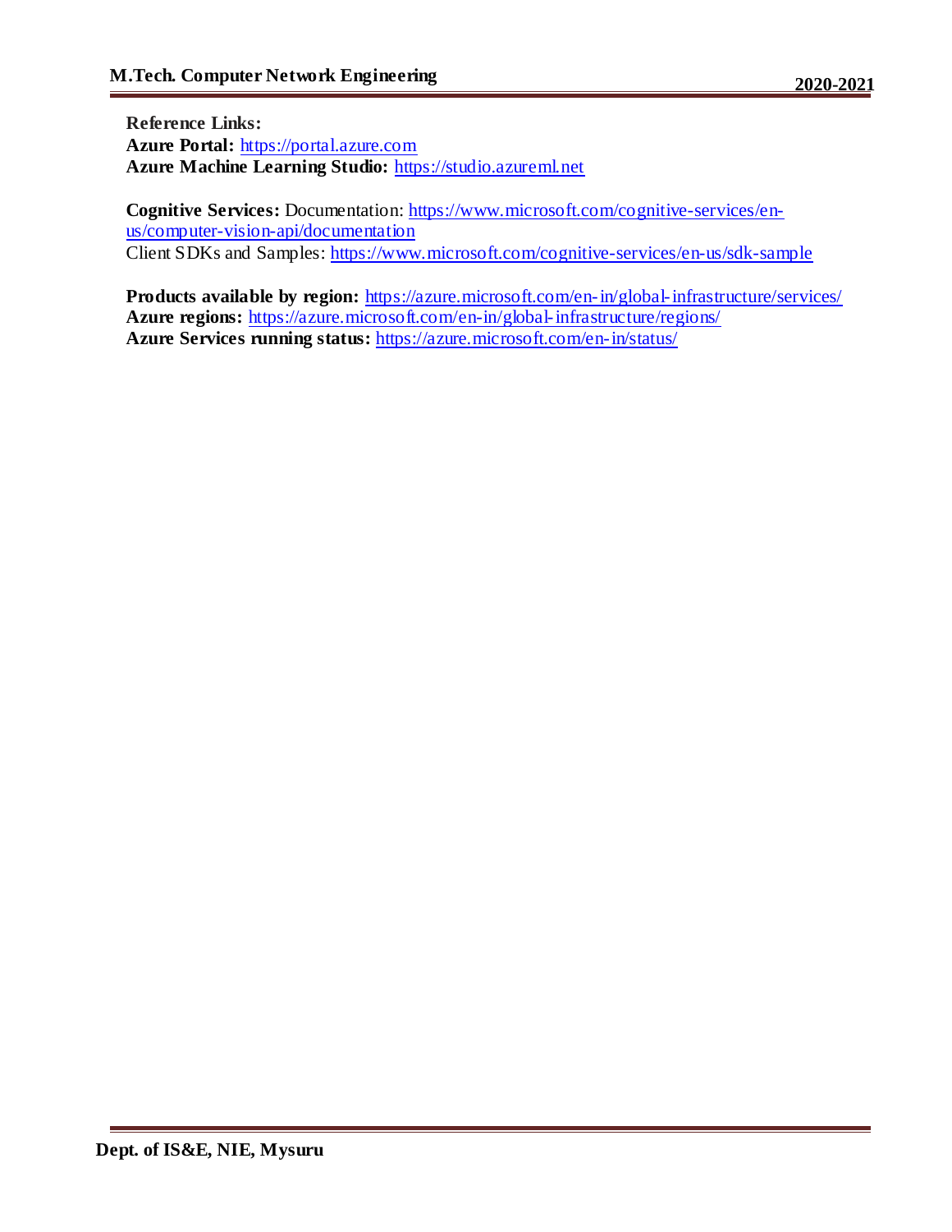**Reference Links:**
**Azure Portal:** https://portal.azure.com
**Azure Machine Learning Studio:** https://studio.azureml.net

**Cognitive Services:** Documentation: https://www.microsoft.com/cognitive-services/en-us/computer-vision-api/documentation
Client SDKs and Samples: https://www.microsoft.com/cognitive-services/en-us/sdk-sample

**Products available by region:** https://azure.microsoft.com/en-in/global-infrastructure/services/
**Azure regions:** https://azure.microsoft.com/en-in/global-infrastructure/regions/
**Azure Services running status:** https://azure.microsoft.com/en-in/status/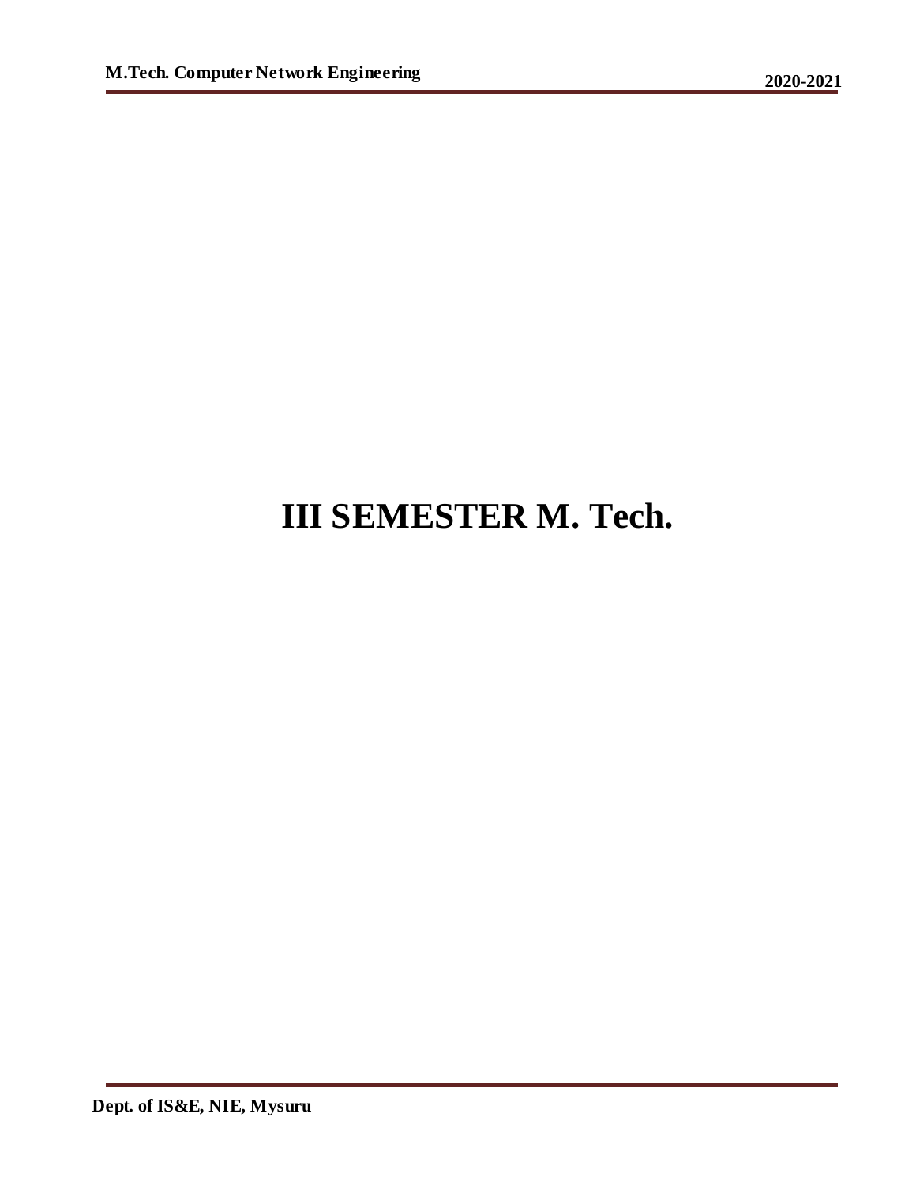# III SEMESTER M. Tech.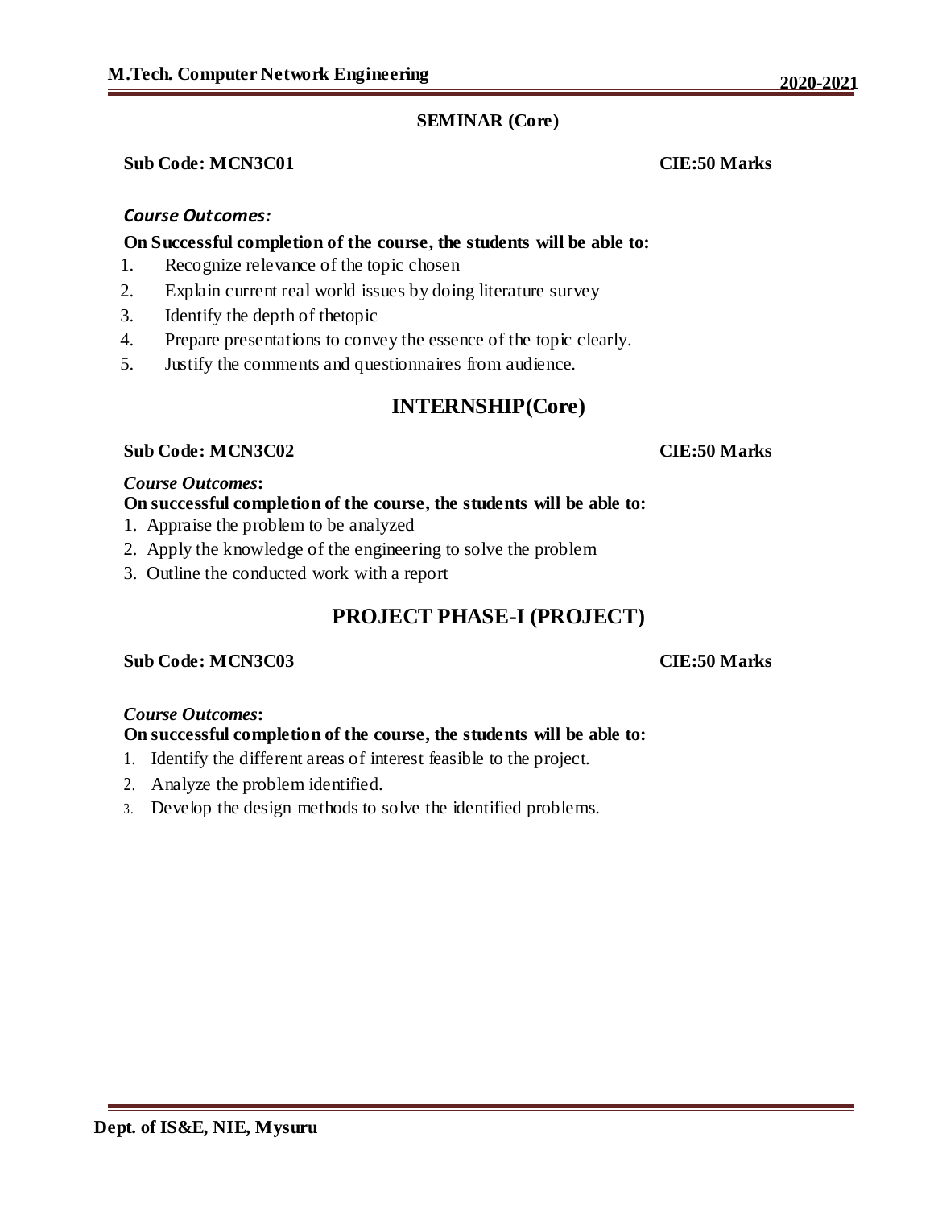## SEMINAR (Core)

**Sub Code: MCN3C01** **CIE:50 Marks**

***Course Outcomes:***

**On Successful completion of the course, the students will be able to:**

1. Recognize relevance of the topic chosen
2. Explain current real world issues by doing literature survey
3. Identify the depth of thetopic
4. Prepare presentations to convey the essence of the topic clearly.
5. Justify the comments and questionnaires from audience.

## INTERNSHIP(Core)

**Sub Code: MCN3C02** **CIE:50 Marks**

***Course Outcomes*:**

**On successful completion of the course, the students will be able to:**

1. Appraise the problem to be analyzed
2. Apply the knowledge of the engineering to solve the problem
3. Outline the conducted work with a report

## PROJECT PHASE-I (PROJECT)

**Sub Code: MCN3C03** **CIE:50 Marks**

***Course Outcomes*:**

**On successful completion of the course, the students will be able to:**

1. Identify the different areas of interest feasible to the project.
2. Analyze the problem identified.
3. Develop the design methods to solve the identified problems.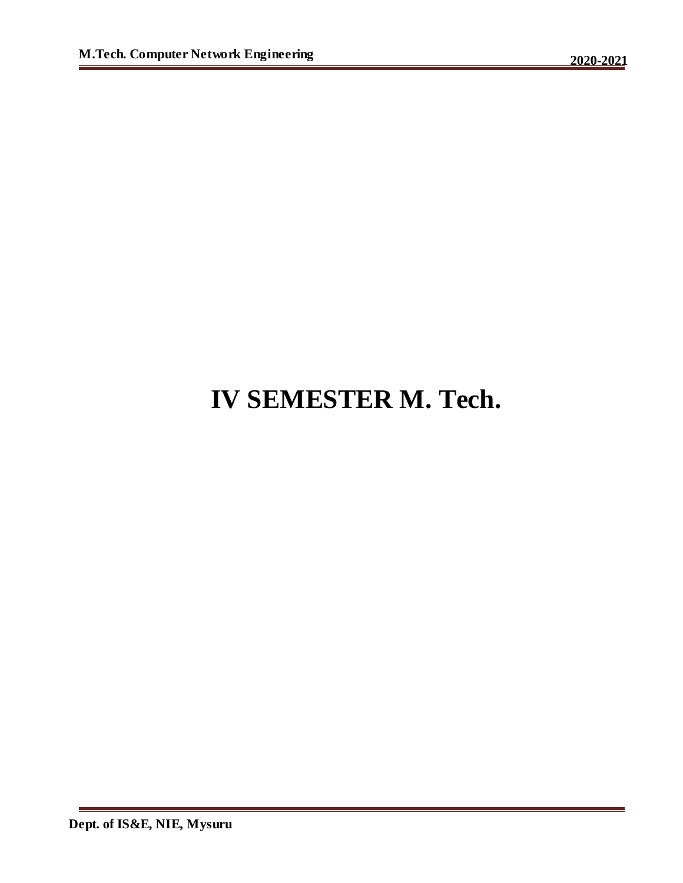# IV SEMESTER M. Tech.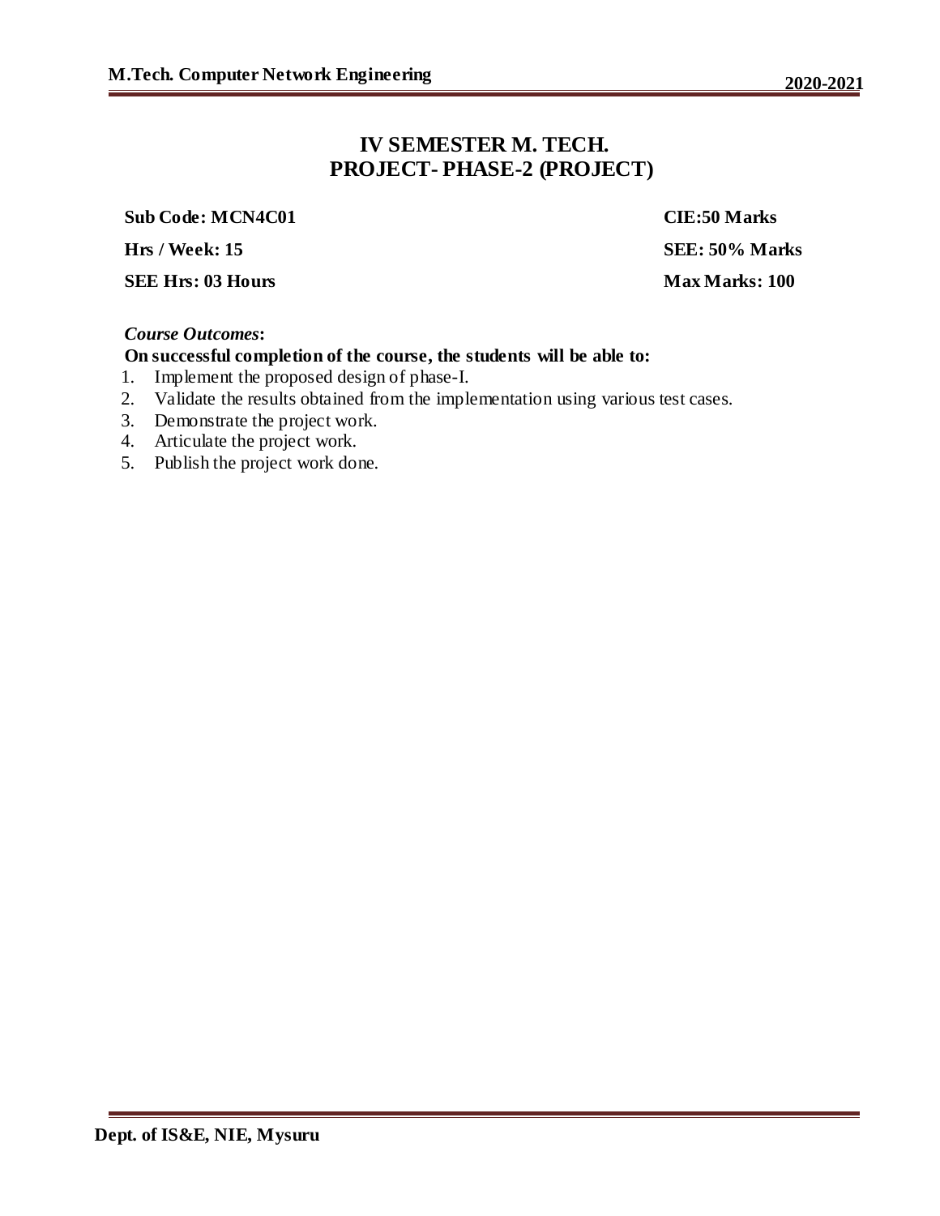# IV SEMESTER M. TECH.
# PROJECT- PHASE-2 (PROJECT)

| | |
|---|---|
| **Sub Code: MCN4C01** | **CIE:50 Marks** |
| **Hrs / Week: 15** | **SEE: 50% Marks** |
| **SEE Hrs: 03 Hours** | **Max Marks: 100** |

***Course Outcomes*:**

**On successful completion of the course, the students will be able to:**

1. Implement the proposed design of phase-I.
2. Validate the results obtained from the implementation using various test cases.
3. Demonstrate the project work.
4. Articulate the project work.
5. Publish the project work done.